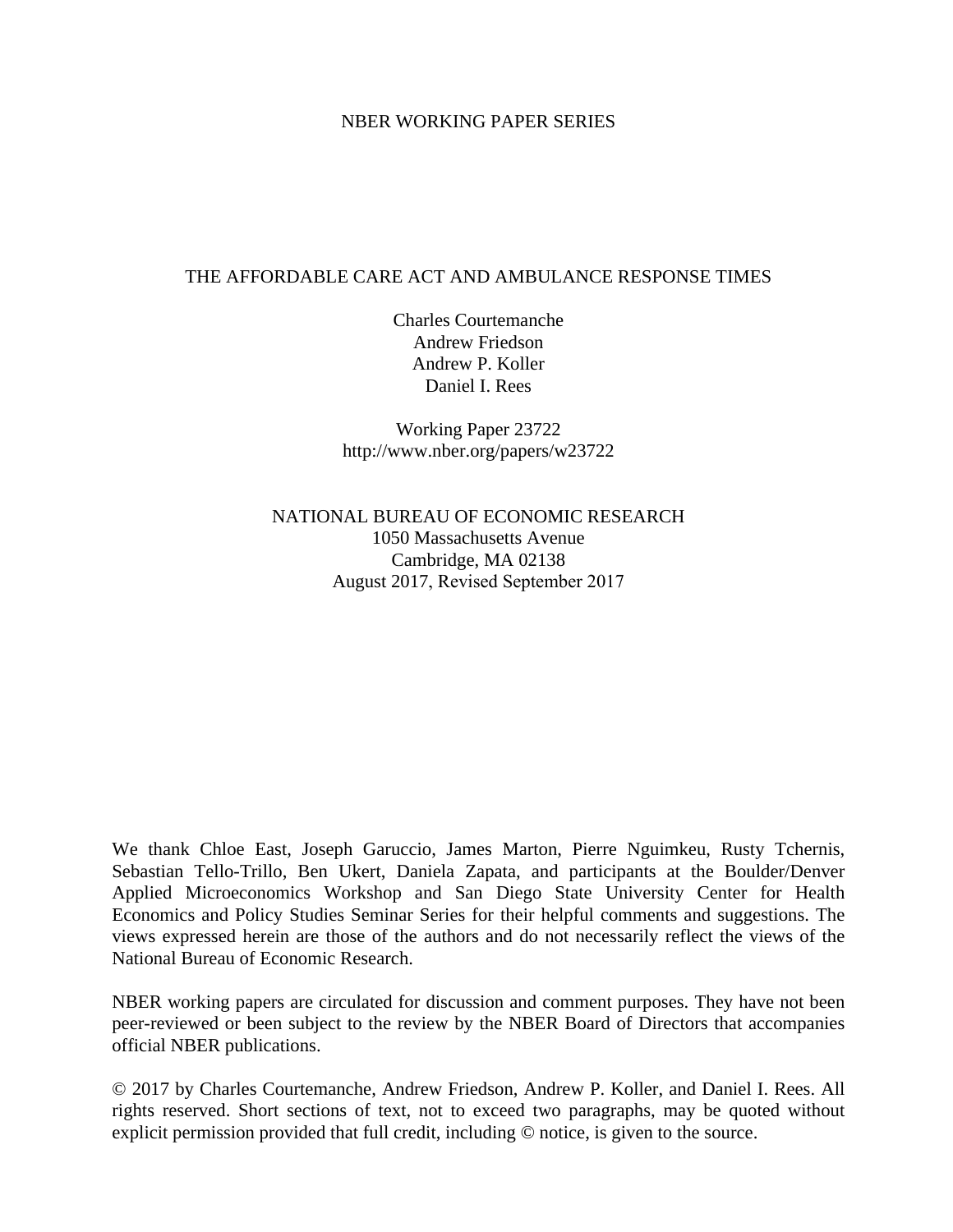NBER WORKING PAPER SERIES

# THE AFFORDABLE CARE ACT AND AMBULANCE RESPONSE TIMES

Charles Courtemanche
Andrew Friedson
Andrew P. Koller
Daniel I. Rees

Working Paper 23722
http://www.nber.org/papers/w23722

NATIONAL BUREAU OF ECONOMIC RESEARCH
1050 Massachusetts Avenue
Cambridge, MA 02138
August 2017, Revised September 2017

We thank Chloe East, Joseph Garuccio, James Marton, Pierre Nguimkeu, Rusty Tchernis, Sebastian Tello-Trillo, Ben Ukert, Daniela Zapata, and participants at the Boulder/Denver Applied Microeconomics Workshop and San Diego State University Center for Health Economics and Policy Studies Seminar Series for their helpful comments and suggestions. The views expressed herein are those of the authors and do not necessarily reflect the views of the National Bureau of Economic Research.

NBER working papers are circulated for discussion and comment purposes. They have not been peer-reviewed or been subject to the review by the NBER Board of Directors that accompanies official NBER publications.

© 2017 by Charles Courtemanche, Andrew Friedson, Andrew P. Koller, and Daniel I. Rees. All rights reserved. Short sections of text, not to exceed two paragraphs, may be quoted without explicit permission provided that full credit, including © notice, is given to the source.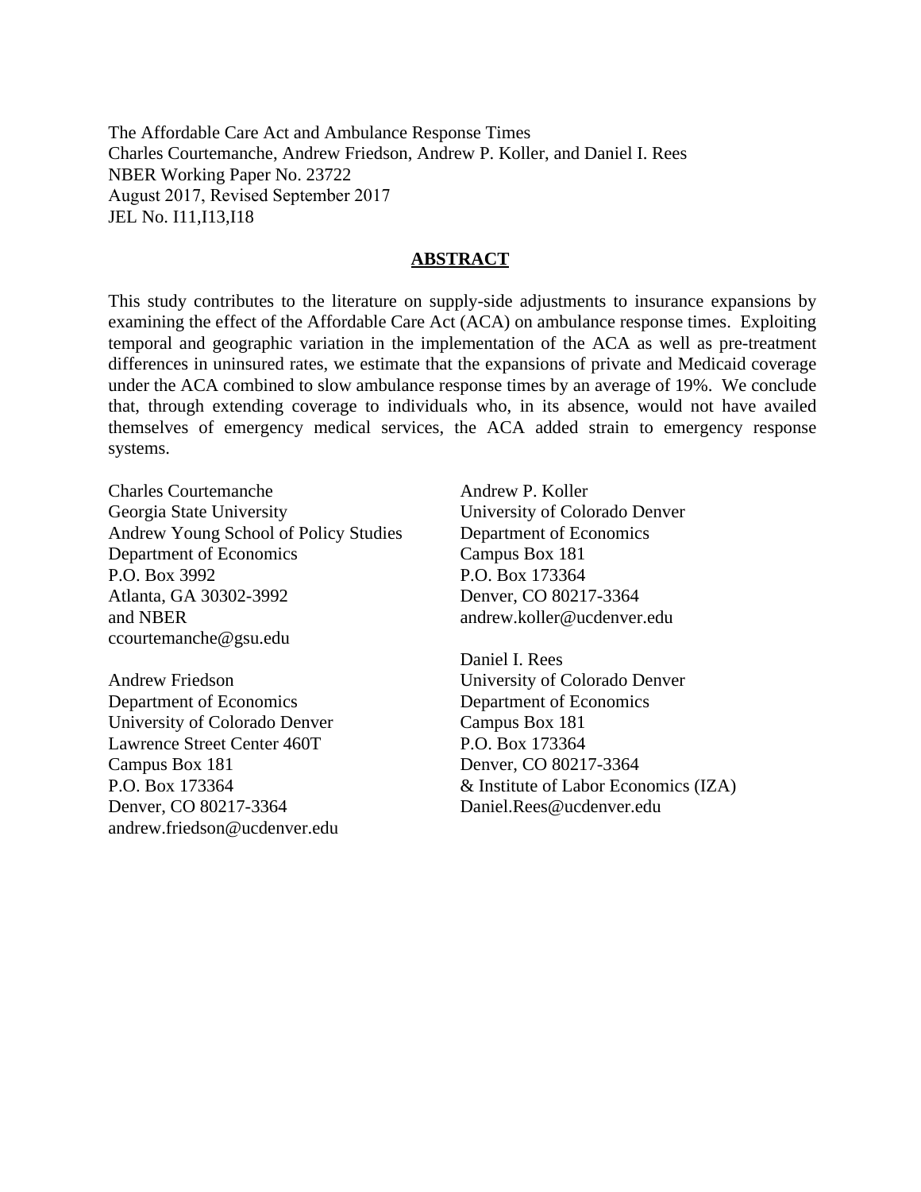The Affordable Care Act and Ambulance Response Times
Charles Courtemanche, Andrew Friedson, Andrew P. Koller, and Daniel I. Rees
NBER Working Paper No. 23722
August 2017, Revised September 2017
JEL No. I11,I13,I18

## ABSTRACT

This study contributes to the literature on supply-side adjustments to insurance expansions by examining the effect of the Affordable Care Act (ACA) on ambulance response times. Exploiting temporal and geographic variation in the implementation of the ACA as well as pre-treatment differences in uninsured rates, we estimate that the expansions of private and Medicaid coverage under the ACA combined to slow ambulance response times by an average of 19%. We conclude that, through extending coverage to individuals who, in its absence, would not have availed themselves of emergency medical services, the ACA added strain to emergency response systems.

Charles Courtemanche
Georgia State University
Andrew Young School of Policy Studies
Department of Economics
P.O. Box 3992
Atlanta, GA 30302-3992
and NBER
ccourtemanche@gsu.edu

Andrew Friedson
Department of Economics
University of Colorado Denver
Lawrence Street Center 460T
Campus Box 181
P.O. Box 173364
Denver, CO 80217-3364
andrew.friedson@ucdenver.edu

Andrew P. Koller
University of Colorado Denver
Department of Economics
Campus Box 181
P.O. Box 173364
Denver, CO 80217-3364
andrew.koller@ucdenver.edu

Daniel I. Rees
University of Colorado Denver
Department of Economics
Campus Box 181
P.O. Box 173364
Denver, CO 80217-3364
& Institute of Labor Economics (IZA)
Daniel.Rees@ucdenver.edu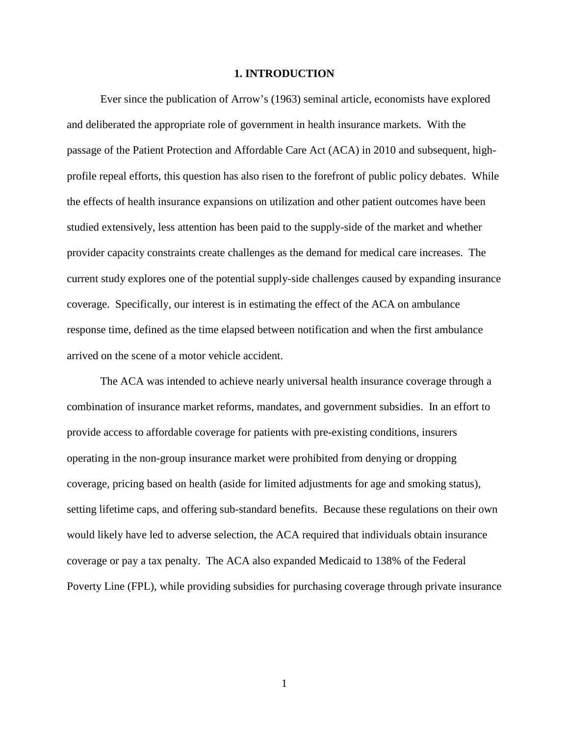## 1. INTRODUCTION

Ever since the publication of Arrow's (1963) seminal article, economists have explored and deliberated the appropriate role of government in health insurance markets. With the passage of the Patient Protection and Affordable Care Act (ACA) in 2010 and subsequent, high-profile repeal efforts, this question has also risen to the forefront of public policy debates. While the effects of health insurance expansions on utilization and other patient outcomes have been studied extensively, less attention has been paid to the supply-side of the market and whether provider capacity constraints create challenges as the demand for medical care increases. The current study explores one of the potential supply-side challenges caused by expanding insurance coverage. Specifically, our interest is in estimating the effect of the ACA on ambulance response time, defined as the time elapsed between notification and when the first ambulance arrived on the scene of a motor vehicle accident.

The ACA was intended to achieve nearly universal health insurance coverage through a combination of insurance market reforms, mandates, and government subsidies. In an effort to provide access to affordable coverage for patients with pre-existing conditions, insurers operating in the non-group insurance market were prohibited from denying or dropping coverage, pricing based on health (aside for limited adjustments for age and smoking status), setting lifetime caps, and offering sub-standard benefits. Because these regulations on their own would likely have led to adverse selection, the ACA required that individuals obtain insurance coverage or pay a tax penalty. The ACA also expanded Medicaid to 138% of the Federal Poverty Line (FPL), while providing subsidies for purchasing coverage through private insurance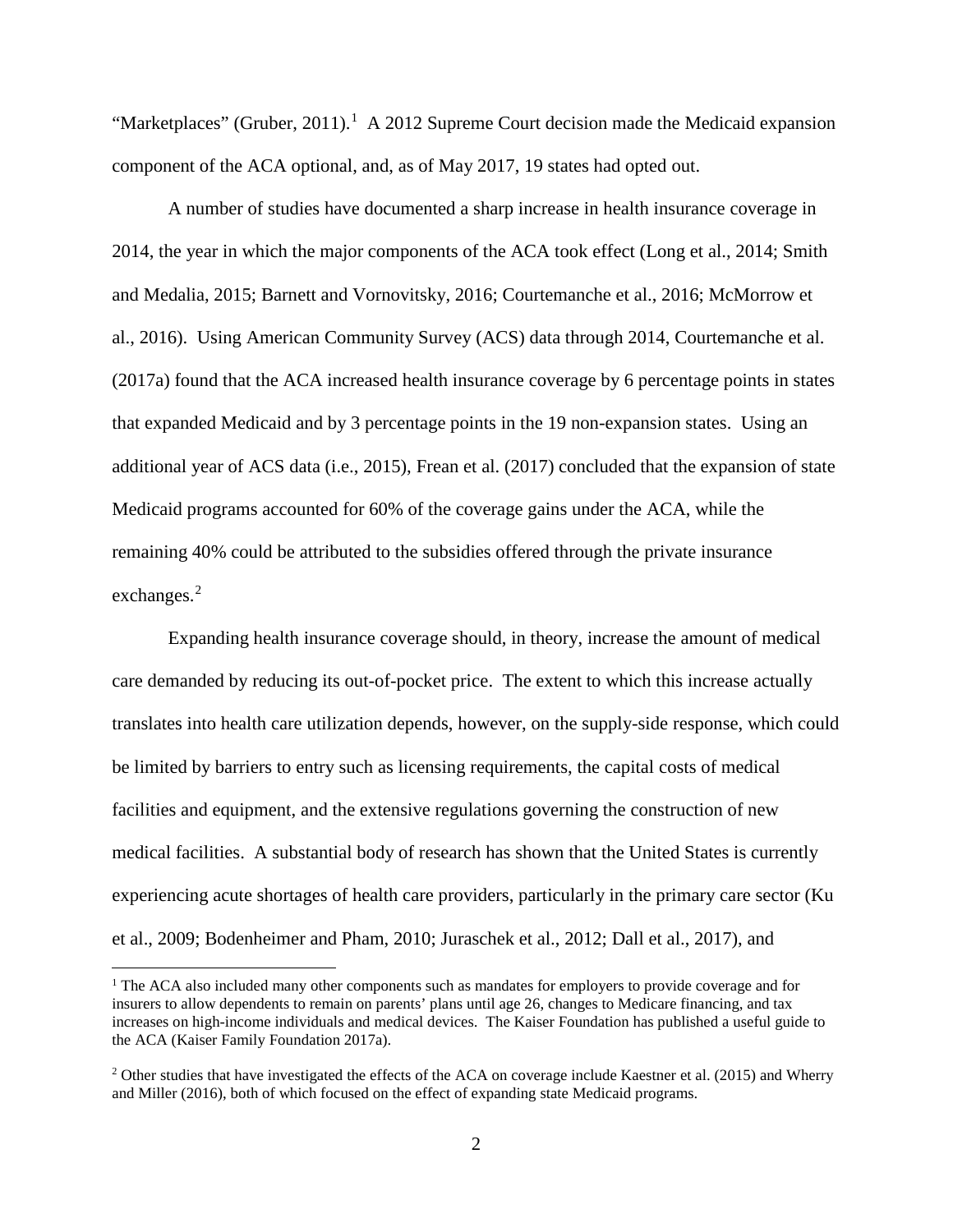"Marketplaces" (Gruber, 2011).[1] A 2012 Supreme Court decision made the Medicaid expansion component of the ACA optional, and, as of May 2017, 19 states had opted out.

A number of studies have documented a sharp increase in health insurance coverage in 2014, the year in which the major components of the ACA took effect (Long et al., 2014; Smith and Medalia, 2015; Barnett and Vornovitsky, 2016; Courtemanche et al., 2016; McMorrow et al., 2016). Using American Community Survey (ACS) data through 2014, Courtemanche et al. (2017a) found that the ACA increased health insurance coverage by 6 percentage points in states that expanded Medicaid and by 3 percentage points in the 19 non-expansion states. Using an additional year of ACS data (i.e., 2015), Frean et al. (2017) concluded that the expansion of state Medicaid programs accounted for 60% of the coverage gains under the ACA, while the remaining 40% could be attributed to the subsidies offered through the private insurance exchanges.[2]

Expanding health insurance coverage should, in theory, increase the amount of medical care demanded by reducing its out-of-pocket price. The extent to which this increase actually translates into health care utilization depends, however, on the supply-side response, which could be limited by barriers to entry such as licensing requirements, the capital costs of medical facilities and equipment, and the extensive regulations governing the construction of new medical facilities. A substantial body of research has shown that the United States is currently experiencing acute shortages of health care providers, particularly in the primary care sector (Ku et al., 2009; Bodenheimer and Pham, 2010; Juraschek et al., 2012; Dall et al., 2017), and

[1] The ACA also included many other components such as mandates for employers to provide coverage and for insurers to allow dependents to remain on parents' plans until age 26, changes to Medicare financing, and tax increases on high-income individuals and medical devices. The Kaiser Foundation has published a useful guide to the ACA (Kaiser Family Foundation 2017a).

[2] Other studies that have investigated the effects of the ACA on coverage include Kaestner et al. (2015) and Wherry and Miller (2016), both of which focused on the effect of expanding state Medicaid programs.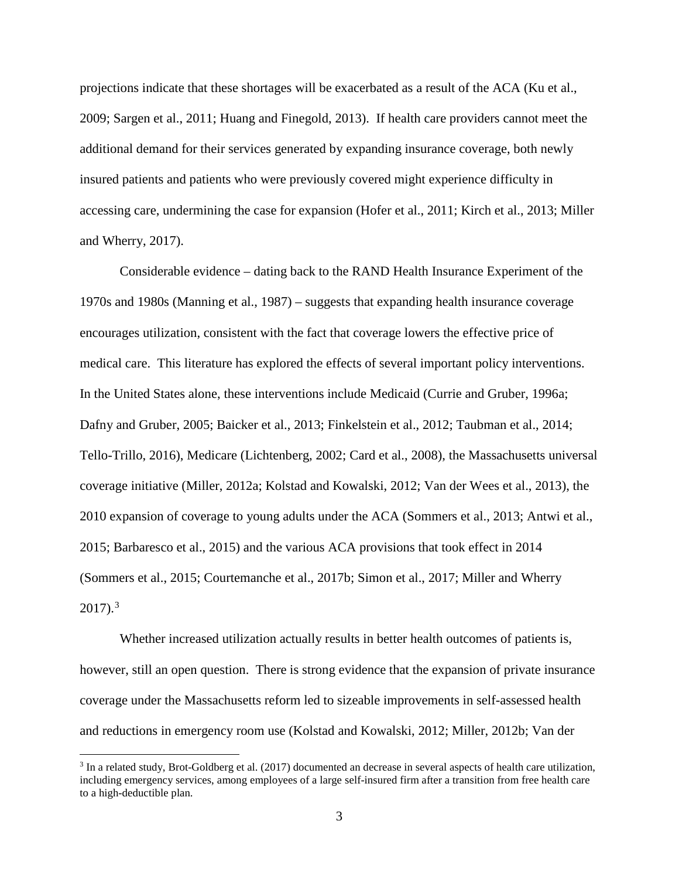projections indicate that these shortages will be exacerbated as a result of the ACA (Ku et al., 2009; Sargen et al., 2011; Huang and Finegold, 2013). If health care providers cannot meet the additional demand for their services generated by expanding insurance coverage, both newly insured patients and patients who were previously covered might experience difficulty in accessing care, undermining the case for expansion (Hofer et al., 2011; Kirch et al., 2013; Miller and Wherry, 2017).

Considerable evidence – dating back to the RAND Health Insurance Experiment of the 1970s and 1980s (Manning et al., 1987) – suggests that expanding health insurance coverage encourages utilization, consistent with the fact that coverage lowers the effective price of medical care. This literature has explored the effects of several important policy interventions. In the United States alone, these interventions include Medicaid (Currie and Gruber, 1996a; Dafny and Gruber, 2005; Baicker et al., 2013; Finkelstein et al., 2012; Taubman et al., 2014; Tello-Trillo, 2016), Medicare (Lichtenberg, 2002; Card et al., 2008), the Massachusetts universal coverage initiative (Miller, 2012a; Kolstad and Kowalski, 2012; Van der Wees et al., 2013), the 2010 expansion of coverage to young adults under the ACA (Sommers et al., 2013; Antwi et al., 2015; Barbaresco et al., 2015) and the various ACA provisions that took effect in 2014 (Sommers et al., 2015; Courtemanche et al., 2017b; Simon et al., 2017; Miller and Wherry 2017).[3]

Whether increased utilization actually results in better health outcomes of patients is, however, still an open question. There is strong evidence that the expansion of private insurance coverage under the Massachusetts reform led to sizeable improvements in self-assessed health and reductions in emergency room use (Kolstad and Kowalski, 2012; Miller, 2012b; Van der

[3] In a related study, Brot-Goldberg et al. (2017) documented an decrease in several aspects of health care utilization, including emergency services, among employees of a large self-insured firm after a transition from free health care to a high-deductible plan.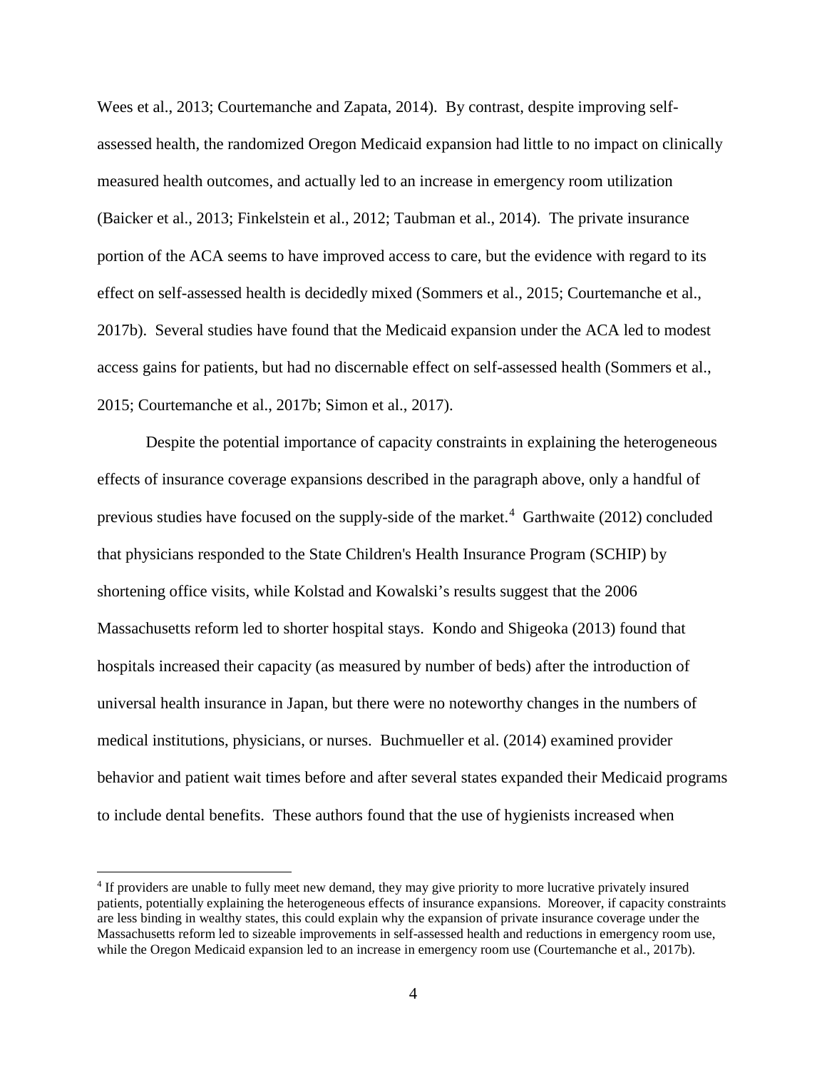Wees et al., 2013; Courtemanche and Zapata, 2014). By contrast, despite improving self-assessed health, the randomized Oregon Medicaid expansion had little to no impact on clinically measured health outcomes, and actually led to an increase in emergency room utilization (Baicker et al., 2013; Finkelstein et al., 2012; Taubman et al., 2014). The private insurance portion of the ACA seems to have improved access to care, but the evidence with regard to its effect on self-assessed health is decidedly mixed (Sommers et al., 2015; Courtemanche et al., 2017b). Several studies have found that the Medicaid expansion under the ACA led to modest access gains for patients, but had no discernable effect on self-assessed health (Sommers et al., 2015; Courtemanche et al., 2017b; Simon et al., 2017).

Despite the potential importance of capacity constraints in explaining the heterogeneous effects of insurance coverage expansions described in the paragraph above, only a handful of previous studies have focused on the supply-side of the market.[4] Garthwaite (2012) concluded that physicians responded to the State Children's Health Insurance Program (SCHIP) by shortening office visits, while Kolstad and Kowalski's results suggest that the 2006 Massachusetts reform led to shorter hospital stays. Kondo and Shigeoka (2013) found that hospitals increased their capacity (as measured by number of beds) after the introduction of universal health insurance in Japan, but there were no noteworthy changes in the numbers of medical institutions, physicians, or nurses. Buchmueller et al. (2014) examined provider behavior and patient wait times before and after several states expanded their Medicaid programs to include dental benefits. These authors found that the use of hygienists increased when

[4] If providers are unable to fully meet new demand, they may give priority to more lucrative privately insured patients, potentially explaining the heterogeneous effects of insurance expansions. Moreover, if capacity constraints are less binding in wealthy states, this could explain why the expansion of private insurance coverage under the Massachusetts reform led to sizeable improvements in self-assessed health and reductions in emergency room use, while the Oregon Medicaid expansion led to an increase in emergency room use (Courtemanche et al., 2017b).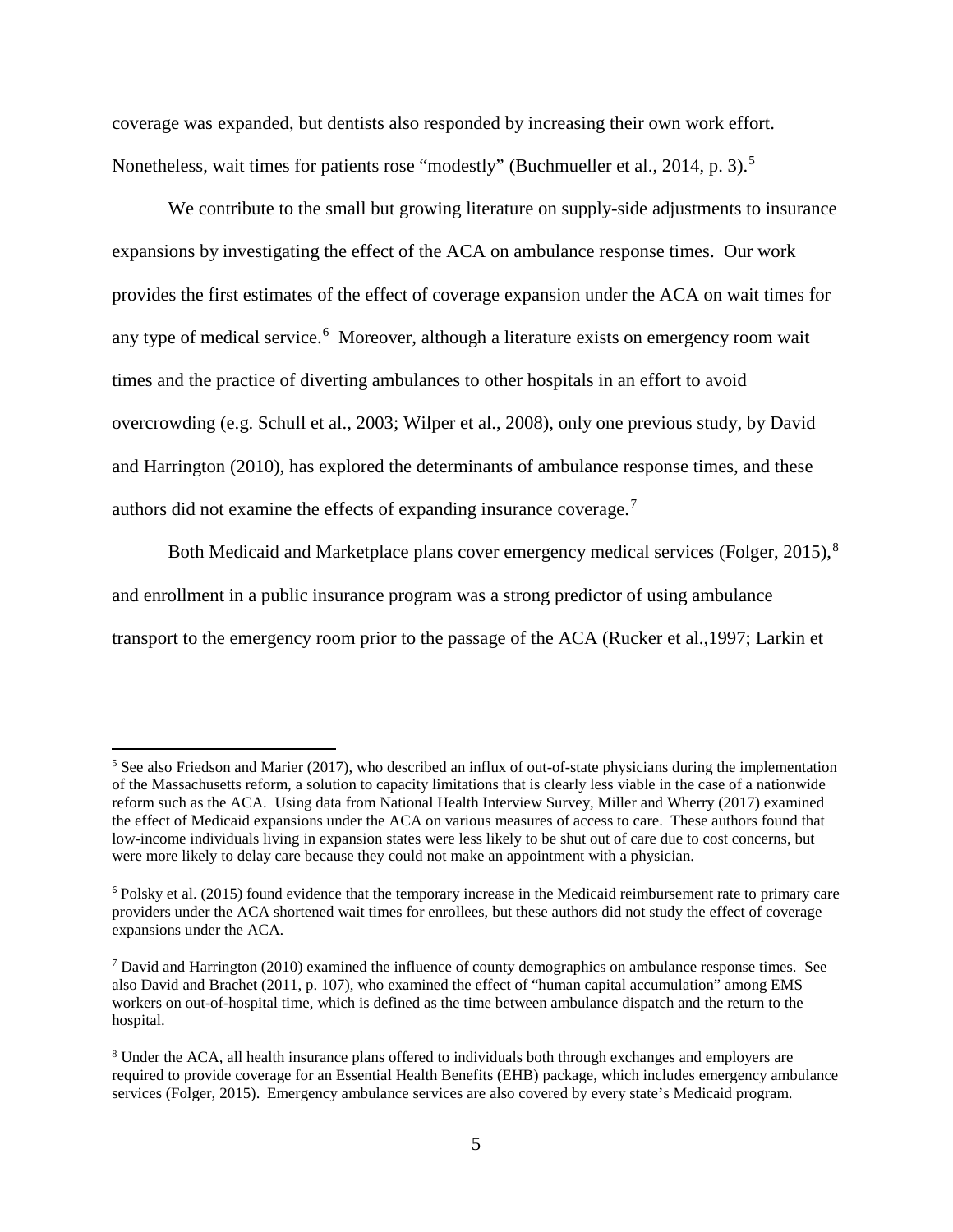coverage was expanded, but dentists also responded by increasing their own work effort. Nonetheless, wait times for patients rose "modestly" (Buchmueller et al., 2014, p. 3).[5]

We contribute to the small but growing literature on supply-side adjustments to insurance expansions by investigating the effect of the ACA on ambulance response times. Our work provides the first estimates of the effect of coverage expansion under the ACA on wait times for any type of medical service.[6] Moreover, although a literature exists on emergency room wait times and the practice of diverting ambulances to other hospitals in an effort to avoid overcrowding (e.g. Schull et al., 2003; Wilper et al., 2008), only one previous study, by David and Harrington (2010), has explored the determinants of ambulance response times, and these authors did not examine the effects of expanding insurance coverage.[7]

Both Medicaid and Marketplace plans cover emergency medical services (Folger, 2015),[8] and enrollment in a public insurance program was a strong predictor of using ambulance transport to the emergency room prior to the passage of the ACA (Rucker et al.,1997; Larkin et

---

[5] See also Friedson and Marier (2017), who described an influx of out-of-state physicians during the implementation of the Massachusetts reform, a solution to capacity limitations that is clearly less viable in the case of a nationwide reform such as the ACA. Using data from National Health Interview Survey, Miller and Wherry (2017) examined the effect of Medicaid expansions under the ACA on various measures of access to care. These authors found that low-income individuals living in expansion states were less likely to be shut out of care due to cost concerns, but were more likely to delay care because they could not make an appointment with a physician.

[6] Polsky et al. (2015) found evidence that the temporary increase in the Medicaid reimbursement rate to primary care providers under the ACA shortened wait times for enrollees, but these authors did not study the effect of coverage expansions under the ACA.

[7] David and Harrington (2010) examined the influence of county demographics on ambulance response times. See also David and Brachet (2011, p. 107), who examined the effect of "human capital accumulation" among EMS workers on out-of-hospital time, which is defined as the time between ambulance dispatch and the return to the hospital.

[8] Under the ACA, all health insurance plans offered to individuals both through exchanges and employers are required to provide coverage for an Essential Health Benefits (EHB) package, which includes emergency ambulance services (Folger, 2015). Emergency ambulance services are also covered by every state's Medicaid program.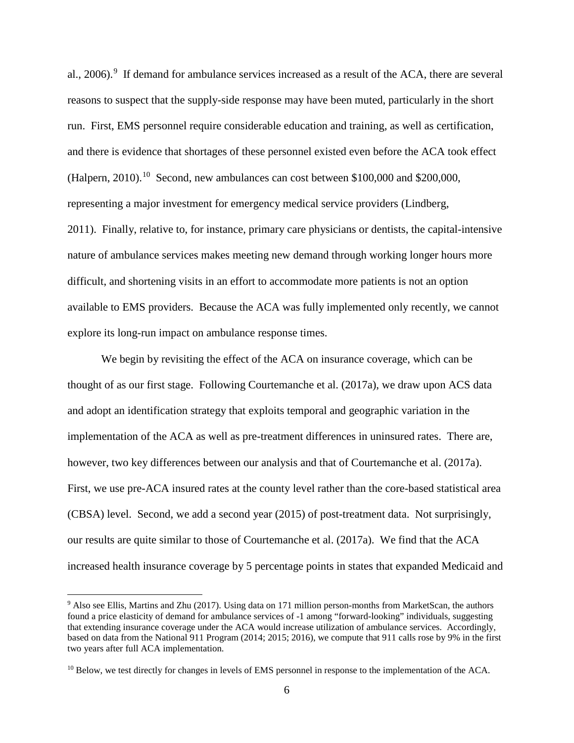al., 2006).[9] If demand for ambulance services increased as a result of the ACA, there are several reasons to suspect that the supply-side response may have been muted, particularly in the short run. First, EMS personnel require considerable education and training, as well as certification, and there is evidence that shortages of these personnel existed even before the ACA took effect (Halpern, 2010).[10] Second, new ambulances can cost between $100,000 and $200,000, representing a major investment for emergency medical service providers (Lindberg, 2011). Finally, relative to, for instance, primary care physicians or dentists, the capital-intensive nature of ambulance services makes meeting new demand through working longer hours more difficult, and shortening visits in an effort to accommodate more patients is not an option available to EMS providers. Because the ACA was fully implemented only recently, we cannot explore its long-run impact on ambulance response times.

We begin by revisiting the effect of the ACA on insurance coverage, which can be thought of as our first stage. Following Courtemanche et al. (2017a), we draw upon ACS data and adopt an identification strategy that exploits temporal and geographic variation in the implementation of the ACA as well as pre-treatment differences in uninsured rates. There are, however, two key differences between our analysis and that of Courtemanche et al. (2017a). First, we use pre-ACA insured rates at the county level rather than the core-based statistical area (CBSA) level. Second, we add a second year (2015) of post-treatment data. Not surprisingly, our results are quite similar to those of Courtemanche et al. (2017a). We find that the ACA increased health insurance coverage by 5 percentage points in states that expanded Medicaid and

[9] Also see Ellis, Martins and Zhu (2017). Using data on 171 million person-months from MarketScan, the authors found a price elasticity of demand for ambulance services of -1 among "forward-looking" individuals, suggesting that extending insurance coverage under the ACA would increase utilization of ambulance services. Accordingly, based on data from the National 911 Program (2014; 2015; 2016), we compute that 911 calls rose by 9% in the first two years after full ACA implementation.

[10] Below, we test directly for changes in levels of EMS personnel in response to the implementation of the ACA.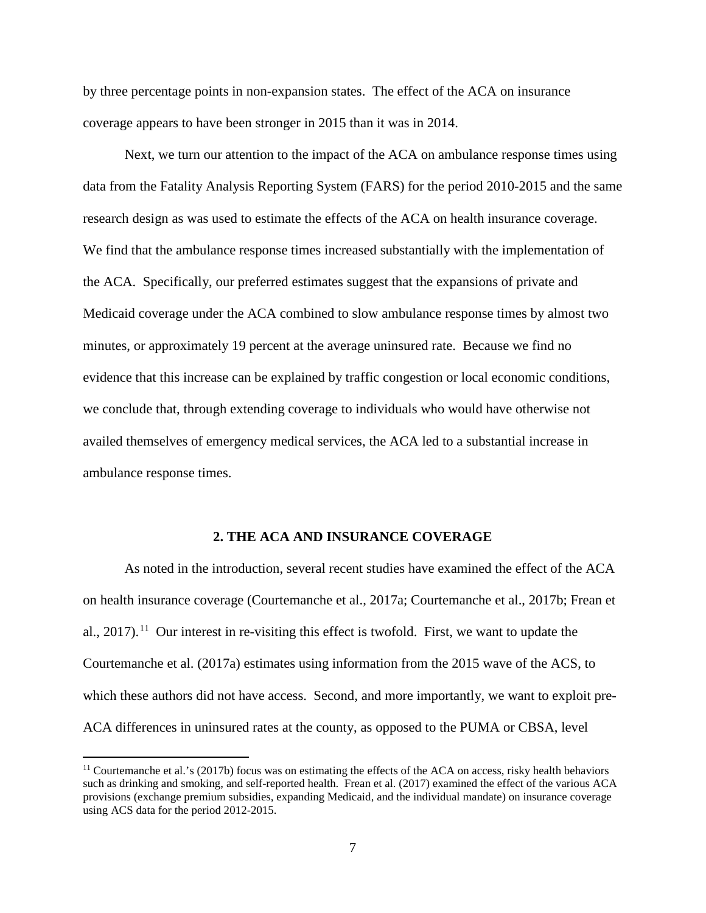by three percentage points in non-expansion states. The effect of the ACA on insurance coverage appears to have been stronger in 2015 than it was in 2014.

Next, we turn our attention to the impact of the ACA on ambulance response times using data from the Fatality Analysis Reporting System (FARS) for the period 2010-2015 and the same research design as was used to estimate the effects of the ACA on health insurance coverage. We find that the ambulance response times increased substantially with the implementation of the ACA. Specifically, our preferred estimates suggest that the expansions of private and Medicaid coverage under the ACA combined to slow ambulance response times by almost two minutes, or approximately 19 percent at the average uninsured rate. Because we find no evidence that this increase can be explained by traffic congestion or local economic conditions, we conclude that, through extending coverage to individuals who would have otherwise not availed themselves of emergency medical services, the ACA led to a substantial increase in ambulance response times.

## 2. THE ACA AND INSURANCE COVERAGE

As noted in the introduction, several recent studies have examined the effect of the ACA on health insurance coverage (Courtemanche et al., 2017a; Courtemanche et al., 2017b; Frean et al., 2017).[11] Our interest in re-visiting this effect is twofold. First, we want to update the Courtemanche et al. (2017a) estimates using information from the 2015 wave of the ACS, to which these authors did not have access. Second, and more importantly, we want to exploit pre-ACA differences in uninsured rates at the county, as opposed to the PUMA or CBSA, level

[11] Courtemanche et al.'s (2017b) focus was on estimating the effects of the ACA on access, risky health behaviors such as drinking and smoking, and self-reported health. Frean et al. (2017) examined the effect of the various ACA provisions (exchange premium subsidies, expanding Medicaid, and the individual mandate) on insurance coverage using ACS data for the period 2012-2015.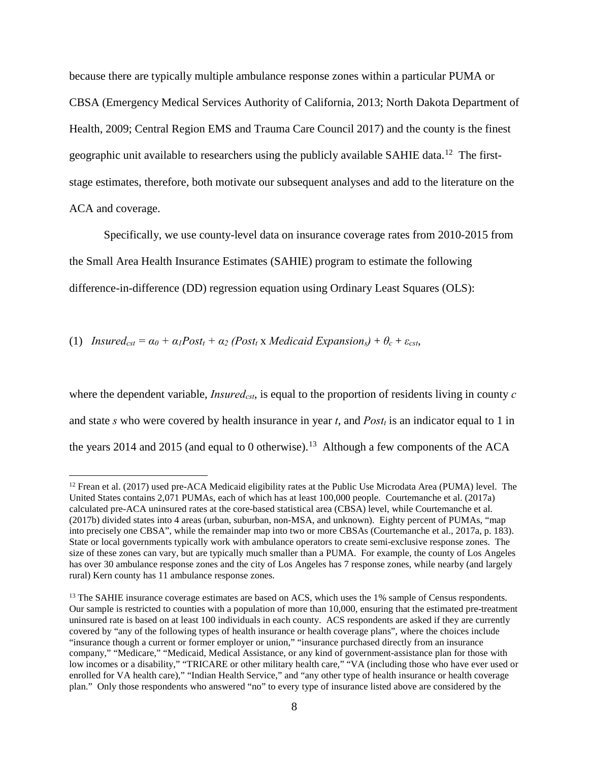because there are typically multiple ambulance response zones within a particular PUMA or CBSA (Emergency Medical Services Authority of California, 2013; North Dakota Department of Health, 2009; Central Region EMS and Trauma Care Council 2017) and the county is the finest geographic unit available to researchers using the publicly available SAHIE data.[12] The first-stage estimates, therefore, both motivate our subsequent analyses and add to the literature on the ACA and coverage.

Specifically, we use county-level data on insurance coverage rates from 2010-2015 from the Small Area Health Insurance Estimates (SAHIE) program to estimate the following difference-in-difference (DD) regression equation using Ordinary Least Squares (OLS):

$$(1) \quad Insured_{cst} = \alpha_0 + \alpha_1 Post_t + \alpha_2 (Post_t \text{ x } Medicaid\ Expansion_s) + \theta_c + \varepsilon_{cst},$$

where the dependent variable, $Insured_{cst}$, is equal to the proportion of residents living in county $c$ and state $s$ who were covered by health insurance in year $t$, and $Post_t$ is an indicator equal to 1 in the years 2014 and 2015 (and equal to 0 otherwise).[13] Although a few components of the ACA

[12] Frean et al. (2017) used pre-ACA Medicaid eligibility rates at the Public Use Microdata Area (PUMA) level. The United States contains 2,071 PUMAs, each of which has at least 100,000 people. Courtemanche et al. (2017a) calculated pre-ACA uninsured rates at the core-based statistical area (CBSA) level, while Courtemanche et al. (2017b) divided states into 4 areas (urban, suburban, non-MSA, and unknown). Eighty percent of PUMAs, "map into precisely one CBSA", while the remainder map into two or more CBSAs (Courtemanche et al., 2017a, p. 183). State or local governments typically work with ambulance operators to create semi-exclusive response zones. The size of these zones can vary, but are typically much smaller than a PUMA. For example, the county of Los Angeles has over 30 ambulance response zones and the city of Los Angeles has 7 response zones, while nearby (and largely rural) Kern county has 11 ambulance response zones.

[13] The SAHIE insurance coverage estimates are based on ACS, which uses the 1% sample of Census respondents. Our sample is restricted to counties with a population of more than 10,000, ensuring that the estimated pre-treatment uninsured rate is based on at least 100 individuals in each county. ACS respondents are asked if they are currently covered by "any of the following types of health insurance or health coverage plans", where the choices include "insurance though a current or former employer or union," "insurance purchased directly from an insurance company," "Medicare," "Medicaid, Medical Assistance, or any kind of government-assistance plan for those with low incomes or a disability," "TRICARE or other military health care," "VA (including those who have ever used or enrolled for VA health care)," "Indian Health Service," and "any other type of health insurance or health coverage plan." Only those respondents who answered "no" to every type of insurance listed above are considered by the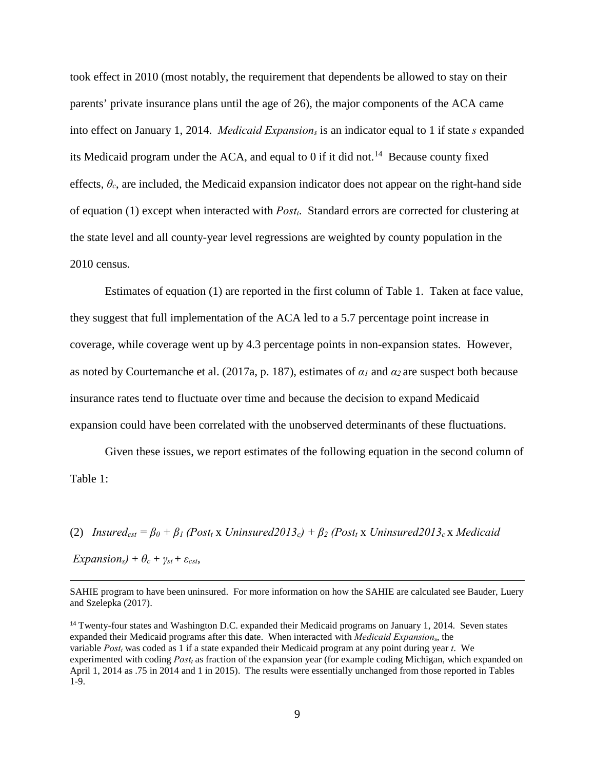took effect in 2010 (most notably, the requirement that dependents be allowed to stay on their parents' private insurance plans until the age of 26), the major components of the ACA came into effect on January 1, 2014. $Medicaid\ Expansion_s$ is an indicator equal to 1 if state *s* expanded its Medicaid program under the ACA, and equal to 0 if it did not.[14] Because county fixed effects, $\theta_c$, are included, the Medicaid expansion indicator does not appear on the right-hand side of equation (1) except when interacted with $Post_t$. Standard errors are corrected for clustering at the state level and all county-year level regressions are weighted by county population in the 2010 census.

Estimates of equation (1) are reported in the first column of Table 1. Taken at face value, they suggest that full implementation of the ACA led to a 5.7 percentage point increase in coverage, while coverage went up by 4.3 percentage points in non-expansion states. However, as noted by Courtemanche et al. (2017a, p. 187), estimates of $\alpha_1$ and $\alpha_2$ are suspect both because insurance rates tend to fluctuate over time and because the decision to expand Medicaid expansion could have been correlated with the unobserved determinants of these fluctuations.

Given these issues, we report estimates of the following equation in the second column of Table 1:

$$(2)\quad Insured_{cst} = \beta_0 + \beta_1\,(Post_t \times Uninsured2013_c) + \beta_2\,(Post_t \times Uninsured2013_c \times Medicaid\ Expansion_s) + \theta_c + \gamma_{st} + \varepsilon_{cst},$$

---

SAHIE program to have been uninsured. For more information on how the SAHIE are calculated see Bauder, Luery and Szelepka (2017).

[14] Twenty-four states and Washington D.C. expanded their Medicaid programs on January 1, 2014. Seven states expanded their Medicaid programs after this date. When interacted with $Medicaid\ Expansion_s$, the variable $Post_t$ was coded as 1 if a state expanded their Medicaid program at any point during year *t*. We experimented with coding $Post_t$ as fraction of the expansion year (for example coding Michigan, which expanded on April 1, 2014 as .75 in 2014 and 1 in 2015). The results were essentially unchanged from those reported in Tables 1-9.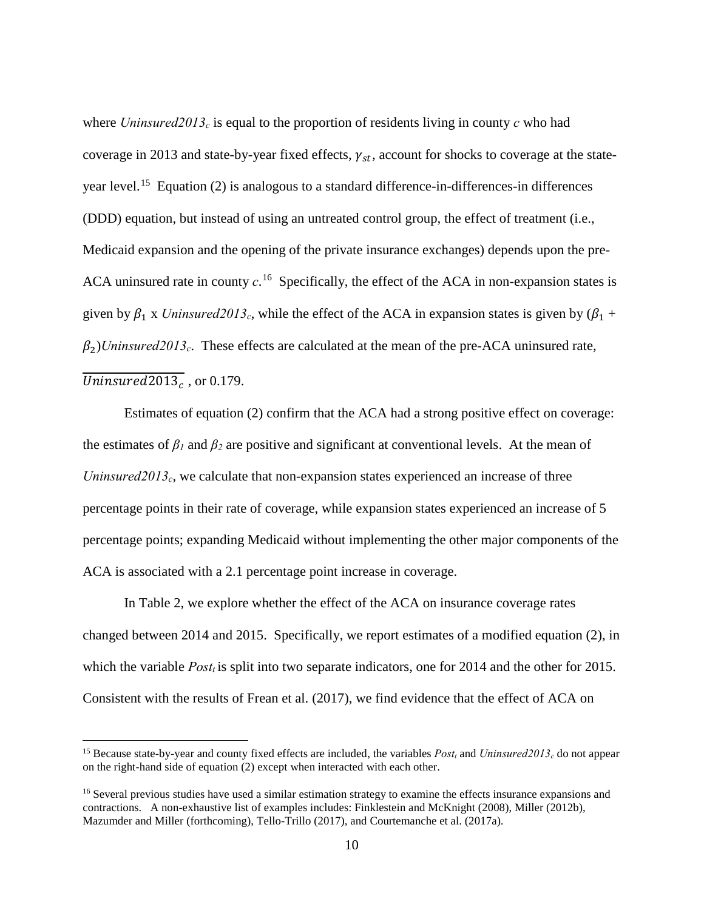where *Uninsured2013$_c$* is equal to the proportion of residents living in county *c* who had coverage in 2013 and state-by-year fixed effects, $\gamma_{st}$, account for shocks to coverage at the state-year level.[15] Equation (2) is analogous to a standard difference-in-differences-in differences (DDD) equation, but instead of using an untreated control group, the effect of treatment (i.e., Medicaid expansion and the opening of the private insurance exchanges) depends upon the pre-ACA uninsured rate in county *c*.[16] Specifically, the effect of the ACA in non-expansion states is given by $\beta_1$ x *Uninsured2013$_c$*, while the effect of the ACA in expansion states is given by ($\beta_1$ + $\beta_2$)*Uninsured2013$_c$*. These effects are calculated at the mean of the pre-ACA uninsured rate, $\overline{Uninsured2013_c}$ , or 0.179.

Estimates of equation (2) confirm that the ACA had a strong positive effect on coverage: the estimates of $\beta_1$ and $\beta_2$ are positive and significant at conventional levels. At the mean of *Uninsured2013$_c$*, we calculate that non-expansion states experienced an increase of three percentage points in their rate of coverage, while expansion states experienced an increase of 5 percentage points; expanding Medicaid without implementing the other major components of the ACA is associated with a 2.1 percentage point increase in coverage.

In Table 2, we explore whether the effect of the ACA on insurance coverage rates changed between 2014 and 2015. Specifically, we report estimates of a modified equation (2), in which the variable *Post$_t$* is split into two separate indicators, one for 2014 and the other for 2015. Consistent with the results of Frean et al. (2017), we find evidence that the effect of ACA on

---

[15] Because state-by-year and county fixed effects are included, the variables *Post$_t$* and *Uninsured2013$_c$* do not appear on the right-hand side of equation (2) except when interacted with each other.

[16] Several previous studies have used a similar estimation strategy to examine the effects insurance expansions and contractions. A non-exhaustive list of examples includes: Finklestein and McKnight (2008), Miller (2012b), Mazumder and Miller (forthcoming), Tello-Trillo (2017), and Courtemanche et al. (2017a).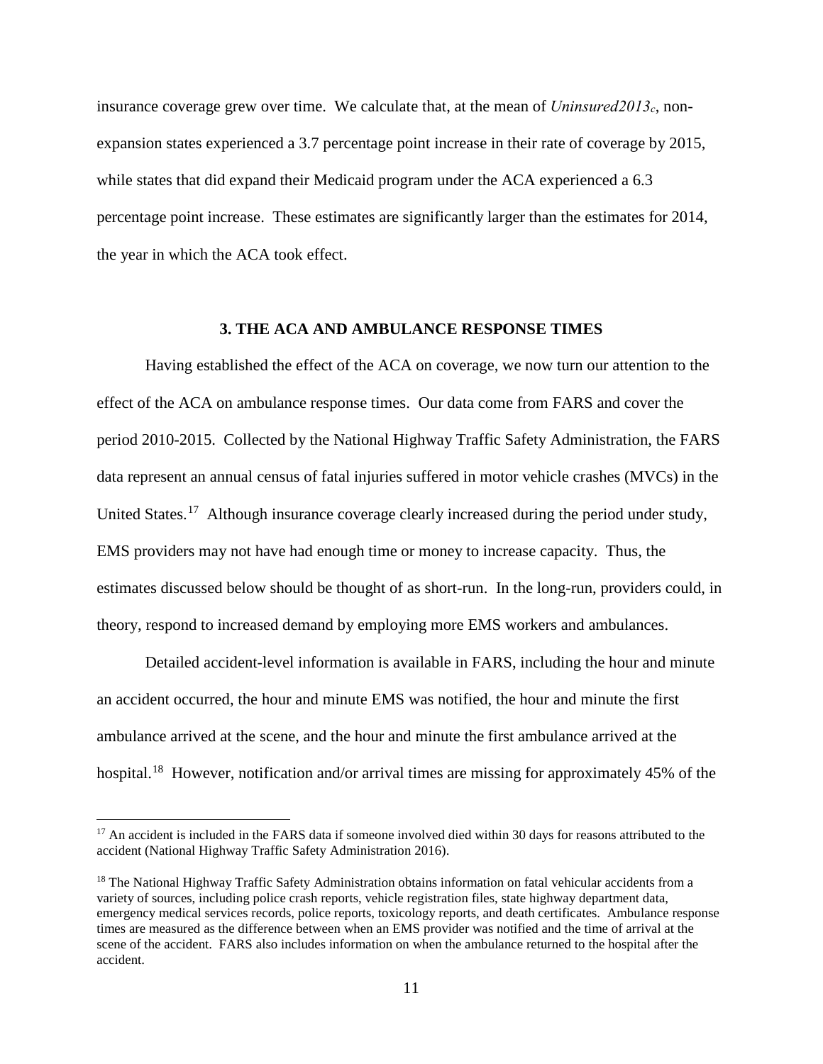insurance coverage grew over time. We calculate that, at the mean of $Uninsured2013_c$, non-expansion states experienced a 3.7 percentage point increase in their rate of coverage by 2015, while states that did expand their Medicaid program under the ACA experienced a 6.3 percentage point increase. These estimates are significantly larger than the estimates for 2014, the year in which the ACA took effect.

## 3. THE ACA AND AMBULANCE RESPONSE TIMES

Having established the effect of the ACA on coverage, we now turn our attention to the effect of the ACA on ambulance response times. Our data come from FARS and cover the period 2010-2015. Collected by the National Highway Traffic Safety Administration, the FARS data represent an annual census of fatal injuries suffered in motor vehicle crashes (MVCs) in the United States.[17] Although insurance coverage clearly increased during the period under study, EMS providers may not have had enough time or money to increase capacity. Thus, the estimates discussed below should be thought of as short-run. In the long-run, providers could, in theory, respond to increased demand by employing more EMS workers and ambulances.

Detailed accident-level information is available in FARS, including the hour and minute an accident occurred, the hour and minute EMS was notified, the hour and minute the first ambulance arrived at the scene, and the hour and minute the first ambulance arrived at the hospital.[18] However, notification and/or arrival times are missing for approximately 45% of the

---

[17] An accident is included in the FARS data if someone involved died within 30 days for reasons attributed to the accident (National Highway Traffic Safety Administration 2016).

[18] The National Highway Traffic Safety Administration obtains information on fatal vehicular accidents from a variety of sources, including police crash reports, vehicle registration files, state highway department data, emergency medical services records, police reports, toxicology reports, and death certificates. Ambulance response times are measured as the difference between when an EMS provider was notified and the time of arrival at the scene of the accident. FARS also includes information on when the ambulance returned to the hospital after the accident.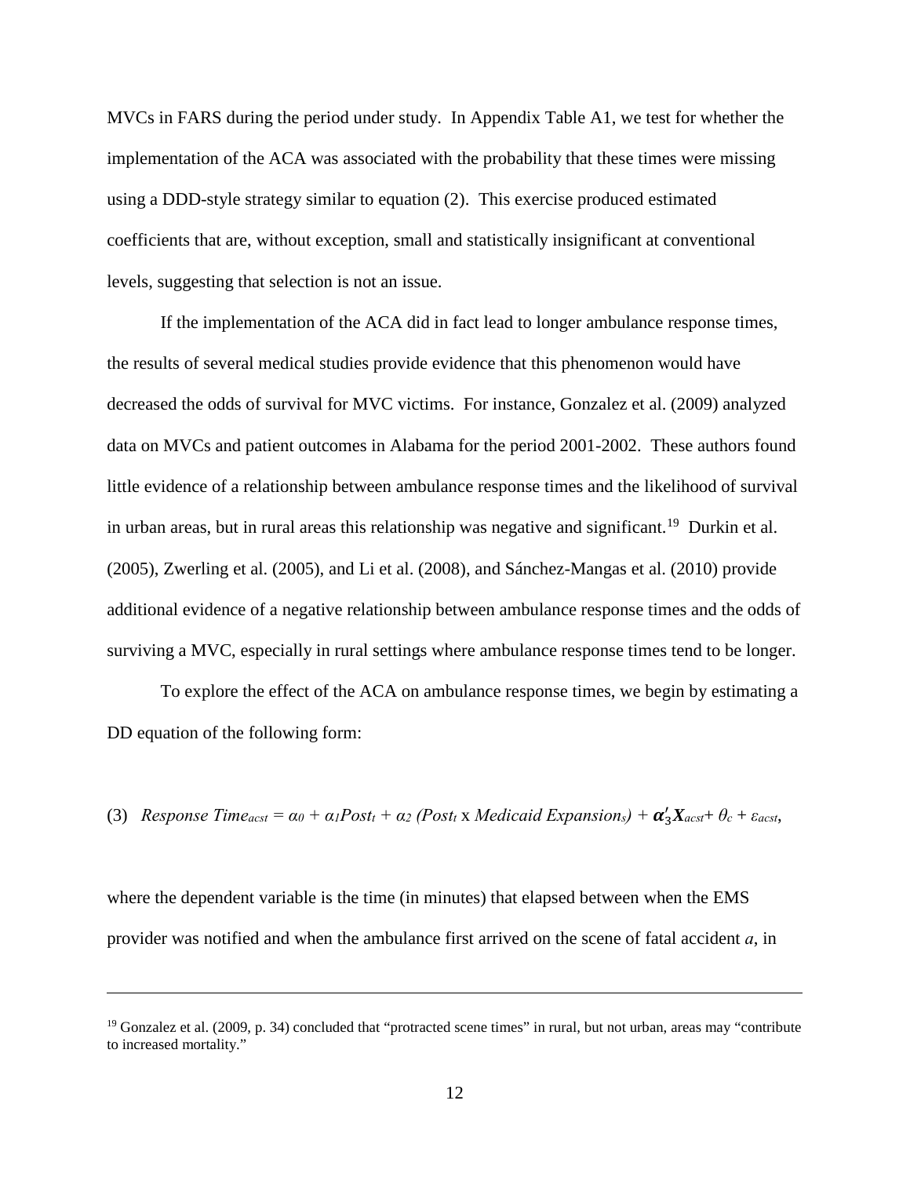MVCs in FARS during the period under study. In Appendix Table A1, we test for whether the implementation of the ACA was associated with the probability that these times were missing using a DDD-style strategy similar to equation (2). This exercise produced estimated coefficients that are, without exception, small and statistically insignificant at conventional levels, suggesting that selection is not an issue.

If the implementation of the ACA did in fact lead to longer ambulance response times, the results of several medical studies provide evidence that this phenomenon would have decreased the odds of survival for MVC victims. For instance, Gonzalez et al. (2009) analyzed data on MVCs and patient outcomes in Alabama for the period 2001-2002. These authors found little evidence of a relationship between ambulance response times and the likelihood of survival in urban areas, but in rural areas this relationship was negative and significant.[19] Durkin et al. (2005), Zwerling et al. (2005), and Li et al. (2008), and Sánchez-Mangas et al. (2010) provide additional evidence of a negative relationship between ambulance response times and the odds of surviving a MVC, especially in rural settings where ambulance response times tend to be longer.

To explore the effect of the ACA on ambulance response times, we begin by estimating a DD equation of the following form:

$$(3) \quad Response\ Time_{acst} = \alpha_0 + \alpha_1 Post_t + \alpha_2\ (Post_t \times Medicaid\ Expansion_s) + \boldsymbol{\alpha}_3'\boldsymbol{X}_{acst} + \theta_c + \varepsilon_{acst},$$

where the dependent variable is the time (in minutes) that elapsed between when the EMS provider was notified and when the ambulance first arrived on the scene of fatal accident *a*, in

---

[19] Gonzalez et al. (2009, p. 34) concluded that "protracted scene times" in rural, but not urban, areas may "contribute to increased mortality."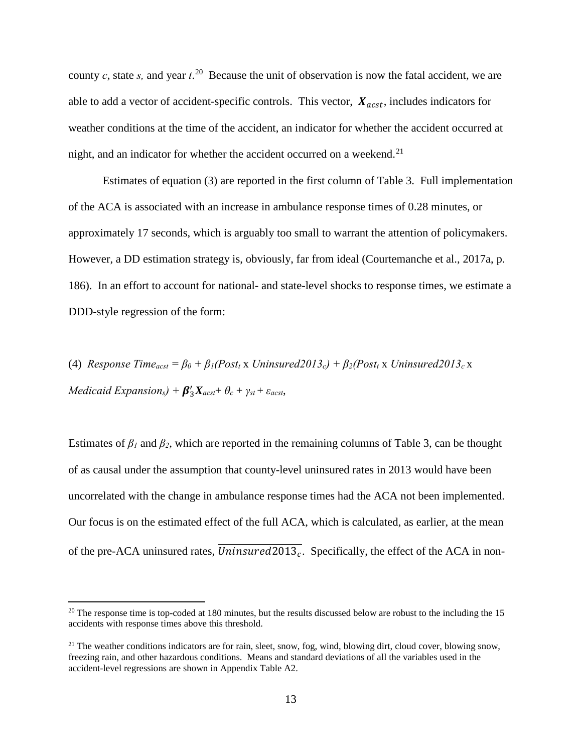county $c$, state $s$, and year $t$.[20] Because the unit of observation is now the fatal accident, we are able to add a vector of accident-specific controls. This vector, $\boldsymbol{X}_{acst}$, includes indicators for weather conditions at the time of the accident, an indicator for whether the accident occurred at night, and an indicator for whether the accident occurred on a weekend.[21]

Estimates of equation (3) are reported in the first column of Table 3. Full implementation of the ACA is associated with an increase in ambulance response times of 0.28 minutes, or approximately 17 seconds, which is arguably too small to warrant the attention of policymakers. However, a DD estimation strategy is, obviously, far from ideal (Courtemanche et al., 2017a, p. 186). In an effort to account for national- and state-level shocks to response times, we estimate a DDD-style regression of the form:

$$(4)\quad Response\ Time_{acst} = \beta_0 + \beta_1(Post_t \times Uninsured2013_c) + \beta_2(Post_t \times Uninsured2013_c \times Medicaid\ Expansion_s) + \boldsymbol{\beta}_3'\boldsymbol{X}_{acst} + \theta_c + \gamma_{st} + \varepsilon_{acst},$$

Estimates of $\beta_1$ and $\beta_2$, which are reported in the remaining columns of Table 3, can be thought of as causal under the assumption that county-level uninsured rates in 2013 would have been uncorrelated with the change in ambulance response times had the ACA not been implemented. Our focus is on the estimated effect of the full ACA, which is calculated, as earlier, at the mean of the pre-ACA uninsured rates, $\overline{Uninsured2013_c}$. Specifically, the effect of the ACA in non-

[20] The response time is top-coded at 180 minutes, but the results discussed below are robust to the including the 15 accidents with response times above this threshold.

[21] The weather conditions indicators are for rain, sleet, snow, fog, wind, blowing dirt, cloud cover, blowing snow, freezing rain, and other hazardous conditions. Means and standard deviations of all the variables used in the accident-level regressions are shown in Appendix Table A2.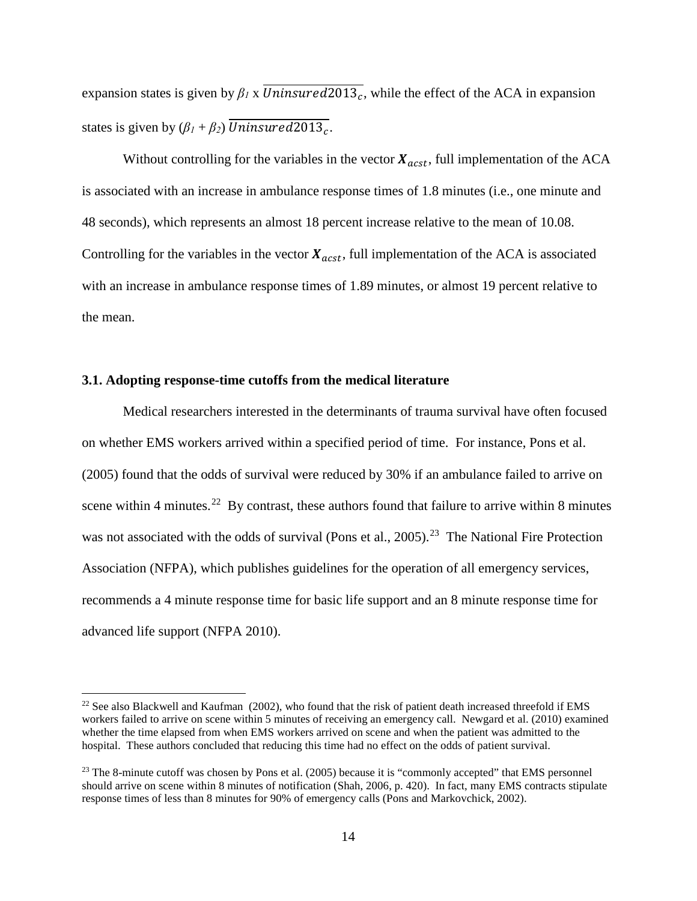expansion states is given by $\beta_1$ x $\overline{Uninsured2013_c}$, while the effect of the ACA in expansion states is given by ($\beta_1$ + $\beta_2$) $\overline{Uninsured2013_c}$.

Without controlling for the variables in the vector $\boldsymbol{X}_{acst}$, full implementation of the ACA is associated with an increase in ambulance response times of 1.8 minutes (i.e., one minute and 48 seconds), which represents an almost 18 percent increase relative to the mean of 10.08. Controlling for the variables in the vector $\boldsymbol{X}_{acst}$, full implementation of the ACA is associated with an increase in ambulance response times of 1.89 minutes, or almost 19 percent relative to the mean.

### 3.1. Adopting response-time cutoffs from the medical literature

Medical researchers interested in the determinants of trauma survival have often focused on whether EMS workers arrived within a specified period of time. For instance, Pons et al. (2005) found that the odds of survival were reduced by 30% if an ambulance failed to arrive on scene within 4 minutes.[22] By contrast, these authors found that failure to arrive within 8 minutes was not associated with the odds of survival (Pons et al., 2005).[23] The National Fire Protection Association (NFPA), which publishes guidelines for the operation of all emergency services, recommends a 4 minute response time for basic life support and an 8 minute response time for advanced life support (NFPA 2010).

[22] See also Blackwell and Kaufman (2002), who found that the risk of patient death increased threefold if EMS workers failed to arrive on scene within 5 minutes of receiving an emergency call. Newgard et al. (2010) examined whether the time elapsed from when EMS workers arrived on scene and when the patient was admitted to the hospital. These authors concluded that reducing this time had no effect on the odds of patient survival.

[23] The 8-minute cutoff was chosen by Pons et al. (2005) because it is "commonly accepted" that EMS personnel should arrive on scene within 8 minutes of notification (Shah, 2006, p. 420). In fact, many EMS contracts stipulate response times of less than 8 minutes for 90% of emergency calls (Pons and Markovchick, 2002).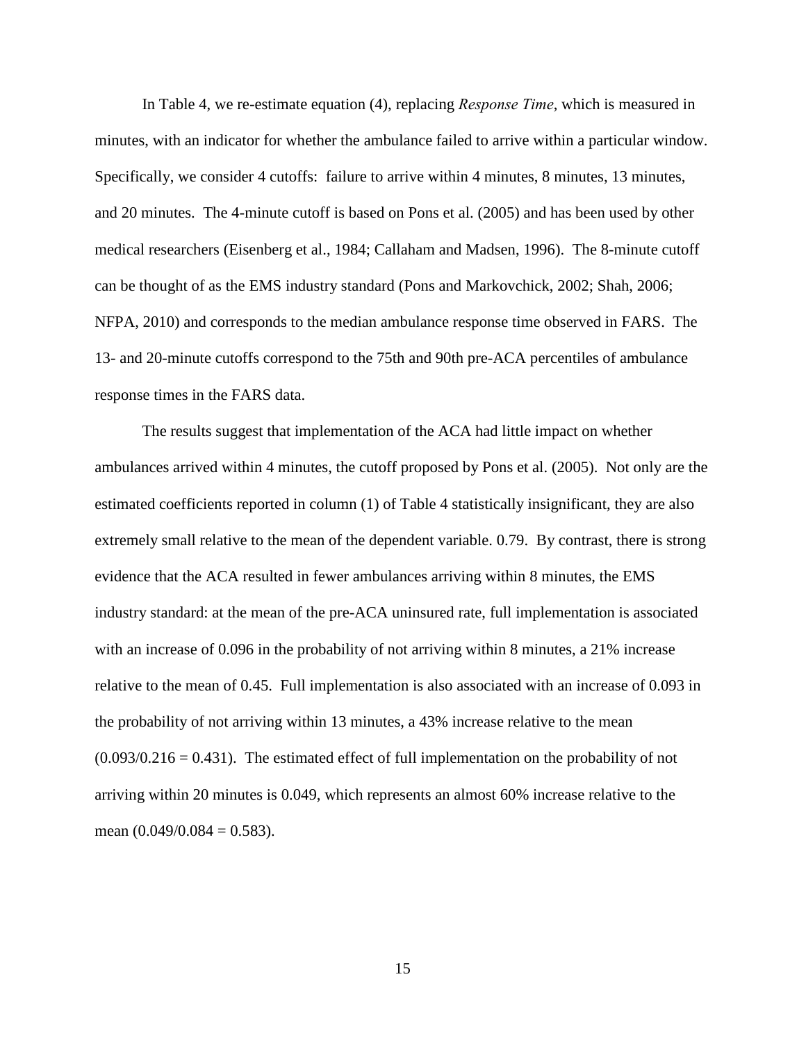In Table 4, we re-estimate equation (4), replacing *Response Time*, which is measured in minutes, with an indicator for whether the ambulance failed to arrive within a particular window. Specifically, we consider 4 cutoffs: failure to arrive within 4 minutes, 8 minutes, 13 minutes, and 20 minutes. The 4-minute cutoff is based on Pons et al. (2005) and has been used by other medical researchers (Eisenberg et al., 1984; Callaham and Madsen, 1996). The 8-minute cutoff can be thought of as the EMS industry standard (Pons and Markovchick, 2002; Shah, 2006; NFPA, 2010) and corresponds to the median ambulance response time observed in FARS. The 13- and 20-minute cutoffs correspond to the 75th and 90th pre-ACA percentiles of ambulance response times in the FARS data.

The results suggest that implementation of the ACA had little impact on whether ambulances arrived within 4 minutes, the cutoff proposed by Pons et al. (2005). Not only are the estimated coefficients reported in column (1) of Table 4 statistically insignificant, they are also extremely small relative to the mean of the dependent variable. 0.79. By contrast, there is strong evidence that the ACA resulted in fewer ambulances arriving within 8 minutes, the EMS industry standard: at the mean of the pre-ACA uninsured rate, full implementation is associated with an increase of 0.096 in the probability of not arriving within 8 minutes, a 21% increase relative to the mean of 0.45. Full implementation is also associated with an increase of 0.093 in the probability of not arriving within 13 minutes, a 43% increase relative to the mean $(0.093/0.216 = 0.431)$. The estimated effect of full implementation on the probability of not arriving within 20 minutes is 0.049, which represents an almost 60% increase relative to the mean $(0.049/0.084 = 0.583)$.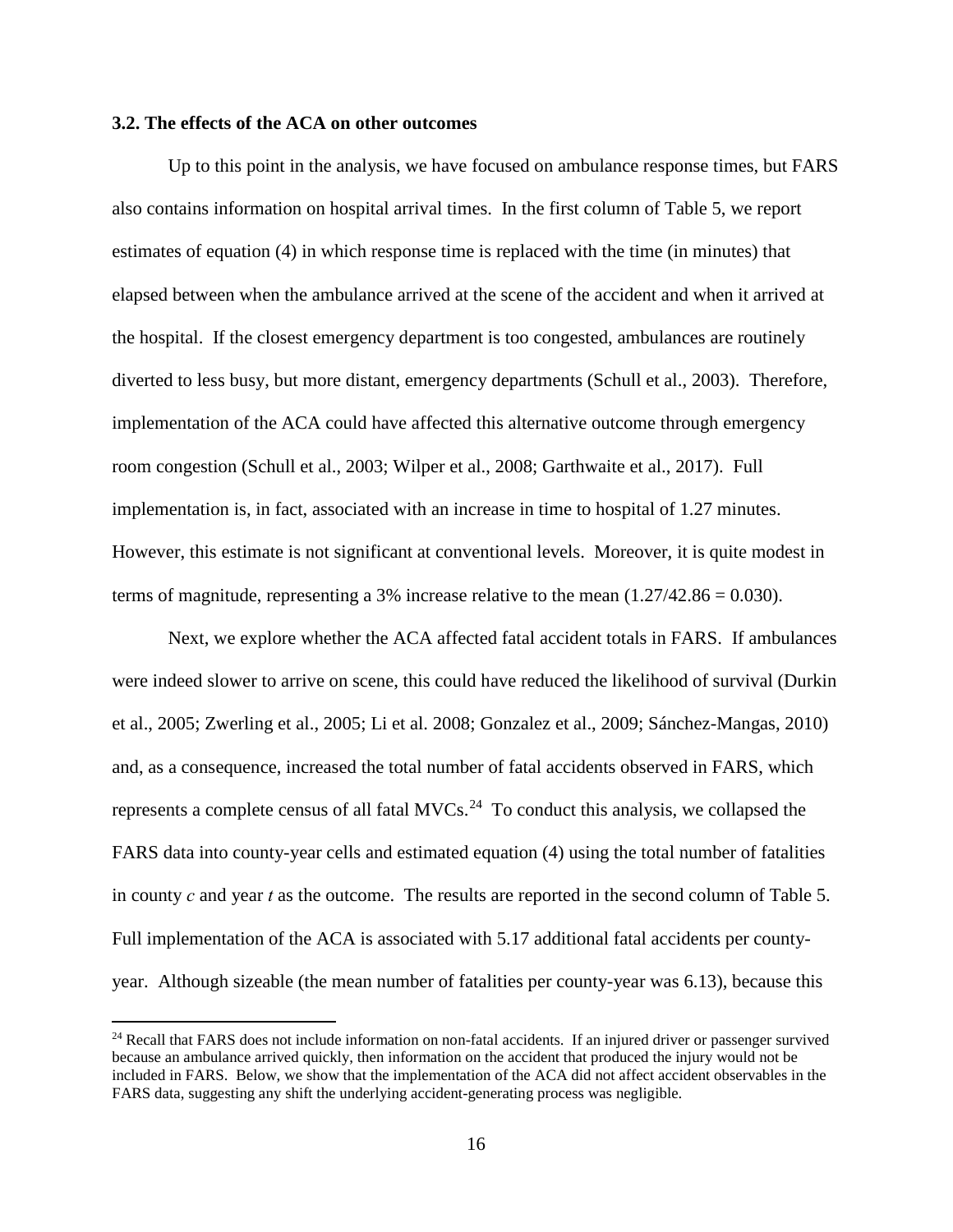### 3.2. The effects of the ACA on other outcomes

Up to this point in the analysis, we have focused on ambulance response times, but FARS also contains information on hospital arrival times. In the first column of Table 5, we report estimates of equation (4) in which response time is replaced with the time (in minutes) that elapsed between when the ambulance arrived at the scene of the accident and when it arrived at the hospital. If the closest emergency department is too congested, ambulances are routinely diverted to less busy, but more distant, emergency departments (Schull et al., 2003). Therefore, implementation of the ACA could have affected this alternative outcome through emergency room congestion (Schull et al., 2003; Wilper et al., 2008; Garthwaite et al., 2017). Full implementation is, in fact, associated with an increase in time to hospital of 1.27 minutes. However, this estimate is not significant at conventional levels. Moreover, it is quite modest in terms of magnitude, representing a 3% increase relative to the mean (1.27/42.86 = 0.030).

Next, we explore whether the ACA affected fatal accident totals in FARS. If ambulances were indeed slower to arrive on scene, this could have reduced the likelihood of survival (Durkin et al., 2005; Zwerling et al., 2005; Li et al. 2008; Gonzalez et al., 2009; Sánchez-Mangas, 2010) and, as a consequence, increased the total number of fatal accidents observed in FARS, which represents a complete census of all fatal MVCs.[24] To conduct this analysis, we collapsed the FARS data into county-year cells and estimated equation (4) using the total number of fatalities in county *c* and year *t* as the outcome. The results are reported in the second column of Table 5. Full implementation of the ACA is associated with 5.17 additional fatal accidents per county-year. Although sizeable (the mean number of fatalities per county-year was 6.13), because this

[24] Recall that FARS does not include information on non-fatal accidents. If an injured driver or passenger survived because an ambulance arrived quickly, then information on the accident that produced the injury would not be included in FARS. Below, we show that the implementation of the ACA did not affect accident observables in the FARS data, suggesting any shift the underlying accident-generating process was negligible.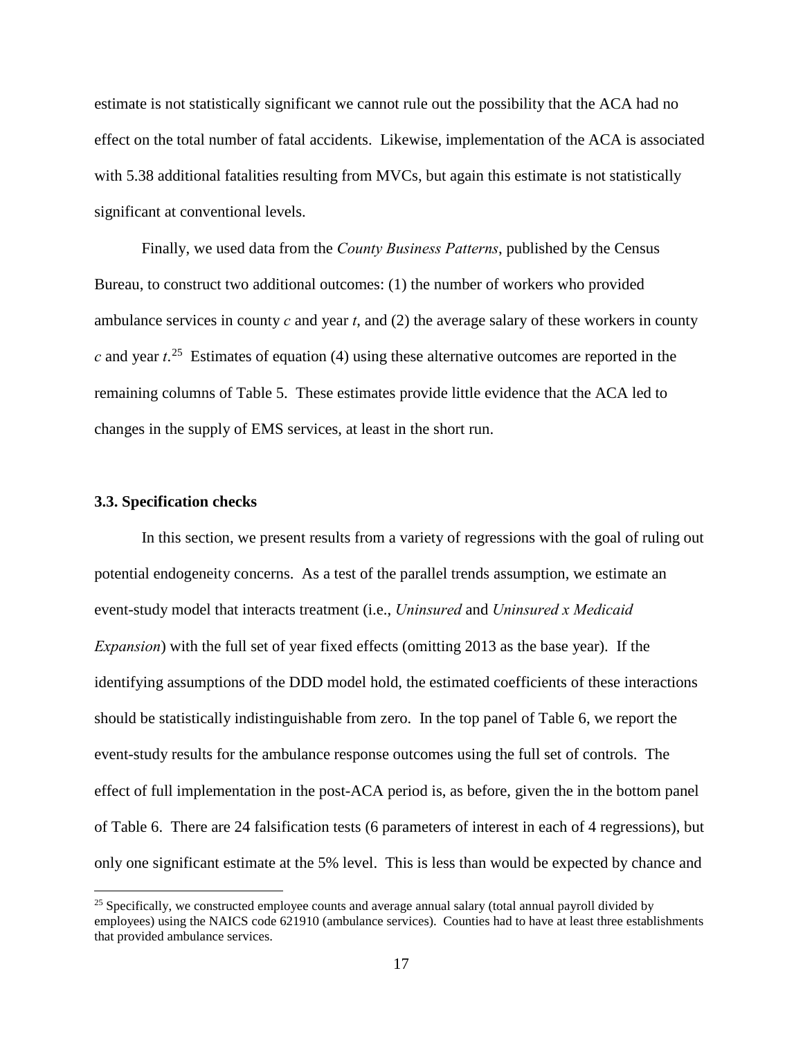estimate is not statistically significant we cannot rule out the possibility that the ACA had no effect on the total number of fatal accidents. Likewise, implementation of the ACA is associated with 5.38 additional fatalities resulting from MVCs, but again this estimate is not statistically significant at conventional levels.

Finally, we used data from the *County Business Patterns*, published by the Census Bureau, to construct two additional outcomes: (1) the number of workers who provided ambulance services in county $c$ and year $t$, and (2) the average salary of these workers in county $c$ and year $t$.[25] Estimates of equation (4) using these alternative outcomes are reported in the remaining columns of Table 5. These estimates provide little evidence that the ACA led to changes in the supply of EMS services, at least in the short run.

### 3.3. Specification checks

In this section, we present results from a variety of regressions with the goal of ruling out potential endogeneity concerns. As a test of the parallel trends assumption, we estimate an event-study model that interacts treatment (i.e., *Uninsured* and *Uninsured x Medicaid Expansion*) with the full set of year fixed effects (omitting 2013 as the base year). If the identifying assumptions of the DDD model hold, the estimated coefficients of these interactions should be statistically indistinguishable from zero. In the top panel of Table 6, we report the event-study results for the ambulance response outcomes using the full set of controls. The effect of full implementation in the post-ACA period is, as before, given the in the bottom panel of Table 6. There are 24 falsification tests (6 parameters of interest in each of 4 regressions), but only one significant estimate at the 5% level. This is less than would be expected by chance and

[25] Specifically, we constructed employee counts and average annual salary (total annual payroll divided by employees) using the NAICS code 621910 (ambulance services). Counties had to have at least three establishments that provided ambulance services.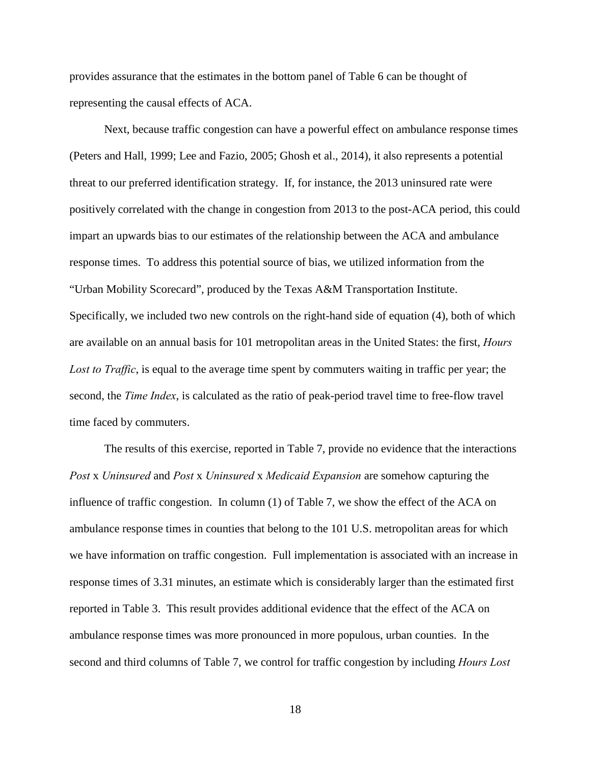provides assurance that the estimates in the bottom panel of Table 6 can be thought of representing the causal effects of ACA.

Next, because traffic congestion can have a powerful effect on ambulance response times (Peters and Hall, 1999; Lee and Fazio, 2005; Ghosh et al., 2014), it also represents a potential threat to our preferred identification strategy. If, for instance, the 2013 uninsured rate were positively correlated with the change in congestion from 2013 to the post-ACA period, this could impart an upwards bias to our estimates of the relationship between the ACA and ambulance response times. To address this potential source of bias, we utilized information from the "Urban Mobility Scorecard", produced by the Texas A&M Transportation Institute. Specifically, we included two new controls on the right-hand side of equation (4), both of which are available on an annual basis for 101 metropolitan areas in the United States: the first, *Hours Lost to Traffic*, is equal to the average time spent by commuters waiting in traffic per year; the second, the *Time Index*, is calculated as the ratio of peak-period travel time to free-flow travel time faced by commuters.

The results of this exercise, reported in Table 7, provide no evidence that the interactions *Post* x *Uninsured* and *Post* x *Uninsured* x *Medicaid Expansion* are somehow capturing the influence of traffic congestion. In column (1) of Table 7, we show the effect of the ACA on ambulance response times in counties that belong to the 101 U.S. metropolitan areas for which we have information on traffic congestion. Full implementation is associated with an increase in response times of 3.31 minutes, an estimate which is considerably larger than the estimated first reported in Table 3. This result provides additional evidence that the effect of the ACA on ambulance response times was more pronounced in more populous, urban counties. In the second and third columns of Table 7, we control for traffic congestion by including *Hours Lost*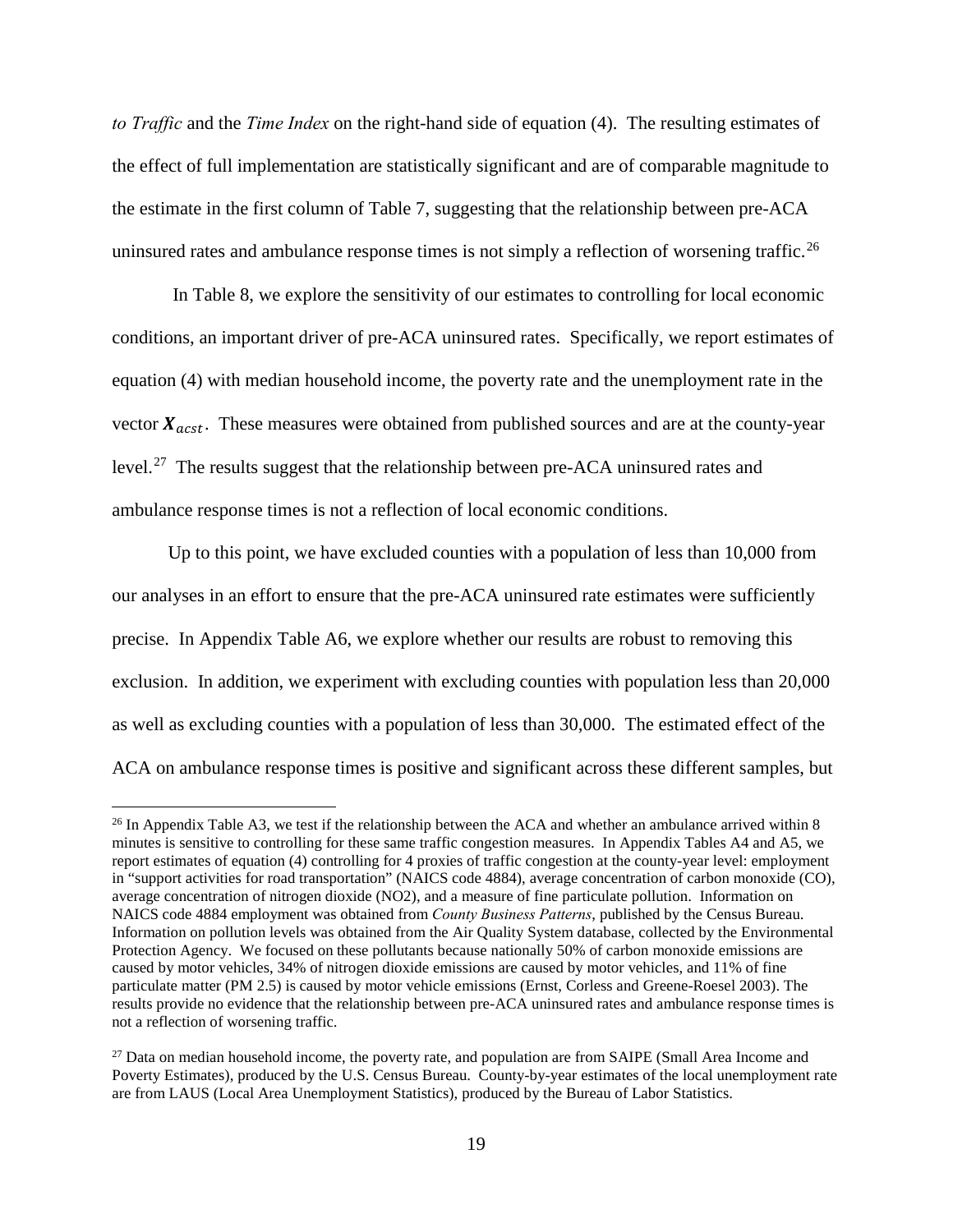*to Traffic* and the *Time Index* on the right-hand side of equation (4). The resulting estimates of the effect of full implementation are statistically significant and are of comparable magnitude to the estimate in the first column of Table 7, suggesting that the relationship between pre-ACA uninsured rates and ambulance response times is not simply a reflection of worsening traffic.[26]

In Table 8, we explore the sensitivity of our estimates to controlling for local economic conditions, an important driver of pre-ACA uninsured rates. Specifically, we report estimates of equation (4) with median household income, the poverty rate and the unemployment rate in the vector $\boldsymbol{X}_{acst}$. These measures were obtained from published sources and are at the county-year level.[27] The results suggest that the relationship between pre-ACA uninsured rates and ambulance response times is not a reflection of local economic conditions.

Up to this point, we have excluded counties with a population of less than 10,000 from our analyses in an effort to ensure that the pre-ACA uninsured rate estimates were sufficiently precise. In Appendix Table A6, we explore whether our results are robust to removing this exclusion. In addition, we experiment with excluding counties with population less than 20,000 as well as excluding counties with a population of less than 30,000. The estimated effect of the ACA on ambulance response times is positive and significant across these different samples, but

---

[26] In Appendix Table A3, we test if the relationship between the ACA and whether an ambulance arrived within 8 minutes is sensitive to controlling for these same traffic congestion measures. In Appendix Tables A4 and A5, we report estimates of equation (4) controlling for 4 proxies of traffic congestion at the county-year level: employment in "support activities for road transportation" (NAICS code 4884), average concentration of carbon monoxide (CO), average concentration of nitrogen dioxide (NO2), and a measure of fine particulate pollution. Information on NAICS code 4884 employment was obtained from *County Business Patterns*, published by the Census Bureau. Information on pollution levels was obtained from the Air Quality System database, collected by the Environmental Protection Agency. We focused on these pollutants because nationally 50% of carbon monoxide emissions are caused by motor vehicles, 34% of nitrogen dioxide emissions are caused by motor vehicles, and 11% of fine particulate matter (PM 2.5) is caused by motor vehicle emissions (Ernst, Corless and Greene-Roesel 2003). The results provide no evidence that the relationship between pre-ACA uninsured rates and ambulance response times is not a reflection of worsening traffic.

[27] Data on median household income, the poverty rate, and population are from SAIPE (Small Area Income and Poverty Estimates), produced by the U.S. Census Bureau. County-by-year estimates of the local unemployment rate are from LAUS (Local Area Unemployment Statistics), produced by the Bureau of Labor Statistics.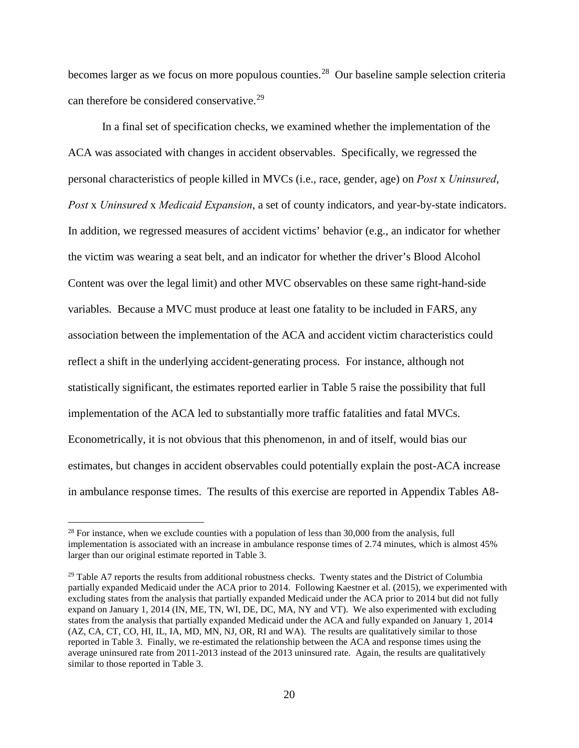becomes larger as we focus on more populous counties.[28] Our baseline sample selection criteria can therefore be considered conservative.[29]

In a final set of specification checks, we examined whether the implementation of the ACA was associated with changes in accident observables. Specifically, we regressed the personal characteristics of people killed in MVCs (i.e., race, gender, age) on *Post* x *Uninsured*, *Post* x *Uninsured* x *Medicaid Expansion*, a set of county indicators, and year-by-state indicators. In addition, we regressed measures of accident victims' behavior (e.g., an indicator for whether the victim was wearing a seat belt, and an indicator for whether the driver's Blood Alcohol Content was over the legal limit) and other MVC observables on these same right-hand-side variables. Because a MVC must produce at least one fatality to be included in FARS, any association between the implementation of the ACA and accident victim characteristics could reflect a shift in the underlying accident-generating process. For instance, although not statistically significant, the estimates reported earlier in Table 5 raise the possibility that full implementation of the ACA led to substantially more traffic fatalities and fatal MVCs. Econometrically, it is not obvious that this phenomenon, in and of itself, would bias our estimates, but changes in accident observables could potentially explain the post-ACA increase in ambulance response times. The results of this exercise are reported in Appendix Tables A8-

---

[28] For instance, when we exclude counties with a population of less than 30,000 from the analysis, full implementation is associated with an increase in ambulance response times of 2.74 minutes, which is almost 45% larger than our original estimate reported in Table 3.

[29] Table A7 reports the results from additional robustness checks. Twenty states and the District of Columbia partially expanded Medicaid under the ACA prior to 2014. Following Kaestner et al. (2015), we experimented with excluding states from the analysis that partially expanded Medicaid under the ACA prior to 2014 but did not fully expand on January 1, 2014 (IN, ME, TN, WI, DE, DC, MA, NY and VT). We also experimented with excluding states from the analysis that partially expanded Medicaid under the ACA and fully expanded on January 1, 2014 (AZ, CA, CT, CO, HI, IL, IA, MD, MN, NJ, OR, RI and WA). The results are qualitatively similar to those reported in Table 3. Finally, we re-estimated the relationship between the ACA and response times using the average uninsured rate from 2011-2013 instead of the 2013 uninsured rate. Again, the results are qualitatively similar to those reported in Table 3.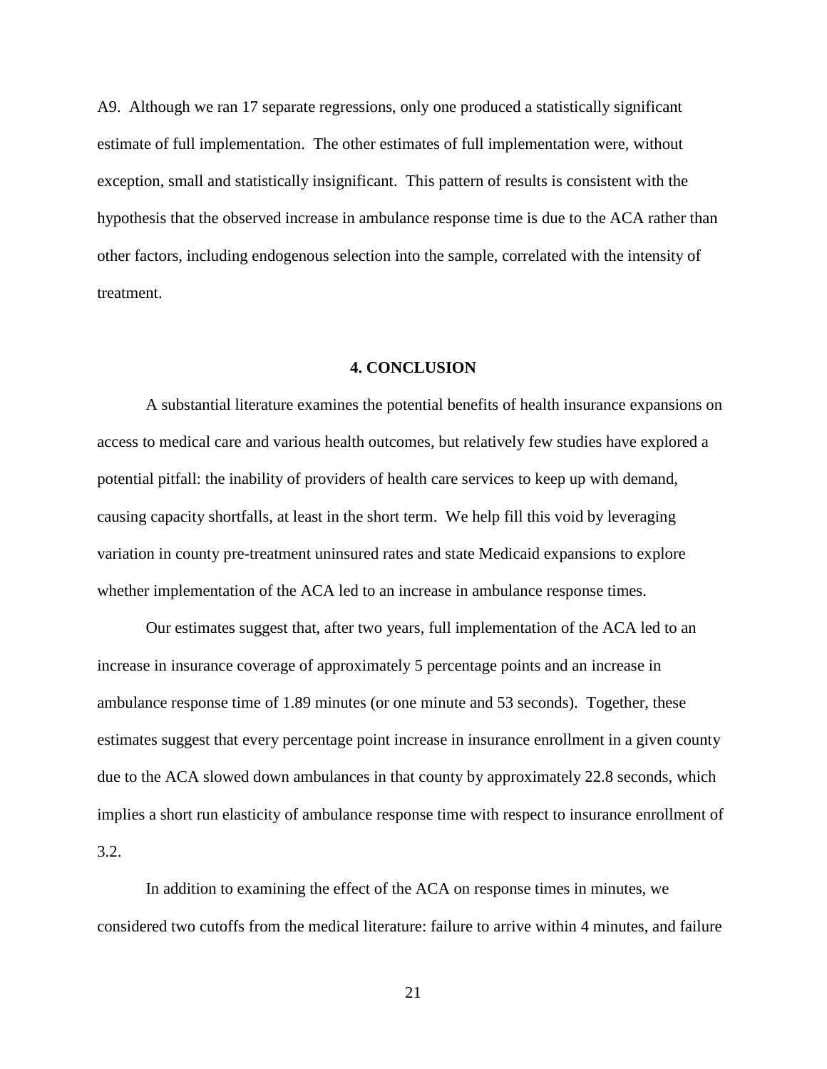A9. Although we ran 17 separate regressions, only one produced a statistically significant estimate of full implementation. The other estimates of full implementation were, without exception, small and statistically insignificant. This pattern of results is consistent with the hypothesis that the observed increase in ambulance response time is due to the ACA rather than other factors, including endogenous selection into the sample, correlated with the intensity of treatment.

## 4. CONCLUSION

A substantial literature examines the potential benefits of health insurance expansions on access to medical care and various health outcomes, but relatively few studies have explored a potential pitfall: the inability of providers of health care services to keep up with demand, causing capacity shortfalls, at least in the short term. We help fill this void by leveraging variation in county pre-treatment uninsured rates and state Medicaid expansions to explore whether implementation of the ACA led to an increase in ambulance response times.

Our estimates suggest that, after two years, full implementation of the ACA led to an increase in insurance coverage of approximately 5 percentage points and an increase in ambulance response time of 1.89 minutes (or one minute and 53 seconds). Together, these estimates suggest that every percentage point increase in insurance enrollment in a given county due to the ACA slowed down ambulances in that county by approximately 22.8 seconds, which implies a short run elasticity of ambulance response time with respect to insurance enrollment of 3.2.

In addition to examining the effect of the ACA on response times in minutes, we considered two cutoffs from the medical literature: failure to arrive within 4 minutes, and failure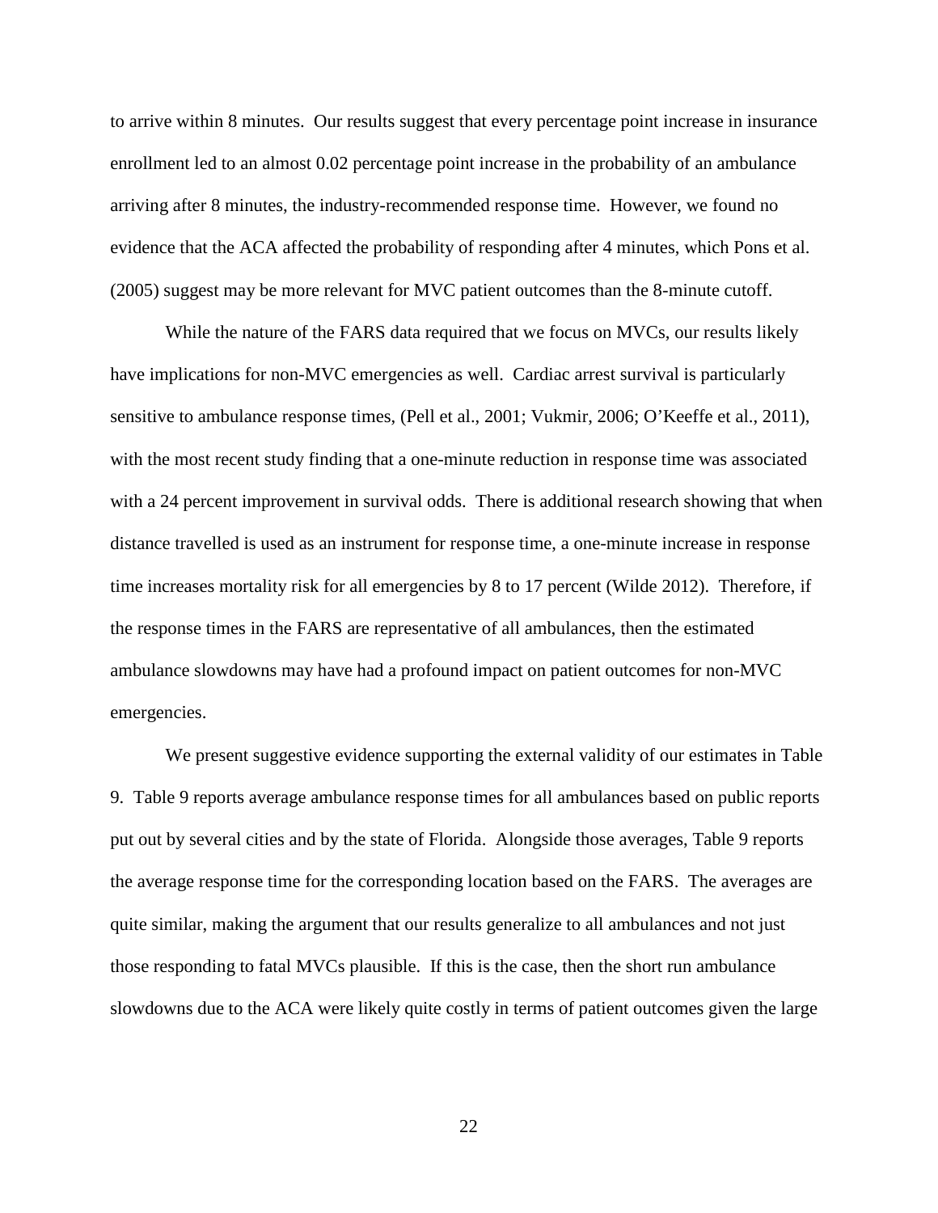to arrive within 8 minutes. Our results suggest that every percentage point increase in insurance enrollment led to an almost 0.02 percentage point increase in the probability of an ambulance arriving after 8 minutes, the industry-recommended response time. However, we found no evidence that the ACA affected the probability of responding after 4 minutes, which Pons et al. (2005) suggest may be more relevant for MVC patient outcomes than the 8-minute cutoff.

While the nature of the FARS data required that we focus on MVCs, our results likely have implications for non-MVC emergencies as well. Cardiac arrest survival is particularly sensitive to ambulance response times, (Pell et al., 2001; Vukmir, 2006; O'Keeffe et al., 2011), with the most recent study finding that a one-minute reduction in response time was associated with a 24 percent improvement in survival odds. There is additional research showing that when distance travelled is used as an instrument for response time, a one-minute increase in response time increases mortality risk for all emergencies by 8 to 17 percent (Wilde 2012). Therefore, if the response times in the FARS are representative of all ambulances, then the estimated ambulance slowdowns may have had a profound impact on patient outcomes for non-MVC emergencies.

We present suggestive evidence supporting the external validity of our estimates in Table 9. Table 9 reports average ambulance response times for all ambulances based on public reports put out by several cities and by the state of Florida. Alongside those averages, Table 9 reports the average response time for the corresponding location based on the FARS. The averages are quite similar, making the argument that our results generalize to all ambulances and not just those responding to fatal MVCs plausible. If this is the case, then the short run ambulance slowdowns due to the ACA were likely quite costly in terms of patient outcomes given the large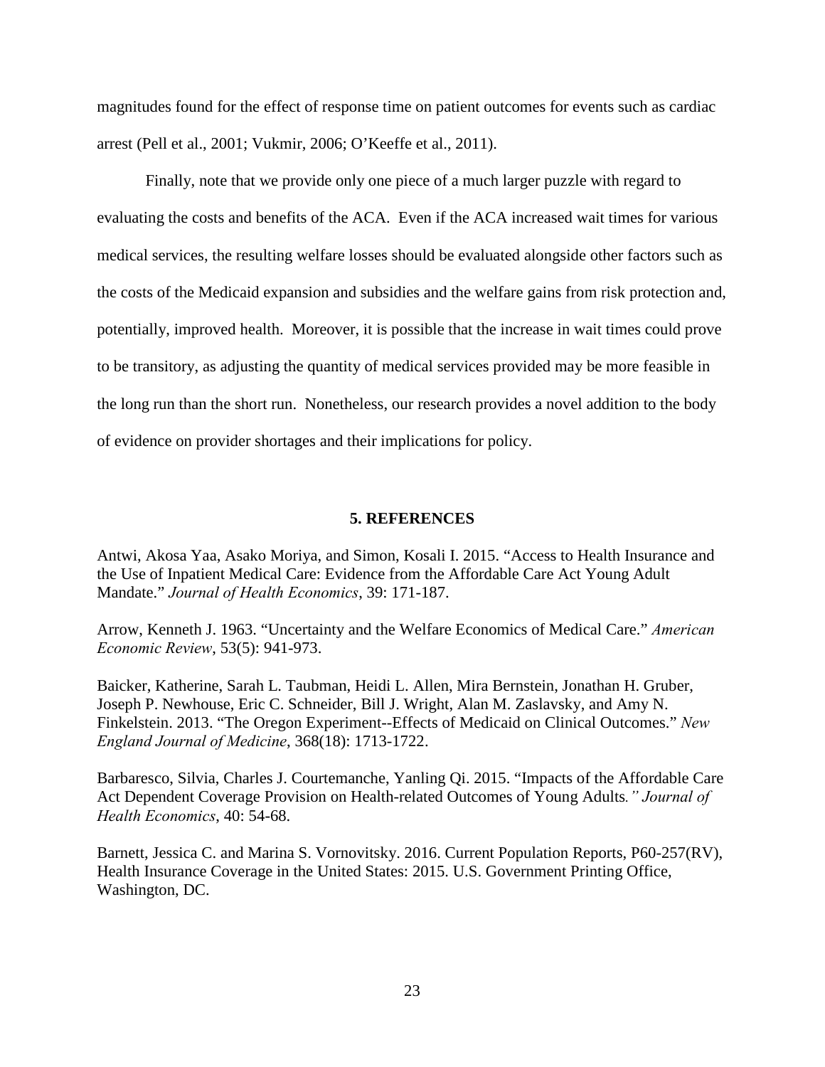magnitudes found for the effect of response time on patient outcomes for events such as cardiac arrest (Pell et al., 2001; Vukmir, 2006; O'Keeffe et al., 2011).

Finally, note that we provide only one piece of a much larger puzzle with regard to evaluating the costs and benefits of the ACA. Even if the ACA increased wait times for various medical services, the resulting welfare losses should be evaluated alongside other factors such as the costs of the Medicaid expansion and subsidies and the welfare gains from risk protection and, potentially, improved health. Moreover, it is possible that the increase in wait times could prove to be transitory, as adjusting the quantity of medical services provided may be more feasible in the long run than the short run. Nonetheless, our research provides a novel addition to the body of evidence on provider shortages and their implications for policy.

## 5. REFERENCES

Antwi, Akosa Yaa, Asako Moriya, and Simon, Kosali I. 2015. "Access to Health Insurance and the Use of Inpatient Medical Care: Evidence from the Affordable Care Act Young Adult Mandate." *Journal of Health Economics*, 39: 171-187.

Arrow, Kenneth J. 1963. "Uncertainty and the Welfare Economics of Medical Care." *American Economic Review*, 53(5): 941-973.

Baicker, Katherine, Sarah L. Taubman, Heidi L. Allen, Mira Bernstein, Jonathan H. Gruber, Joseph P. Newhouse, Eric C. Schneider, Bill J. Wright, Alan M. Zaslavsky, and Amy N. Finkelstein. 2013. "The Oregon Experiment--Effects of Medicaid on Clinical Outcomes." *New England Journal of Medicine*, 368(18): 1713-1722.

Barbaresco, Silvia, Charles J. Courtemanche, Yanling Qi. 2015. "Impacts of the Affordable Care Act Dependent Coverage Provision on Health-related Outcomes of Young Adults*." Journal of Health Economics*, 40: 54-68.

Barnett, Jessica C. and Marina S. Vornovitsky. 2016. Current Population Reports, P60-257(RV), Health Insurance Coverage in the United States: 2015. U.S. Government Printing Office, Washington, DC.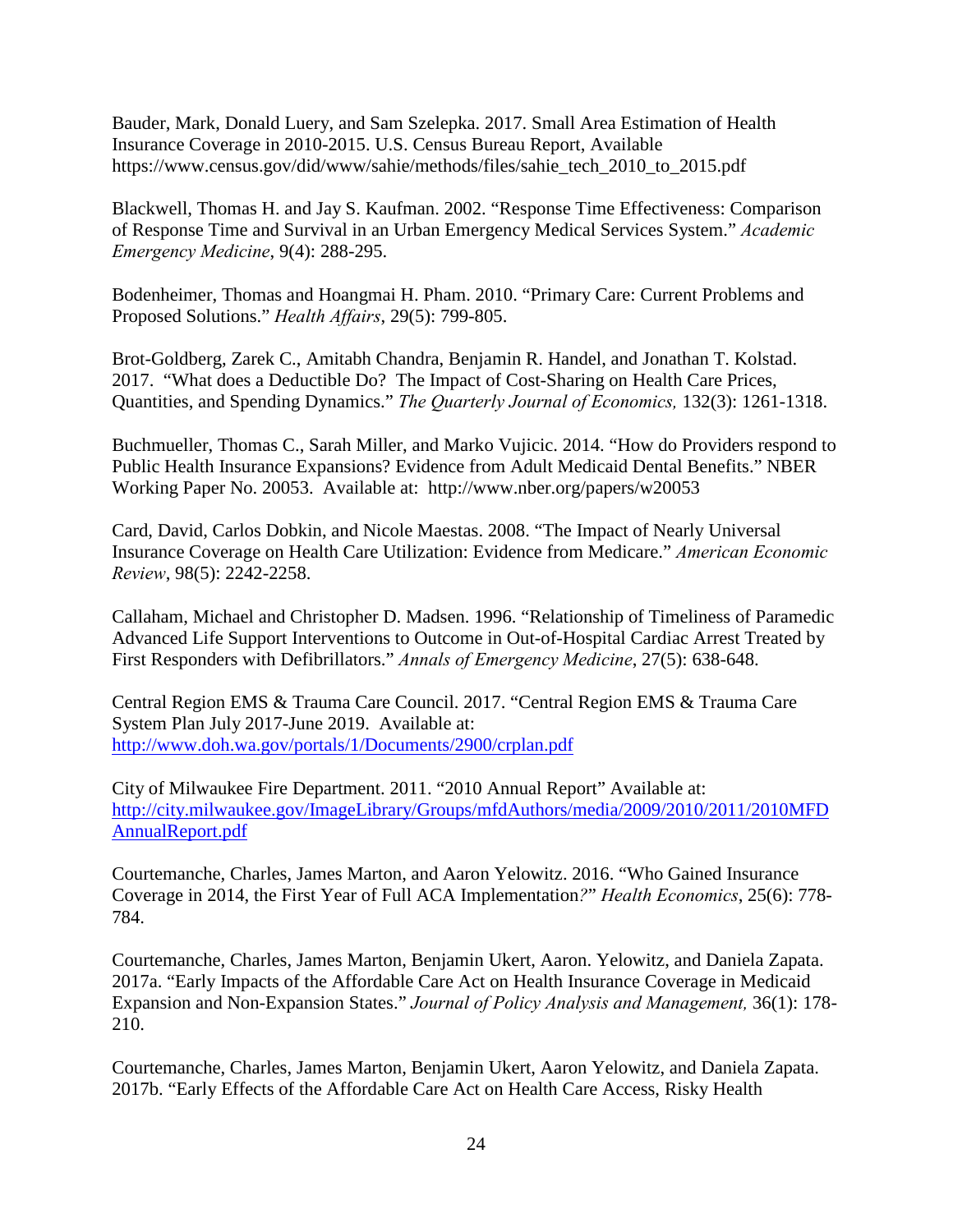Bauder, Mark, Donald Luery, and Sam Szelepka. 2017. Small Area Estimation of Health Insurance Coverage in 2010-2015. U.S. Census Bureau Report, Available https://www.census.gov/did/www/sahie/methods/files/sahie_tech_2010_to_2015.pdf

Blackwell, Thomas H. and Jay S. Kaufman. 2002. "Response Time Effectiveness: Comparison of Response Time and Survival in an Urban Emergency Medical Services System." *Academic Emergency Medicine*, 9(4): 288-295.

Bodenheimer, Thomas and Hoangmai H. Pham. 2010. "Primary Care: Current Problems and Proposed Solutions." *Health Affairs*, 29(5): 799-805.

Brot-Goldberg, Zarek C., Amitabh Chandra, Benjamin R. Handel, and Jonathan T. Kolstad. 2017. "What does a Deductible Do? The Impact of Cost-Sharing on Health Care Prices, Quantities, and Spending Dynamics." *The Quarterly Journal of Economics,* 132(3): 1261-1318.

Buchmueller, Thomas C., Sarah Miller, and Marko Vujicic. 2014. "How do Providers respond to Public Health Insurance Expansions? Evidence from Adult Medicaid Dental Benefits." NBER Working Paper No. 20053. Available at: http://www.nber.org/papers/w20053

Card, David, Carlos Dobkin, and Nicole Maestas. 2008. "The Impact of Nearly Universal Insurance Coverage on Health Care Utilization: Evidence from Medicare." *American Economic Review*, 98(5): 2242-2258.

Callaham, Michael and Christopher D. Madsen. 1996. "Relationship of Timeliness of Paramedic Advanced Life Support Interventions to Outcome in Out-of-Hospital Cardiac Arrest Treated by First Responders with Defibrillators." *Annals of Emergency Medicine*, 27(5): 638-648.

Central Region EMS & Trauma Care Council. 2017. "Central Region EMS & Trauma Care System Plan July 2017-June 2019. Available at: http://www.doh.wa.gov/portals/1/Documents/2900/crplan.pdf

City of Milwaukee Fire Department. 2011. "2010 Annual Report" Available at: http://city.milwaukee.gov/ImageLibrary/Groups/mfdAuthors/media/2009/2010/2011/2010MFDAnnualReport.pdf

Courtemanche, Charles, James Marton, and Aaron Yelowitz. 2016. "Who Gained Insurance Coverage in 2014, the First Year of Full ACA Implementation*?*" *Health Economics*, 25(6): 778-784.

Courtemanche, Charles, James Marton, Benjamin Ukert, Aaron. Yelowitz, and Daniela Zapata. 2017a. "Early Impacts of the Affordable Care Act on Health Insurance Coverage in Medicaid Expansion and Non-Expansion States." *Journal of Policy Analysis and Management,* 36(1): 178-210.

Courtemanche, Charles, James Marton, Benjamin Ukert, Aaron Yelowitz, and Daniela Zapata. 2017b. "Early Effects of the Affordable Care Act on Health Care Access, Risky Health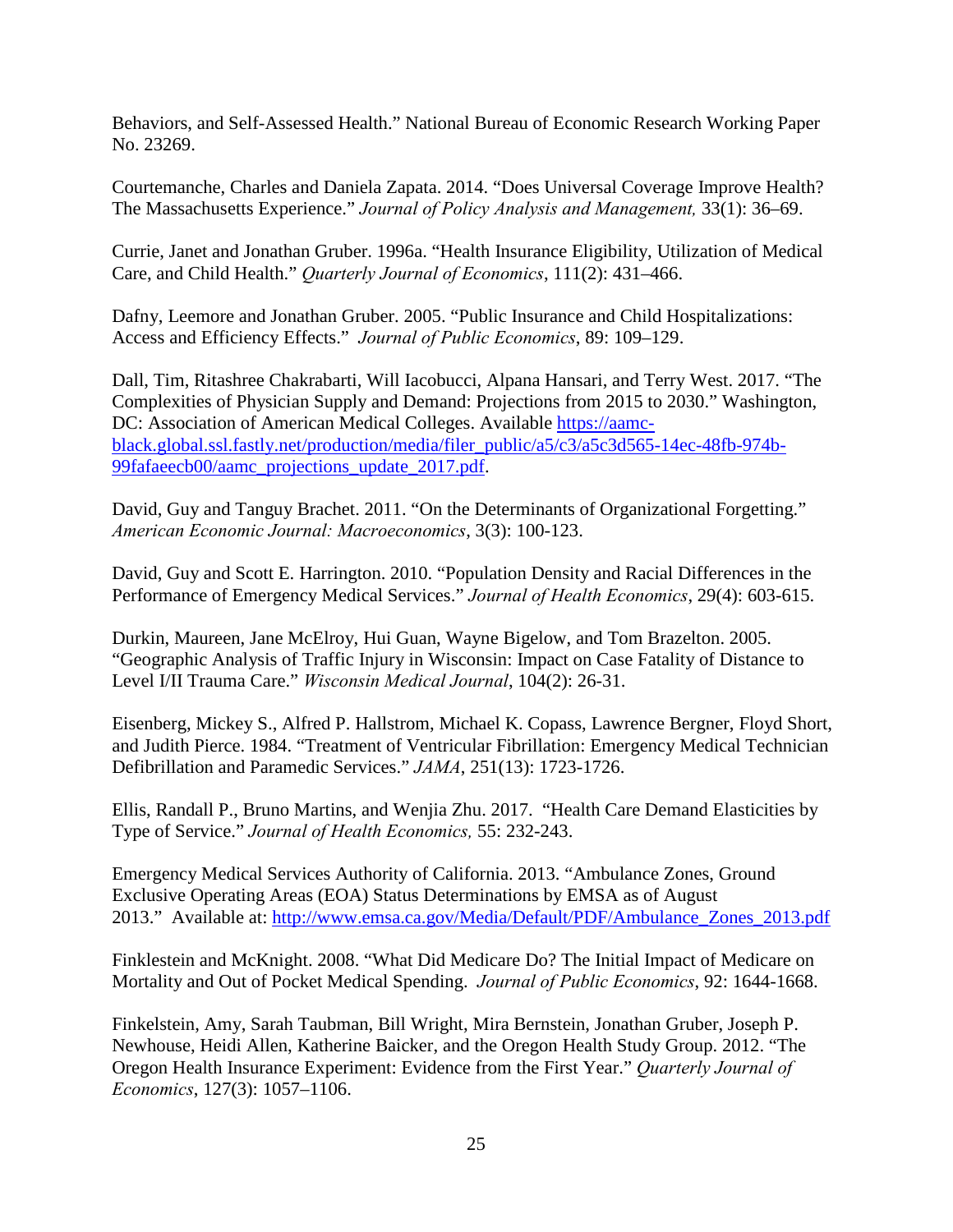Behaviors, and Self-Assessed Health." National Bureau of Economic Research Working Paper No. 23269.

Courtemanche, Charles and Daniela Zapata. 2014. "Does Universal Coverage Improve Health? The Massachusetts Experience." *Journal of Policy Analysis and Management,* 33(1): 36–69.

Currie, Janet and Jonathan Gruber. 1996a. "Health Insurance Eligibility, Utilization of Medical Care, and Child Health." *Quarterly Journal of Economics*, 111(2): 431–466.

Dafny, Leemore and Jonathan Gruber. 2005. "Public Insurance and Child Hospitalizations: Access and Efficiency Effects." *Journal of Public Economics*, 89: 109–129.

Dall, Tim, Ritashree Chakrabarti, Will Iacobucci, Alpana Hansari, and Terry West. 2017. "The Complexities of Physician Supply and Demand: Projections from 2015 to 2030." Washington, DC: Association of American Medical Colleges. Available https://aamc-black.global.ssl.fastly.net/production/media/filer_public/a5/c3/a5c3d565-14ec-48fb-974b-99fafaeecb00/aamc_projections_update_2017.pdf.

David, Guy and Tanguy Brachet. 2011. "On the Determinants of Organizational Forgetting." *American Economic Journal: Macroeconomics*, 3(3): 100-123.

David, Guy and Scott E. Harrington. 2010. "Population Density and Racial Differences in the Performance of Emergency Medical Services." *Journal of Health Economics*, 29(4): 603-615.

Durkin, Maureen, Jane McElroy, Hui Guan, Wayne Bigelow, and Tom Brazelton. 2005. "Geographic Analysis of Traffic Injury in Wisconsin: Impact on Case Fatality of Distance to Level I/II Trauma Care." *Wisconsin Medical Journal*, 104(2): 26-31.

Eisenberg, Mickey S., Alfred P. Hallstrom, Michael K. Copass, Lawrence Bergner, Floyd Short, and Judith Pierce. 1984. "Treatment of Ventricular Fibrillation: Emergency Medical Technician Defibrillation and Paramedic Services." *JAMA*, 251(13): 1723-1726.

Ellis, Randall P., Bruno Martins, and Wenjia Zhu. 2017. "Health Care Demand Elasticities by Type of Service." *Journal of Health Economics,* 55: 232-243.

Emergency Medical Services Authority of California. 2013. "Ambulance Zones, Ground Exclusive Operating Areas (EOA) Status Determinations by EMSA as of August 2013." Available at: http://www.emsa.ca.gov/Media/Default/PDF/Ambulance_Zones_2013.pdf

Finklestein and McKnight. 2008. "What Did Medicare Do? The Initial Impact of Medicare on Mortality and Out of Pocket Medical Spending. *Journal of Public Economics*, 92: 1644-1668.

Finkelstein, Amy, Sarah Taubman, Bill Wright, Mira Bernstein, Jonathan Gruber, Joseph P. Newhouse, Heidi Allen, Katherine Baicker, and the Oregon Health Study Group. 2012. "The Oregon Health Insurance Experiment: Evidence from the First Year." *Quarterly Journal of Economics*, 127(3): 1057–1106.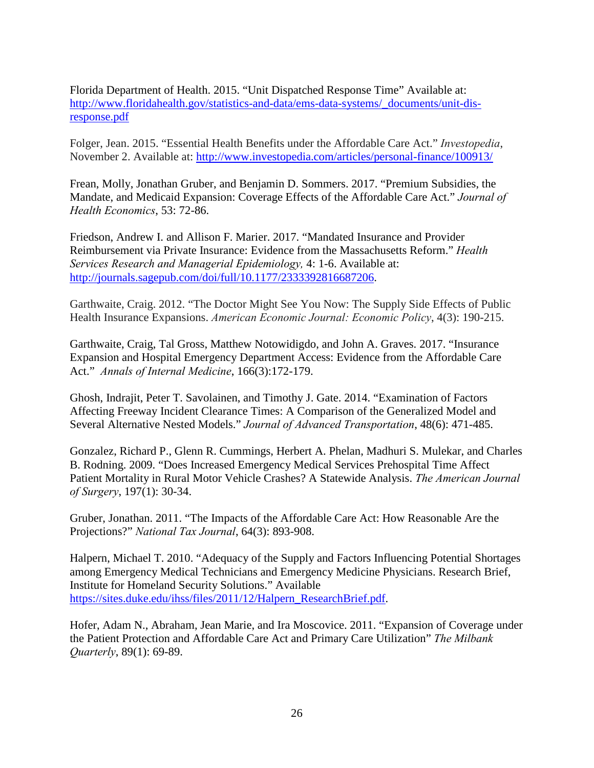Florida Department of Health. 2015. “Unit Dispatched Response Time” Available at: http://www.floridahealth.gov/statistics-and-data/ems-data-systems/_documents/unit-dis-response.pdf

Folger, Jean. 2015. “Essential Health Benefits under the Affordable Care Act.” *Investopedia*, November 2. Available at: http://www.investopedia.com/articles/personal-finance/100913/

Frean, Molly, Jonathan Gruber, and Benjamin D. Sommers. 2017. “Premium Subsidies, the Mandate, and Medicaid Expansion: Coverage Effects of the Affordable Care Act.” *Journal of Health Economics*, 53: 72-86.

Friedson, Andrew I. and Allison F. Marier. 2017. “Mandated Insurance and Provider Reimbursement via Private Insurance: Evidence from the Massachusetts Reform.” *Health Services Research and Managerial Epidemiology,* 4: 1-6. Available at: http://journals.sagepub.com/doi/full/10.1177/2333392816687206.

Garthwaite, Craig. 2012. “The Doctor Might See You Now: The Supply Side Effects of Public Health Insurance Expansions. *American Economic Journal: Economic Policy*, 4(3): 190-215.

Garthwaite, Craig, Tal Gross, Matthew Notowidigdo, and John A. Graves. 2017. “Insurance Expansion and Hospital Emergency Department Access: Evidence from the Affordable Care Act.” *Annals of Internal Medicine*, 166(3):172-179.

Ghosh, Indrajit, Peter T. Savolainen, and Timothy J. Gate. 2014. “Examination of Factors Affecting Freeway Incident Clearance Times: A Comparison of the Generalized Model and Several Alternative Nested Models.” *Journal of Advanced Transportation*, 48(6): 471-485.

Gonzalez, Richard P., Glenn R. Cummings, Herbert A. Phelan, Madhuri S. Mulekar, and Charles B. Rodning. 2009. “Does Increased Emergency Medical Services Prehospital Time Affect Patient Mortality in Rural Motor Vehicle Crashes? A Statewide Analysis. *The American Journal of Surgery*, 197(1): 30-34.

Gruber, Jonathan. 2011. “The Impacts of the Affordable Care Act: How Reasonable Are the Projections?” *National Tax Journal*, 64(3): 893-908.

Halpern, Michael T. 2010. “Adequacy of the Supply and Factors Influencing Potential Shortages among Emergency Medical Technicians and Emergency Medicine Physicians. Research Brief, Institute for Homeland Security Solutions.” Available https://sites.duke.edu/ihss/files/2011/12/Halpern_ResearchBrief.pdf.

Hofer, Adam N., Abraham, Jean Marie, and Ira Moscovice. 2011. “Expansion of Coverage under the Patient Protection and Affordable Care Act and Primary Care Utilization” *The Milbank Quarterly*, 89(1): 69-89.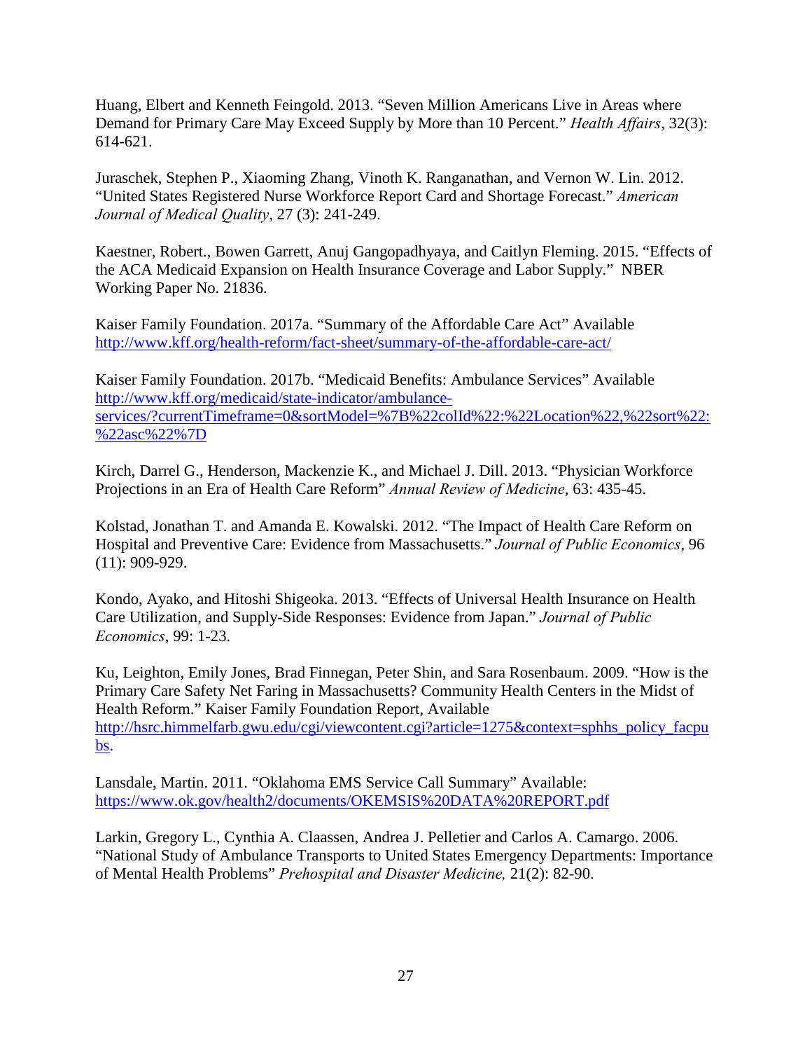Huang, Elbert and Kenneth Feingold. 2013. "Seven Million Americans Live in Areas where Demand for Primary Care May Exceed Supply by More than 10 Percent." *Health Affairs*, 32(3): 614-621.

Juraschek, Stephen P., Xiaoming Zhang, Vinoth K. Ranganathan, and Vernon W. Lin. 2012. "United States Registered Nurse Workforce Report Card and Shortage Forecast." *American Journal of Medical Quality*, 27 (3): 241-249.

Kaestner, Robert., Bowen Garrett, Anuj Gangopadhyaya, and Caitlyn Fleming. 2015. "Effects of the ACA Medicaid Expansion on Health Insurance Coverage and Labor Supply." NBER Working Paper No. 21836.

Kaiser Family Foundation. 2017a. "Summary of the Affordable Care Act" Available http://www.kff.org/health-reform/fact-sheet/summary-of-the-affordable-care-act/

Kaiser Family Foundation. 2017b. "Medicaid Benefits: Ambulance Services" Available http://www.kff.org/medicaid/state-indicator/ambulance-services/?currentTimeframe=0&sortModel=%7B%22colId%22:%22Location%22,%22sort%22:%22asc%22%7D

Kirch, Darrel G., Henderson, Mackenzie K., and Michael J. Dill. 2013. "Physician Workforce Projections in an Era of Health Care Reform" *Annual Review of Medicine*, 63: 435-45.

Kolstad, Jonathan T. and Amanda E. Kowalski. 2012. "The Impact of Health Care Reform on Hospital and Preventive Care: Evidence from Massachusetts." *Journal of Public Economics*, 96 (11): 909-929.

Kondo, Ayako, and Hitoshi Shigeoka. 2013. "Effects of Universal Health Insurance on Health Care Utilization, and Supply-Side Responses: Evidence from Japan." *Journal of Public Economics*, 99: 1-23.

Ku, Leighton, Emily Jones, Brad Finnegan, Peter Shin, and Sara Rosenbaum. 2009. "How is the Primary Care Safety Net Faring in Massachusetts? Community Health Centers in the Midst of Health Reform." Kaiser Family Foundation Report, Available http://hsrc.himmelfarb.gwu.edu/cgi/viewcontent.cgi?article=1275&context=sphhs_policy_facpubs.

Lansdale, Martin. 2011. "Oklahoma EMS Service Call Summary" Available: https://www.ok.gov/health2/documents/OKEMSIS%20DATA%20REPORT.pdf

Larkin, Gregory L., Cynthia A. Claassen, Andrea J. Pelletier and Carlos A. Camargo. 2006. "National Study of Ambulance Transports to United States Emergency Departments: Importance of Mental Health Problems" *Prehospital and Disaster Medicine,* 21(2): 82-90.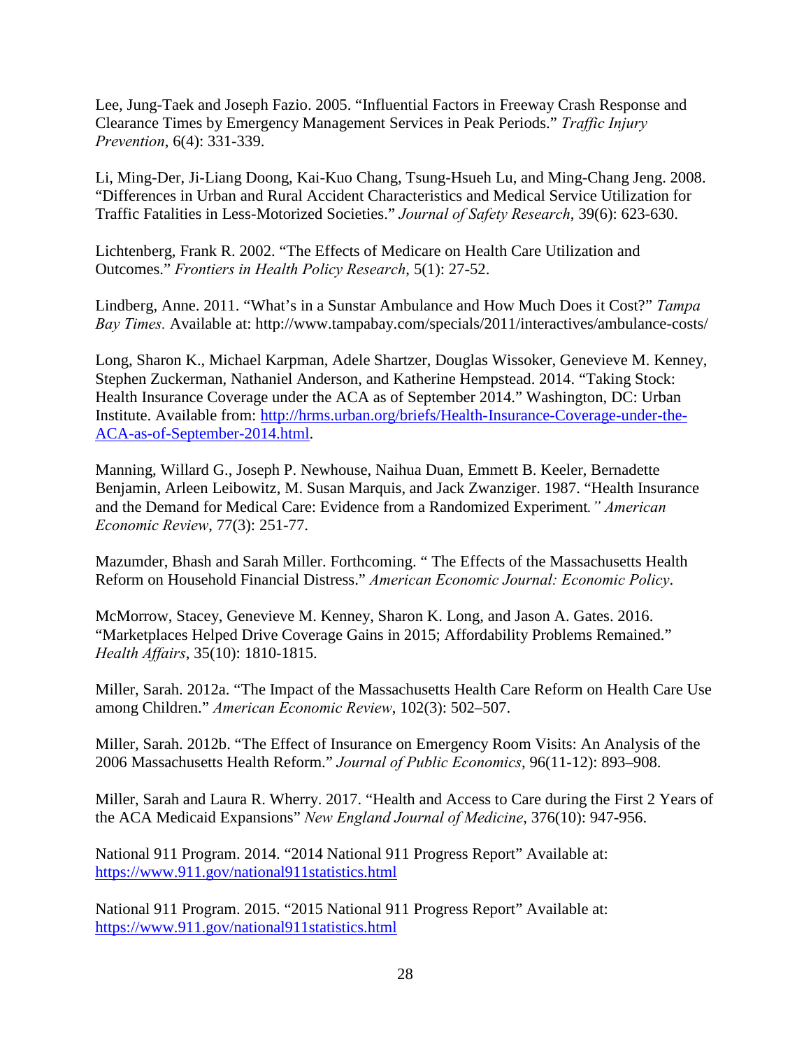Lee, Jung-Taek and Joseph Fazio. 2005. "Influential Factors in Freeway Crash Response and Clearance Times by Emergency Management Services in Peak Periods." *Traffic Injury Prevention*, 6(4): 331-339.

Li, Ming-Der, Ji-Liang Doong, Kai-Kuo Chang, Tsung-Hsueh Lu, and Ming-Chang Jeng. 2008. "Differences in Urban and Rural Accident Characteristics and Medical Service Utilization for Traffic Fatalities in Less-Motorized Societies." *Journal of Safety Research*, 39(6): 623-630.

Lichtenberg, Frank R. 2002. "The Effects of Medicare on Health Care Utilization and Outcomes." *Frontiers in Health Policy Research*, 5(1): 27-52.

Lindberg, Anne. 2011. "What's in a Sunstar Ambulance and How Much Does it Cost?" *Tampa Bay Times.* Available at: http://www.tampabay.com/specials/2011/interactives/ambulance-costs/

Long, Sharon K., Michael Karpman, Adele Shartzer, Douglas Wissoker, Genevieve M. Kenney, Stephen Zuckerman, Nathaniel Anderson, and Katherine Hempstead. 2014. "Taking Stock: Health Insurance Coverage under the ACA as of September 2014." Washington, DC: Urban Institute. Available from: http://hrms.urban.org/briefs/Health-Insurance-Coverage-under-the-ACA-as-of-September-2014.html.

Manning, Willard G., Joseph P. Newhouse, Naihua Duan, Emmett B. Keeler, Bernadette Benjamin, Arleen Leibowitz, M. Susan Marquis, and Jack Zwanziger. 1987. "Health Insurance and the Demand for Medical Care: Evidence from a Randomized Experiment*." American Economic Review*, 77(3): 251-77.

Mazumder, Bhash and Sarah Miller. Forthcoming. " The Effects of the Massachusetts Health Reform on Household Financial Distress." *American Economic Journal: Economic Policy*.

McMorrow, Stacey, Genevieve M. Kenney, Sharon K. Long, and Jason A. Gates. 2016. "Marketplaces Helped Drive Coverage Gains in 2015; Affordability Problems Remained." *Health Affairs*, 35(10): 1810-1815.

Miller, Sarah. 2012a. "The Impact of the Massachusetts Health Care Reform on Health Care Use among Children." *American Economic Review*, 102(3): 502–507.

Miller, Sarah. 2012b. "The Effect of Insurance on Emergency Room Visits: An Analysis of the 2006 Massachusetts Health Reform." *Journal of Public Economics*, 96(11-12): 893–908.

Miller, Sarah and Laura R. Wherry. 2017. "Health and Access to Care during the First 2 Years of the ACA Medicaid Expansions" *New England Journal of Medicine*, 376(10): 947-956.

National 911 Program. 2014. "2014 National 911 Progress Report" Available at: https://www.911.gov/national911statistics.html

National 911 Program. 2015. "2015 National 911 Progress Report" Available at: https://www.911.gov/national911statistics.html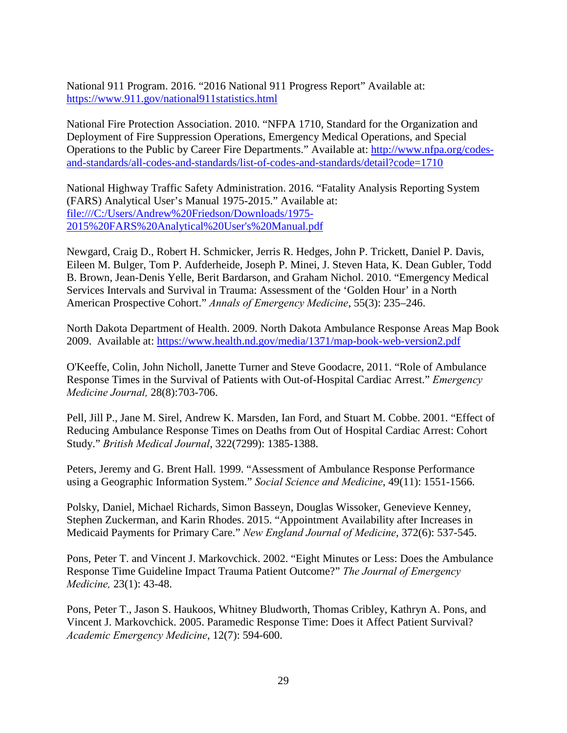National 911 Program. 2016. "2016 National 911 Progress Report" Available at: https://www.911.gov/national911statistics.html

National Fire Protection Association. 2010. "NFPA 1710, Standard for the Organization and Deployment of Fire Suppression Operations, Emergency Medical Operations, and Special Operations to the Public by Career Fire Departments." Available at: http://www.nfpa.org/codes-and-standards/all-codes-and-standards/list-of-codes-and-standards/detail?code=1710

National Highway Traffic Safety Administration. 2016. "Fatality Analysis Reporting System (FARS) Analytical User's Manual 1975-2015." Available at: file:///C:/Users/Andrew%20Friedson/Downloads/1975-2015%20FARS%20Analytical%20User's%20Manual.pdf

Newgard, Craig D., Robert H. Schmicker, Jerris R. Hedges, John P. Trickett, Daniel P. Davis, Eileen M. Bulger, Tom P. Aufderheide, Joseph P. Minei, J. Steven Hata, K. Dean Gubler, Todd B. Brown, Jean-Denis Yelle, Berit Bardarson, and Graham Nichol. 2010. "Emergency Medical Services Intervals and Survival in Trauma: Assessment of the 'Golden Hour' in a North American Prospective Cohort." *Annals of Emergency Medicine*, 55(3): 235–246.

North Dakota Department of Health. 2009. North Dakota Ambulance Response Areas Map Book 2009. Available at: https://www.health.nd.gov/media/1371/map-book-web-version2.pdf

O'Keeffe, Colin, John Nicholl, Janette Turner and Steve Goodacre, 2011. "Role of Ambulance Response Times in the Survival of Patients with Out-of-Hospital Cardiac Arrest." *Emergency Medicine Journal,* 28(8):703-706.

Pell, Jill P., Jane M. Sirel, Andrew K. Marsden, Ian Ford, and Stuart M. Cobbe. 2001. "Effect of Reducing Ambulance Response Times on Deaths from Out of Hospital Cardiac Arrest: Cohort Study." *British Medical Journal*, 322(7299): 1385-1388.

Peters, Jeremy and G. Brent Hall. 1999. "Assessment of Ambulance Response Performance using a Geographic Information System." *Social Science and Medicine*, 49(11): 1551-1566.

Polsky, Daniel, Michael Richards, Simon Basseyn, Douglas Wissoker, Genevieve Kenney, Stephen Zuckerman, and Karin Rhodes. 2015. "Appointment Availability after Increases in Medicaid Payments for Primary Care." *New England Journal of Medicine*, 372(6): 537-545.

Pons, Peter T. and Vincent J. Markovchick. 2002. "Eight Minutes or Less: Does the Ambulance Response Time Guideline Impact Trauma Patient Outcome?" *The Journal of Emergency Medicine,* 23(1): 43-48.

Pons, Peter T., Jason S. Haukoos, Whitney Bludworth, Thomas Cribley, Kathryn A. Pons, and Vincent J. Markovchick. 2005. Paramedic Response Time: Does it Affect Patient Survival? *Academic Emergency Medicine*, 12(7): 594-600.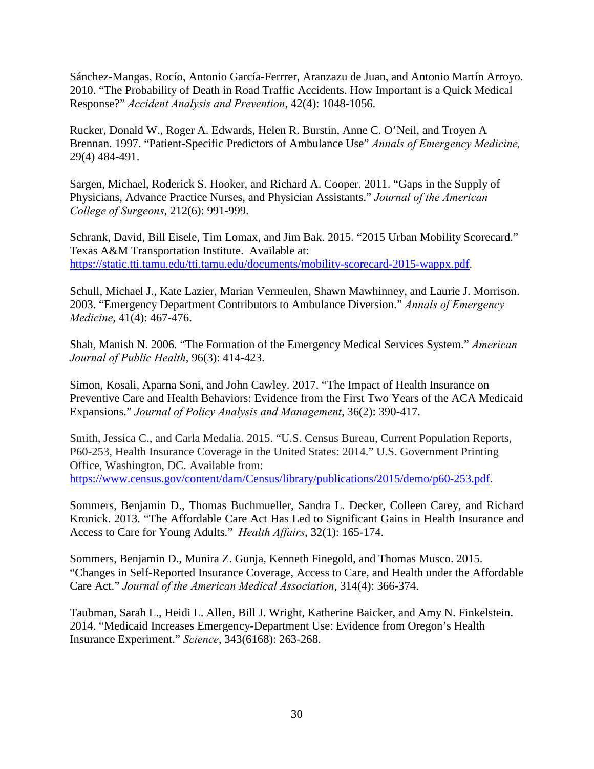Sánchez-Mangas, Rocío, Antonio García-Ferrrer, Aranzazu de Juan, and Antonio Martín Arroyo. 2010. "The Probability of Death in Road Traffic Accidents. How Important is a Quick Medical Response?" *Accident Analysis and Prevention*, 42(4): 1048-1056.

Rucker, Donald W., Roger A. Edwards, Helen R. Burstin, Anne C. O'Neil, and Troyen A Brennan. 1997. "Patient-Specific Predictors of Ambulance Use" *Annals of Emergency Medicine,* 29(4) 484-491.

Sargen, Michael, Roderick S. Hooker, and Richard A. Cooper. 2011. "Gaps in the Supply of Physicians, Advance Practice Nurses, and Physician Assistants." *Journal of the American College of Surgeons*, 212(6): 991-999.

Schrank, David, Bill Eisele, Tim Lomax, and Jim Bak. 2015. "2015 Urban Mobility Scorecard." Texas A&M Transportation Institute. Available at: https://static.tti.tamu.edu/tti.tamu.edu/documents/mobility-scorecard-2015-wappx.pdf.

Schull, Michael J., Kate Lazier, Marian Vermeulen, Shawn Mawhinney, and Laurie J. Morrison. 2003. "Emergency Department Contributors to Ambulance Diversion." *Annals of Emergency Medicine*, 41(4): 467-476.

Shah, Manish N. 2006. "The Formation of the Emergency Medical Services System." *American Journal of Public Health*, 96(3): 414-423.

Simon, Kosali, Aparna Soni, and John Cawley. 2017. "The Impact of Health Insurance on Preventive Care and Health Behaviors: Evidence from the First Two Years of the ACA Medicaid Expansions." *Journal of Policy Analysis and Management*, 36(2): 390-417.

Smith, Jessica C., and Carla Medalia. 2015. "U.S. Census Bureau, Current Population Reports, P60-253, Health Insurance Coverage in the United States: 2014." U.S. Government Printing Office, Washington, DC. Available from: https://www.census.gov/content/dam/Census/library/publications/2015/demo/p60-253.pdf.

Sommers, Benjamin D., Thomas Buchmueller, Sandra L. Decker, Colleen Carey, and Richard Kronick. 2013. "The Affordable Care Act Has Led to Significant Gains in Health Insurance and Access to Care for Young Adults." *Health Affairs*, 32(1): 165-174.

Sommers, Benjamin D., Munira Z. Gunja, Kenneth Finegold, and Thomas Musco. 2015. "Changes in Self-Reported Insurance Coverage, Access to Care, and Health under the Affordable Care Act." *Journal of the American Medical Association*, 314(4): 366-374.

Taubman, Sarah L., Heidi L. Allen, Bill J. Wright, Katherine Baicker, and Amy N. Finkelstein. 2014. "Medicaid Increases Emergency-Department Use: Evidence from Oregon's Health Insurance Experiment." *Science*, 343(6168): 263-268.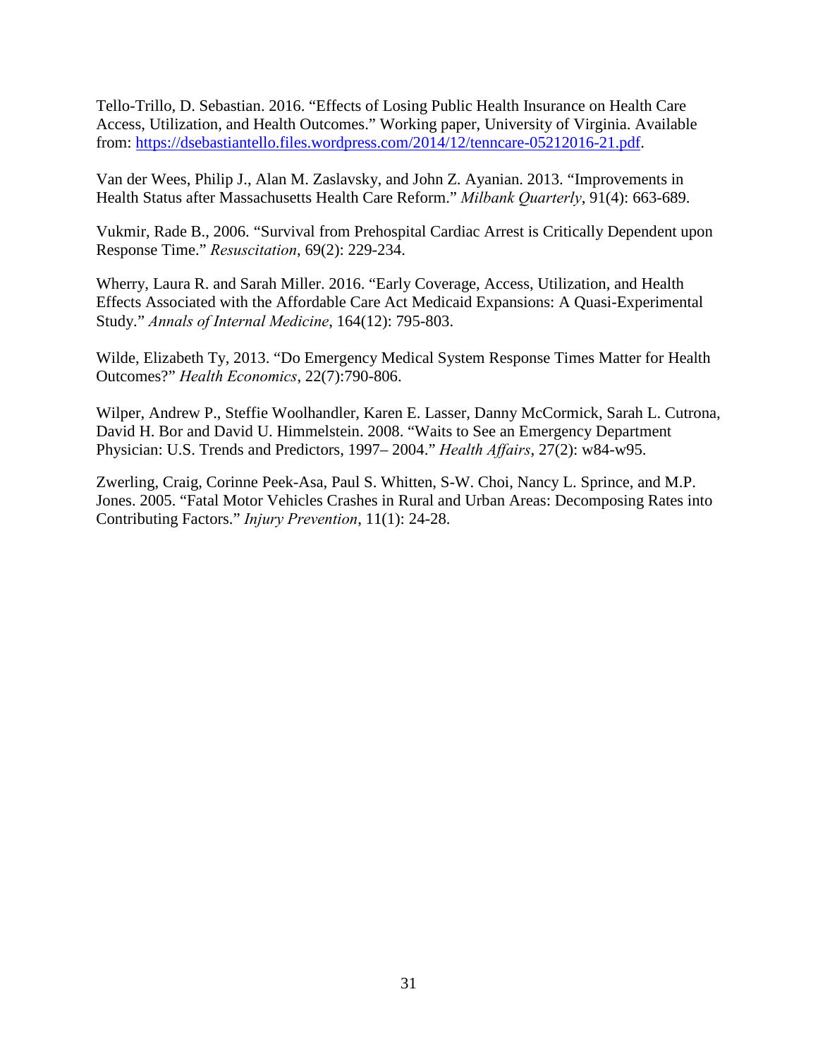Tello-Trillo, D. Sebastian. 2016. "Effects of Losing Public Health Insurance on Health Care Access, Utilization, and Health Outcomes." Working paper, University of Virginia. Available from: https://dsebastiantello.files.wordpress.com/2014/12/tenncare-05212016-21.pdf.

Van der Wees, Philip J., Alan M. Zaslavsky, and John Z. Ayanian. 2013. "Improvements in Health Status after Massachusetts Health Care Reform." *Milbank Quarterly*, 91(4): 663-689.

Vukmir, Rade B., 2006. "Survival from Prehospital Cardiac Arrest is Critically Dependent upon Response Time." *Resuscitation*, 69(2): 229-234.

Wherry, Laura R. and Sarah Miller. 2016. "Early Coverage, Access, Utilization, and Health Effects Associated with the Affordable Care Act Medicaid Expansions: A Quasi-Experimental Study." *Annals of Internal Medicine*, 164(12): 795-803.

Wilde, Elizabeth Ty, 2013. "Do Emergency Medical System Response Times Matter for Health Outcomes?" *Health Economics*, 22(7):790-806.

Wilper, Andrew P., Steffie Woolhandler, Karen E. Lasser, Danny McCormick, Sarah L. Cutrona, David H. Bor and David U. Himmelstein. 2008. "Waits to See an Emergency Department Physician: U.S. Trends and Predictors, 1997– 2004." *Health Affairs*, 27(2): w84-w95.

Zwerling, Craig, Corinne Peek-Asa, Paul S. Whitten, S-W. Choi, Nancy L. Sprince, and M.P. Jones. 2005. "Fatal Motor Vehicles Crashes in Rural and Urban Areas: Decomposing Rates into Contributing Factors." *Injury Prevention*, 11(1): 24-28.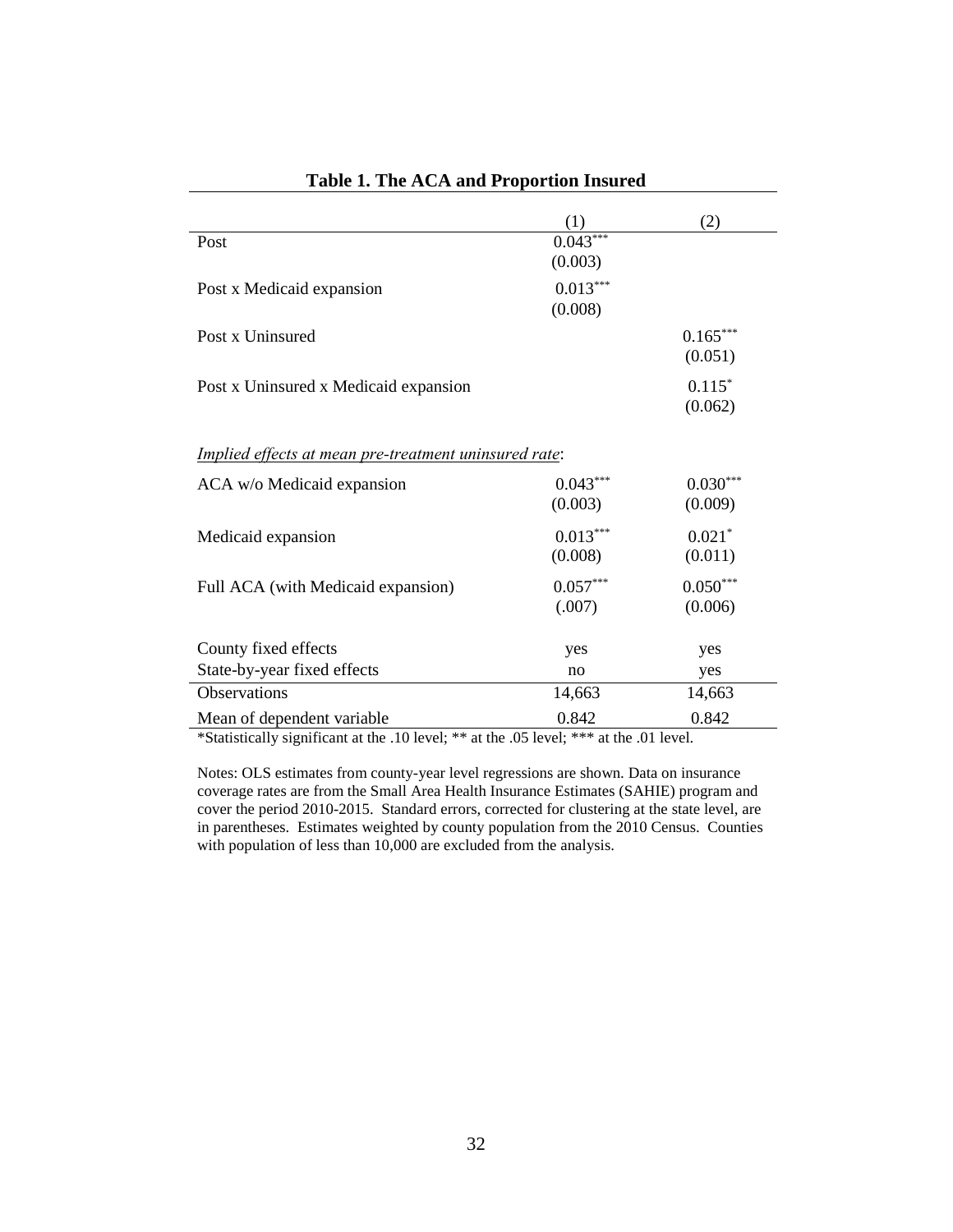**Table 1. The ACA and Proportion Insured**

| | (1) | (2) |
|---|---|---|
| Post | 0.043*** | |
| | (0.003) | |
| Post x Medicaid expansion | 0.013*** | |
| | (0.008) | |
| Post x Uninsured | | 0.165*** |
| | | (0.051) |
| Post x Uninsured x Medicaid expansion | | 0.115* |
| | | (0.062) |
| *Implied effects at mean pre-treatment uninsured rate*: | | |
| ACA w/o Medicaid expansion | 0.043*** | 0.030*** |
| | (0.003) | (0.009) |
| Medicaid expansion | 0.013*** | 0.021* |
| | (0.008) | (0.011) |
| Full ACA (with Medicaid expansion) | 0.057*** | 0.050*** |
| | (.007) | (0.006) |
| County fixed effects | yes | yes |
| State-by-year fixed effects | no | yes |
| Observations | 14,663 | 14,663 |
| Mean of dependent variable | 0.842 | 0.842 |

*Statistically significant at the .10 level; ** at the .05 level; *** at the .01 level.

Notes: OLS estimates from county-year level regressions are shown. Data on insurance coverage rates are from the Small Area Health Insurance Estimates (SAHIE) program and cover the period 2010-2015. Standard errors, corrected for clustering at the state level, are in parentheses. Estimates weighted by county population from the 2010 Census. Counties with population of less than 10,000 are excluded from the analysis.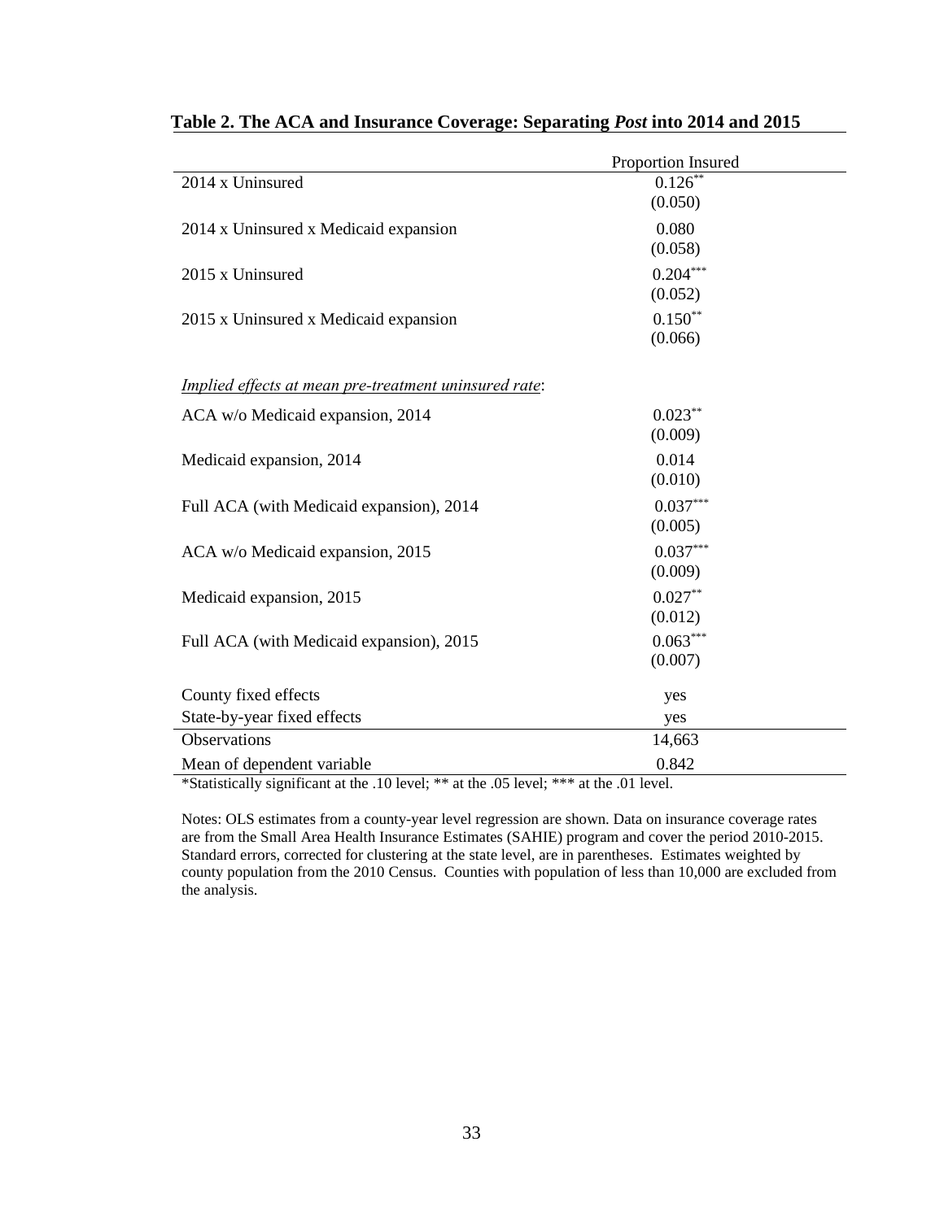**Table 2. The ACA and Insurance Coverage: Separating *Post* into 2014 and 2015**

| | Proportion Insured |
|---|---|
| 2014 x Uninsured | 0.126** |
| | (0.050) |
| 2014 x Uninsured x Medicaid expansion | 0.080 |
| | (0.058) |
| 2015 x Uninsured | 0.204*** |
| | (0.052) |
| 2015 x Uninsured x Medicaid expansion | 0.150** |
| | (0.066) |
| <u>*Implied effects at mean pre-treatment uninsured rate*</u>: | |
| ACA w/o Medicaid expansion, 2014 | 0.023** |
| | (0.009) |
| Medicaid expansion, 2014 | 0.014 |
| | (0.010) |
| Full ACA (with Medicaid expansion), 2014 | 0.037*** |
| | (0.005) |
| ACA w/o Medicaid expansion, 2015 | 0.037*** |
| | (0.009) |
| Medicaid expansion, 2015 | 0.027** |
| | (0.012) |
| Full ACA (with Medicaid expansion), 2015 | 0.063*** |
| | (0.007) |
| County fixed effects | yes |
| State-by-year fixed effects | yes |
| Observations | 14,663 |
| Mean of dependent variable | 0.842 |

*Statistically significant at the .10 level; ** at the .05 level; *** at the .01 level.

Notes: OLS estimates from a county-year level regression are shown. Data on insurance coverage rates are from the Small Area Health Insurance Estimates (SAHIE) program and cover the period 2010-2015. Standard errors, corrected for clustering at the state level, are in parentheses. Estimates weighted by county population from the 2010 Census. Counties with population of less than 10,000 are excluded from the analysis.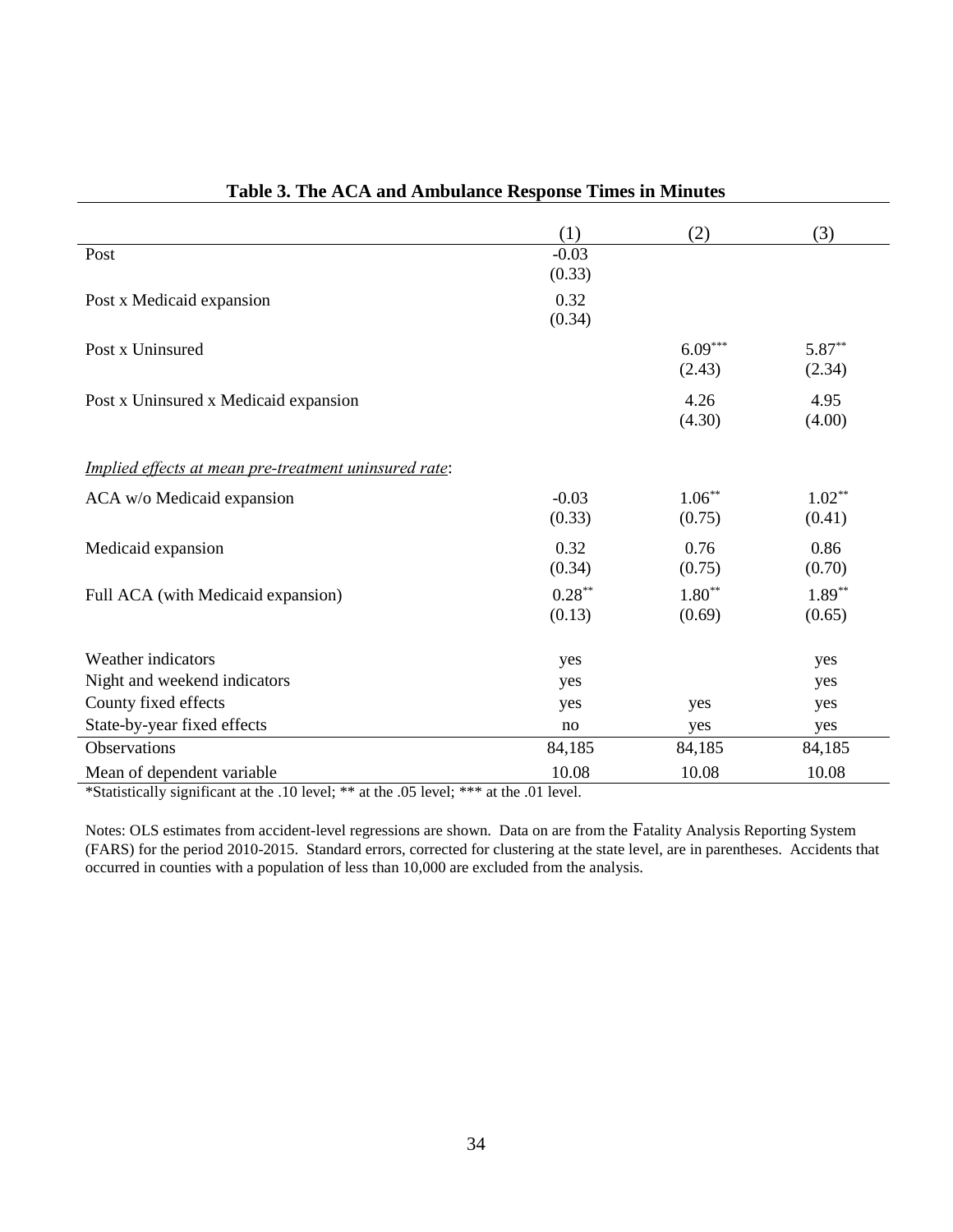**Table 3. The ACA and Ambulance Response Times in Minutes**

| | (1) | (2) | (3) |
|---|---|---|---|
| Post | -0.03 | | |
| | (0.33) | | |
| Post x Medicaid expansion | 0.32 | | |
| | (0.34) | | |
| Post x Uninsured | | 6.09*** | 5.87** |
| | | (2.43) | (2.34) |
| Post x Uninsured x Medicaid expansion | | 4.26 | 4.95 |
| | | (4.30) | (4.00) |
| *Implied effects at mean pre-treatment uninsured rate*: | | | |
| ACA w/o Medicaid expansion | -0.03 | 1.06** | 1.02** |
| | (0.33) | (0.75) | (0.41) |
| Medicaid expansion | 0.32 | 0.76 | 0.86 |
| | (0.34) | (0.75) | (0.70) |
| Full ACA (with Medicaid expansion) | 0.28** | 1.80** | 1.89** |
| | (0.13) | (0.69) | (0.65) |
| Weather indicators | yes | | yes |
| Night and weekend indicators | yes | | yes |
| County fixed effects | yes | yes | yes |
| State-by-year fixed effects | no | yes | yes |
| Observations | 84,185 | 84,185 | 84,185 |
| Mean of dependent variable | 10.08 | 10.08 | 10.08 |

*Statistically significant at the .10 level; ** at the .05 level; *** at the .01 level.

Notes: OLS estimates from accident-level regressions are shown. Data on are from the Fatality Analysis Reporting System (FARS) for the period 2010-2015. Standard errors, corrected for clustering at the state level, are in parentheses. Accidents that occurred in counties with a population of less than 10,000 are excluded from the analysis.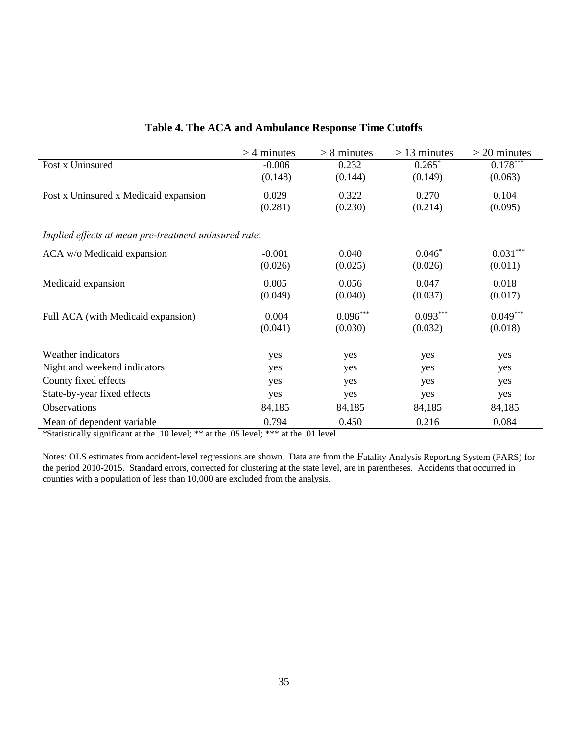**Table 4. The ACA and Ambulance Response Time Cutoffs**

| | > 4 minutes | > 8 minutes | > 13 minutes | > 20 minutes |
|---|---|---|---|---|
| Post x Uninsured | -0.006 | 0.232 | 0.265* | 0.178*** |
| | (0.148) | (0.144) | (0.149) | (0.063) |
| Post x Uninsured x Medicaid expansion | 0.029 | 0.322 | 0.270 | 0.104 |
| | (0.281) | (0.230) | (0.214) | (0.095) |
| *Implied effects at mean pre-treatment uninsured rate*: | | | | |
| ACA w/o Medicaid expansion | -0.001 | 0.040 | 0.046* | 0.031*** |
| | (0.026) | (0.025) | (0.026) | (0.011) |
| Medicaid expansion | 0.005 | 0.056 | 0.047 | 0.018 |
| | (0.049) | (0.040) | (0.037) | (0.017) |
| Full ACA (with Medicaid expansion) | 0.004 | 0.096*** | 0.093*** | 0.049*** |
| | (0.041) | (0.030) | (0.032) | (0.018) |
| Weather indicators | yes | yes | yes | yes |
| Night and weekend indicators | yes | yes | yes | yes |
| County fixed effects | yes | yes | yes | yes |
| State-by-year fixed effects | yes | yes | yes | yes |
| Observations | 84,185 | 84,185 | 84,185 | 84,185 |
| Mean of dependent variable | 0.794 | 0.450 | 0.216 | 0.084 |

*Statistically significant at the .10 level; ** at the .05 level; *** at the .01 level.

Notes: OLS estimates from accident-level regressions are shown. Data are from the Fatality Analysis Reporting System (FARS) for the period 2010-2015. Standard errors, corrected for clustering at the state level, are in parentheses. Accidents that occurred in counties with a population of less than 10,000 are excluded from the analysis.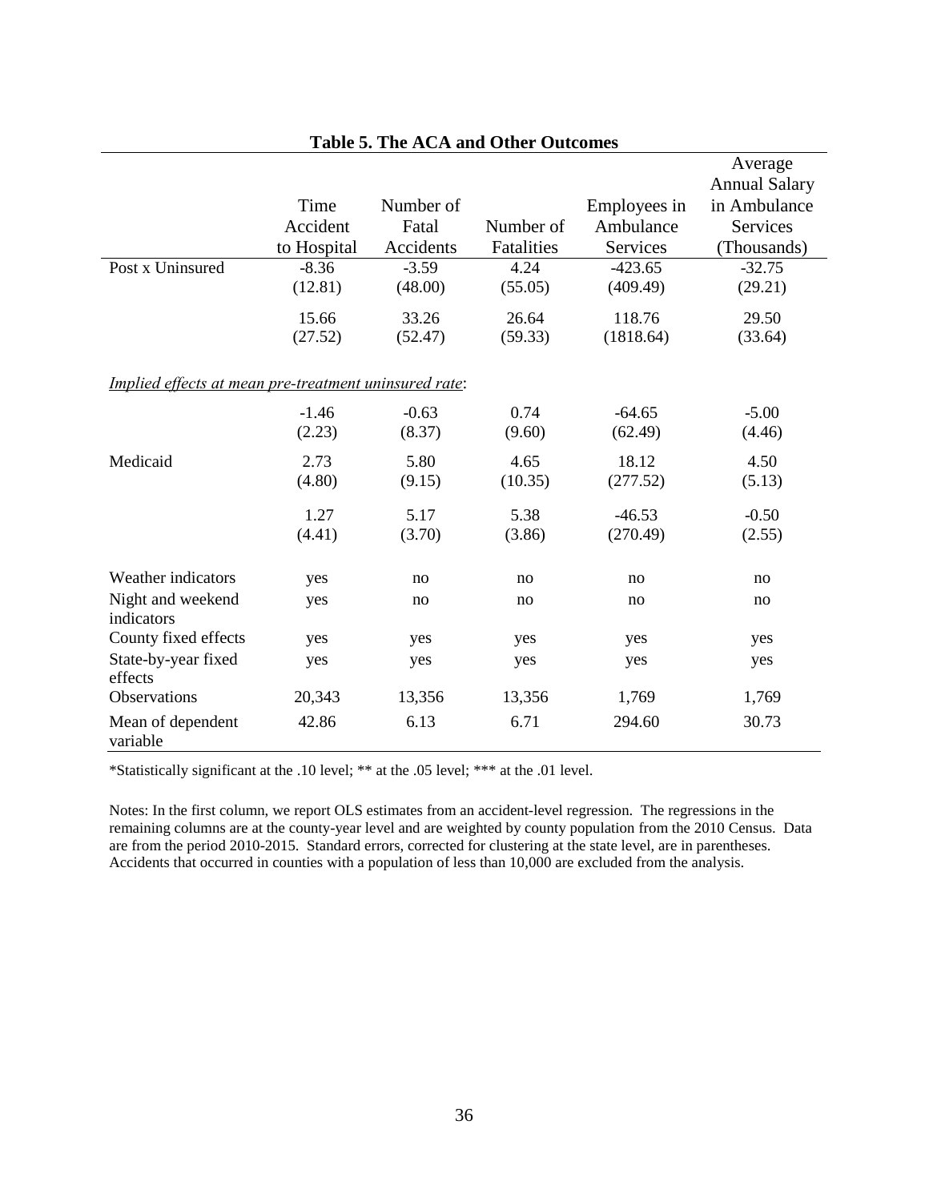**Table 5. The ACA and Other Outcomes**

| | Time Accident to Hospital | Number of Fatal Accidents | Number of Fatalities | Employees in Ambulance Services | Average Annual Salary in Ambulance Services (Thousands) |
|---|---|---|---|---|---|
| Post x Uninsured | -8.36 | -3.59 | 4.24 | -423.65 | -32.75 |
| | (12.81) | (48.00) | (55.05) | (409.49) | (29.21) |
| | 15.66 | 33.26 | 26.64 | 118.76 | 29.50 |
| | (27.52) | (52.47) | (59.33) | (1818.64) | (33.64) |
| *Implied effects at mean pre-treatment uninsured rate*: | | | | | |
| | -1.46 | -0.63 | 0.74 | -64.65 | -5.00 |
| | (2.23) | (8.37) | (9.60) | (62.49) | (4.46) |
| Medicaid | 2.73 | 5.80 | 4.65 | 18.12 | 4.50 |
| | (4.80) | (9.15) | (10.35) | (277.52) | (5.13) |
| | 1.27 | 5.17 | 5.38 | -46.53 | -0.50 |
| | (4.41) | (3.70) | (3.86) | (270.49) | (2.55) |
| Weather indicators | yes | no | no | no | no |
| Night and weekend indicators | yes | no | no | no | no |
| County fixed effects | yes | yes | yes | yes | yes |
| State-by-year fixed effects | yes | yes | yes | yes | yes |
| Observations | 20,343 | 13,356 | 13,356 | 1,769 | 1,769 |
| Mean of dependent variable | 42.86 | 6.13 | 6.71 | 294.60 | 30.73 |

*Statistically significant at the .10 level; ** at the .05 level; *** at the .01 level.

Notes: In the first column, we report OLS estimates from an accident-level regression. The regressions in the remaining columns are at the county-year level and are weighted by county population from the 2010 Census. Data are from the period 2010-2015. Standard errors, corrected for clustering at the state level, are in parentheses. Accidents that occurred in counties with a population of less than 10,000 are excluded from the analysis.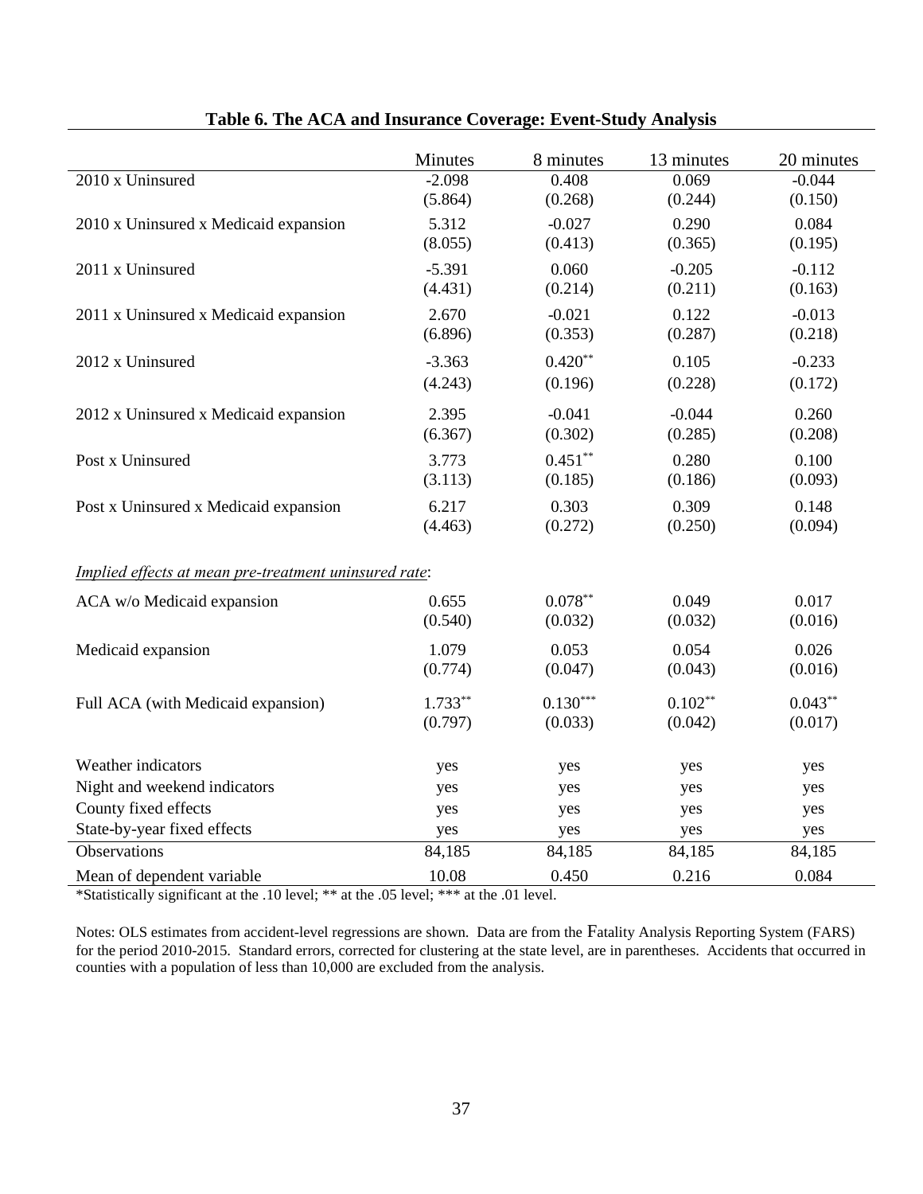**Table 6. The ACA and Insurance Coverage: Event-Study Analysis**

| | Minutes | 8 minutes | 13 minutes | 20 minutes |
|---|---|---|---|---|
| 2010 x Uninsured | -2.098 | 0.408 | 0.069 | -0.044 |
| | (5.864) | (0.268) | (0.244) | (0.150) |
| 2010 x Uninsured x Medicaid expansion | 5.312 | -0.027 | 0.290 | 0.084 |
| | (8.055) | (0.413) | (0.365) | (0.195) |
| 2011 x Uninsured | -5.391 | 0.060 | -0.205 | -0.112 |
| | (4.431) | (0.214) | (0.211) | (0.163) |
| 2011 x Uninsured x Medicaid expansion | 2.670 | -0.021 | 0.122 | -0.013 |
| | (6.896) | (0.353) | (0.287) | (0.218) |
| 2012 x Uninsured | -3.363 | 0.420** | 0.105 | -0.233 |
| | (4.243) | (0.196) | (0.228) | (0.172) |
| 2012 x Uninsured x Medicaid expansion | 2.395 | -0.041 | -0.044 | 0.260 |
| | (6.367) | (0.302) | (0.285) | (0.208) |
| Post x Uninsured | 3.773 | 0.451** | 0.280 | 0.100 |
| | (3.113) | (0.185) | (0.186) | (0.093) |
| Post x Uninsured x Medicaid expansion | 6.217 | 0.303 | 0.309 | 0.148 |
| | (4.463) | (0.272) | (0.250) | (0.094) |
| *Implied effects at mean pre-treatment uninsured rate*: | | | | |
| ACA w/o Medicaid expansion | 0.655 | 0.078** | 0.049 | 0.017 |
| | (0.540) | (0.032) | (0.032) | (0.016) |
| Medicaid expansion | 1.079 | 0.053 | 0.054 | 0.026 |
| | (0.774) | (0.047) | (0.043) | (0.016) |
| Full ACA (with Medicaid expansion) | 1.733** | 0.130*** | 0.102** | 0.043** |
| | (0.797) | (0.033) | (0.042) | (0.017) |
| Weather indicators | yes | yes | yes | yes |
| Night and weekend indicators | yes | yes | yes | yes |
| County fixed effects | yes | yes | yes | yes |
| State-by-year fixed effects | yes | yes | yes | yes |
| Observations | 84,185 | 84,185 | 84,185 | 84,185 |
| Mean of dependent variable | 10.08 | 0.450 | 0.216 | 0.084 |

*Statistically significant at the .10 level; ** at the .05 level; *** at the .01 level.

Notes: OLS estimates from accident-level regressions are shown. Data are from the Fatality Analysis Reporting System (FARS) for the period 2010-2015. Standard errors, corrected for clustering at the state level, are in parentheses. Accidents that occurred in counties with a population of less than 10,000 are excluded from the analysis.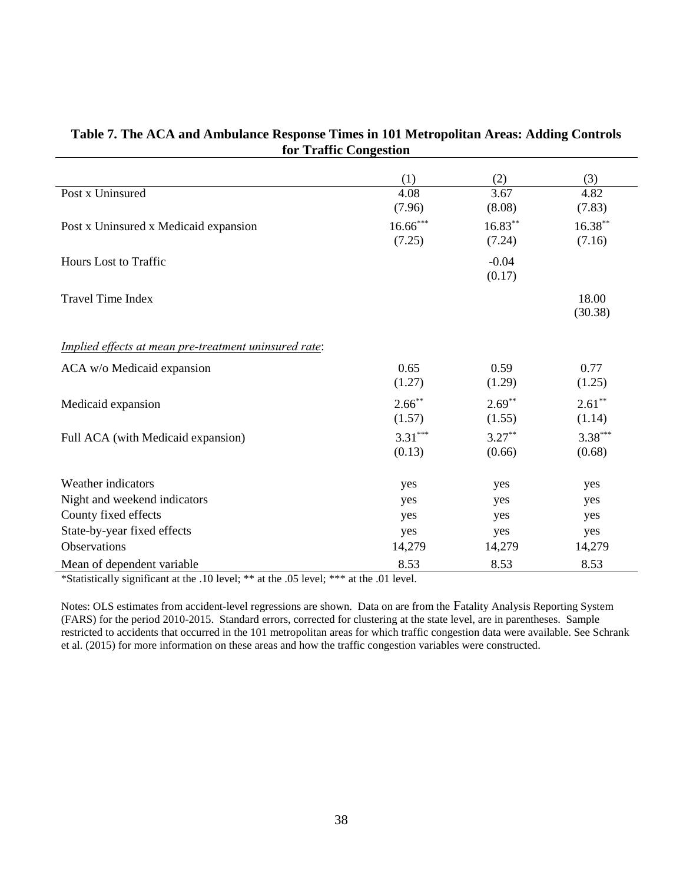**Table 7. The ACA and Ambulance Response Times in 101 Metropolitan Areas: Adding Controls for Traffic Congestion**

| | (1) | (2) | (3) |
|---|---|---|---|
| Post x Uninsured | 4.08 | 3.67 | 4.82 |
| | (7.96) | (8.08) | (7.83) |
| Post x Uninsured x Medicaid expansion | 16.66*** | 16.83** | 16.38** |
| | (7.25) | (7.24) | (7.16) |
| Hours Lost to Traffic | | -0.04 | |
| | | (0.17) | |
| Travel Time Index | | | 18.00 |
| | | | (30.38) |
| *Implied effects at mean pre-treatment uninsured rate*: | | | |
| ACA w/o Medicaid expansion | 0.65 | 0.59 | 0.77 |
| | (1.27) | (1.29) | (1.25) |
| Medicaid expansion | 2.66** | 2.69** | 2.61** |
| | (1.57) | (1.55) | (1.14) |
| Full ACA (with Medicaid expansion) | 3.31*** | 3.27** | 3.38*** |
| | (0.13) | (0.66) | (0.68) |
| Weather indicators | yes | yes | yes |
| Night and weekend indicators | yes | yes | yes |
| County fixed effects | yes | yes | yes |
| State-by-year fixed effects | yes | yes | yes |
| Observations | 14,279 | 14,279 | 14,279 |
| Mean of dependent variable | 8.53 | 8.53 | 8.53 |

*Statistically significant at the .10 level; ** at the .05 level; *** at the .01 level.

Notes: OLS estimates from accident-level regressions are shown. Data on are from the Fatality Analysis Reporting System (FARS) for the period 2010-2015. Standard errors, corrected for clustering at the state level, are in parentheses. Sample restricted to accidents that occurred in the 101 metropolitan areas for which traffic congestion data were available. See Schrank et al. (2015) for more information on these areas and how the traffic congestion variables were constructed.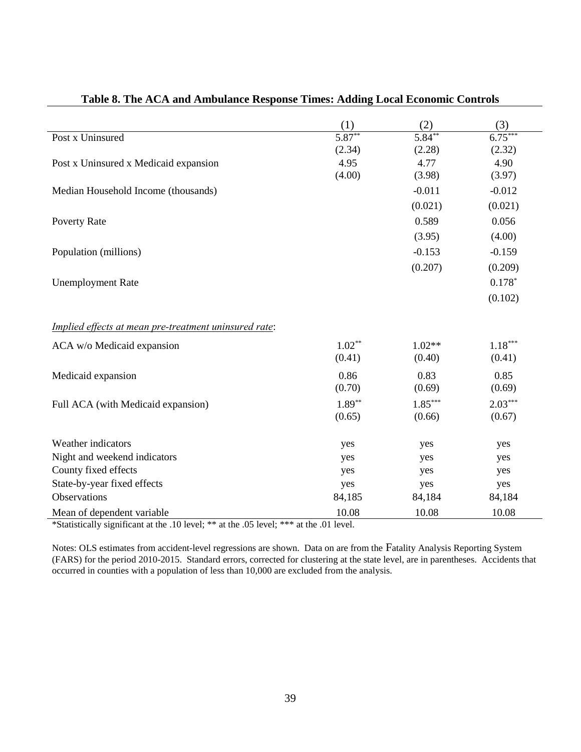**Table 8. The ACA and Ambulance Response Times: Adding Local Economic Controls**

| | (1) | (2) | (3) |
|---|---|---|---|
| Post x Uninsured | 5.87** | 5.84** | 6.75*** |
| | (2.34) | (2.28) | (2.32) |
| Post x Uninsured x Medicaid expansion | 4.95 | 4.77 | 4.90 |
| | (4.00) | (3.98) | (3.97) |
| Median Household Income (thousands) | | -0.011 | -0.012 |
| | | (0.021) | (0.021) |
| Poverty Rate | | 0.589 | 0.056 |
| | | (3.95) | (4.00) |
| Population (millions) | | -0.153 | -0.159 |
| | | (0.207) | (0.209) |
| Unemployment Rate | | | 0.178* |
| | | | (0.102) |
| *Implied effects at mean pre-treatment uninsured rate*: | | | |
| ACA w/o Medicaid expansion | 1.02** | 1.02** | 1.18*** |
| | (0.41) | (0.40) | (0.41) |
| Medicaid expansion | 0.86 | 0.83 | 0.85 |
| | (0.70) | (0.69) | (0.69) |
| Full ACA (with Medicaid expansion) | 1.89** | 1.85*** | 2.03*** |
| | (0.65) | (0.66) | (0.67) |
| Weather indicators | yes | yes | yes |
| Night and weekend indicators | yes | yes | yes |
| County fixed effects | yes | yes | yes |
| State-by-year fixed effects | yes | yes | yes |
| Observations | 84,185 | 84,184 | 84,184 |
| Mean of dependent variable | 10.08 | 10.08 | 10.08 |

*Statistically significant at the .10 level; ** at the .05 level; *** at the .01 level.

Notes: OLS estimates from accident-level regressions are shown. Data on are from the Fatality Analysis Reporting System (FARS) for the period 2010-2015. Standard errors, corrected for clustering at the state level, are in parentheses. Accidents that occurred in counties with a population of less than 10,000 are excluded from the analysis.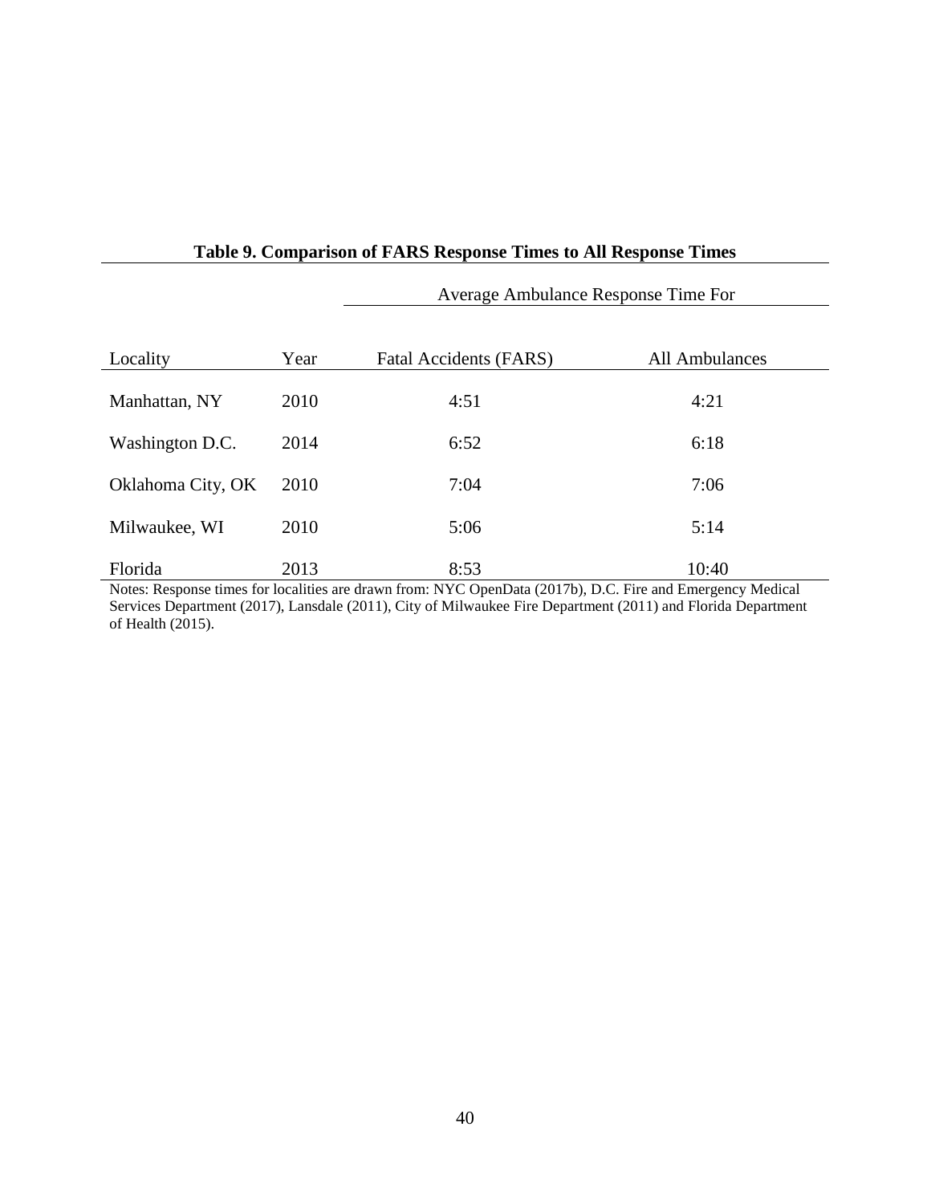**Table 9. Comparison of FARS Response Times to All Response Times**

| | | Average Ambulance Response Time For | |
|---|---|---|---|
| Locality | Year | Fatal Accidents (FARS) | All Ambulances |
| Manhattan, NY | 2010 | 4:51 | 4:21 |
| Washington D.C. | 2014 | 6:52 | 6:18 |
| Oklahoma City, OK | 2010 | 7:04 | 7:06 |
| Milwaukee, WI | 2010 | 5:06 | 5:14 |
| Florida | 2013 | 8:53 | 10:40 |

Notes: Response times for localities are drawn from: NYC OpenData (2017b), D.C. Fire and Emergency Medical Services Department (2017), Lansdale (2011), City of Milwaukee Fire Department (2011) and Florida Department of Health (2015).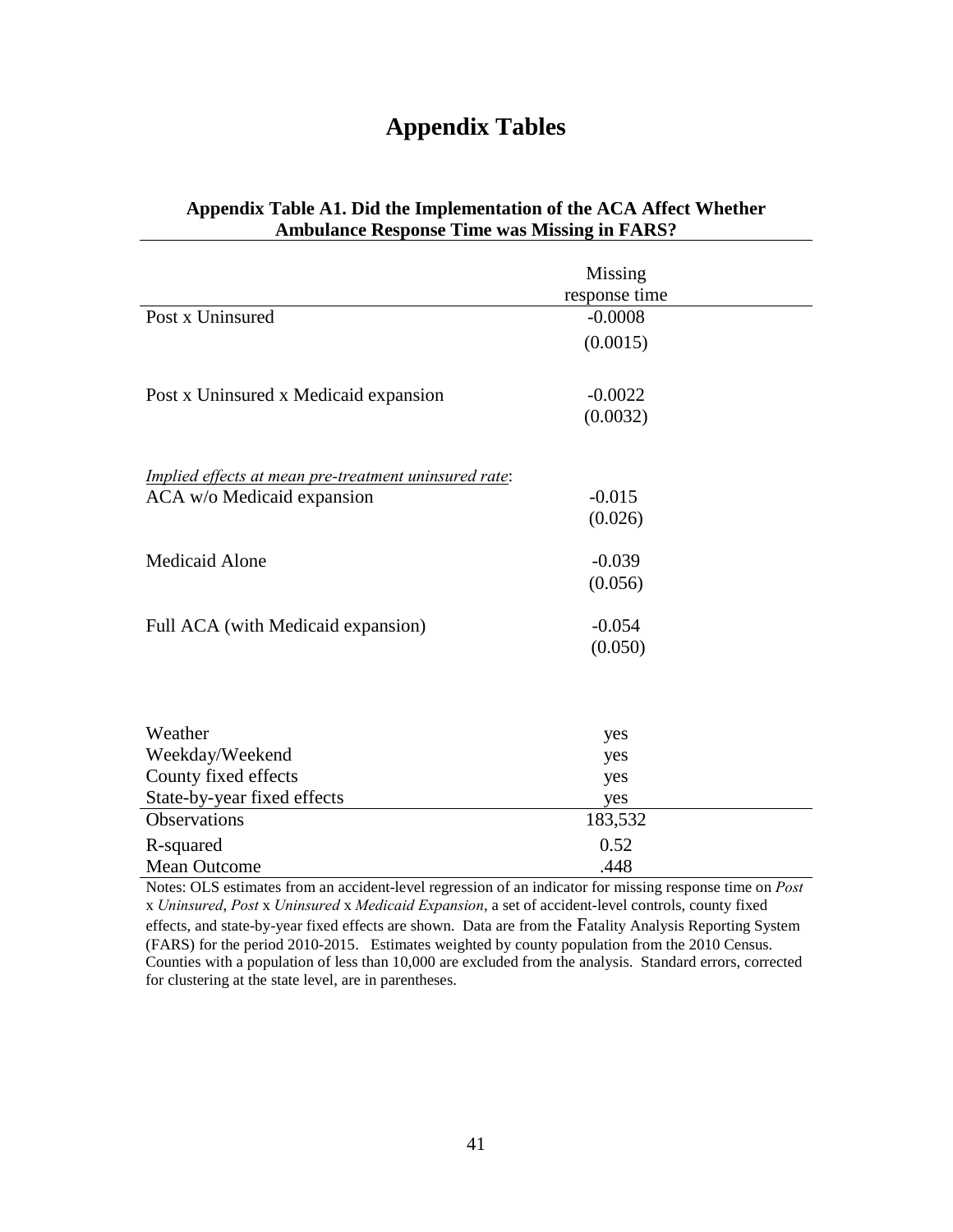# Appendix Tables

**Appendix Table A1. Did the Implementation of the ACA Affect Whether Ambulance Response Time was Missing in FARS?**

| | Missing response time |
|---|---|
| Post x Uninsured | -0.0008 |
| | (0.0015) |
| Post x Uninsured x Medicaid expansion | -0.0022 |
| | (0.0032) |
| *Implied effects at mean pre-treatment uninsured rate*: | |
| ACA w/o Medicaid expansion | -0.015 |
| | (0.026) |
| Medicaid Alone | -0.039 |
| | (0.056) |
| Full ACA (with Medicaid expansion) | -0.054 |
| | (0.050) |
| Weather | yes |
| Weekday/Weekend | yes |
| County fixed effects | yes |
| State-by-year fixed effects | yes |
| Observations | 183,532 |
| R-squared | 0.52 |
| Mean Outcome | .448 |

Notes: OLS estimates from an accident-level regression of an indicator for missing response time on *Post* x *Uninsured*, *Post* x *Uninsured* x *Medicaid Expansion*, a set of accident-level controls, county fixed effects, and state-by-year fixed effects are shown. Data are from the Fatality Analysis Reporting System (FARS) for the period 2010-2015. Estimates weighted by county population from the 2010 Census. Counties with a population of less than 10,000 are excluded from the analysis. Standard errors, corrected for clustering at the state level, are in parentheses.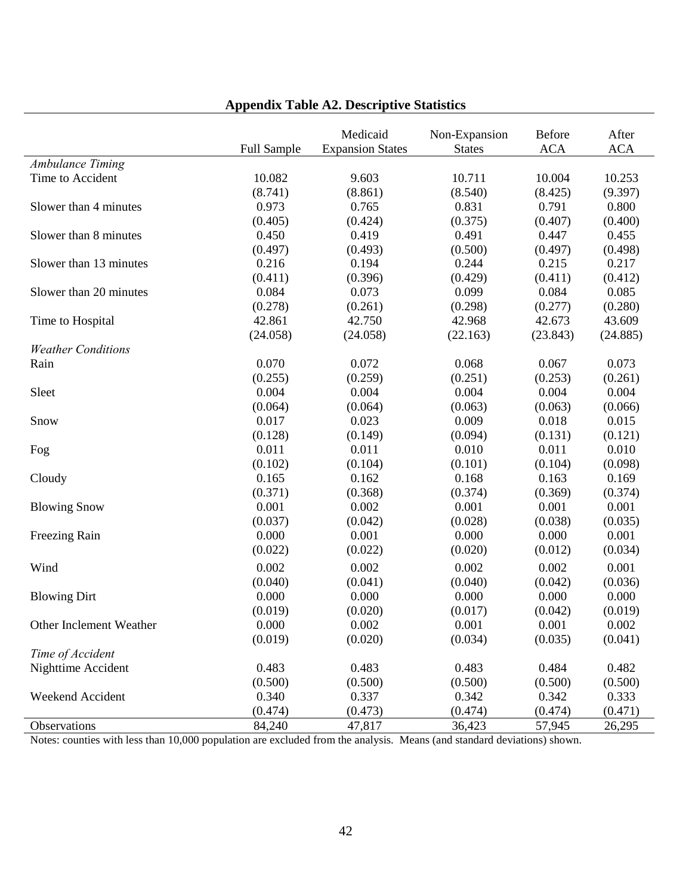## Appendix Table A2. Descriptive Statistics

| | Full Sample | Medicaid Expansion States | Non-Expansion States | Before ACA | After ACA |
|---|---|---|---|---|---|
| *Ambulance Timing* | | | | | |
| Time to Accident | 10.082 | 9.603 | 10.711 | 10.004 | 10.253 |
| | (8.741) | (8.861) | (8.540) | (8.425) | (9.397) |
| Slower than 4 minutes | 0.973 | 0.765 | 0.831 | 0.791 | 0.800 |
| | (0.405) | (0.424) | (0.375) | (0.407) | (0.400) |
| Slower than 8 minutes | 0.450 | 0.419 | 0.491 | 0.447 | 0.455 |
| | (0.497) | (0.493) | (0.500) | (0.497) | (0.498) |
| Slower than 13 minutes | 0.216 | 0.194 | 0.244 | 0.215 | 0.217 |
| | (0.411) | (0.396) | (0.429) | (0.411) | (0.412) |
| Slower than 20 minutes | 0.084 | 0.073 | 0.099 | 0.084 | 0.085 |
| | (0.278) | (0.261) | (0.298) | (0.277) | (0.280) |
| Time to Hospital | 42.861 | 42.750 | 42.968 | 42.673 | 43.609 |
| | (24.058) | (24.058) | (22.163) | (23.843) | (24.885) |
| *Weather Conditions* | | | | | |
| Rain | 0.070 | 0.072 | 0.068 | 0.067 | 0.073 |
| | (0.255) | (0.259) | (0.251) | (0.253) | (0.261) |
| Sleet | 0.004 | 0.004 | 0.004 | 0.004 | 0.004 |
| | (0.064) | (0.064) | (0.063) | (0.063) | (0.066) |
| Snow | 0.017 | 0.023 | 0.009 | 0.018 | 0.015 |
| | (0.128) | (0.149) | (0.094) | (0.131) | (0.121) |
| Fog | 0.011 | 0.011 | 0.010 | 0.011 | 0.010 |
| | (0.102) | (0.104) | (0.101) | (0.104) | (0.098) |
| Cloudy | 0.165 | 0.162 | 0.168 | 0.163 | 0.169 |
| | (0.371) | (0.368) | (0.374) | (0.369) | (0.374) |
| Blowing Snow | 0.001 | 0.002 | 0.001 | 0.001 | 0.001 |
| | (0.037) | (0.042) | (0.028) | (0.038) | (0.035) |
| Freezing Rain | 0.000 | 0.001 | 0.000 | 0.000 | 0.001 |
| | (0.022) | (0.022) | (0.020) | (0.012) | (0.034) |
| Wind | 0.002 | 0.002 | 0.002 | 0.002 | 0.001 |
| | (0.040) | (0.041) | (0.040) | (0.042) | (0.036) |
| Blowing Dirt | 0.000 | 0.000 | 0.000 | 0.000 | 0.000 |
| | (0.019) | (0.020) | (0.017) | (0.042) | (0.019) |
| Other Inclement Weather | 0.000 | 0.002 | 0.001 | 0.001 | 0.002 |
| | (0.019) | (0.020) | (0.034) | (0.035) | (0.041) |
| *Time of Accident* | | | | | |
| Nighttime Accident | 0.483 | 0.483 | 0.483 | 0.484 | 0.482 |
| | (0.500) | (0.500) | (0.500) | (0.500) | (0.500) |
| Weekend Accident | 0.340 | 0.337 | 0.342 | 0.342 | 0.333 |
| | (0.474) | (0.473) | (0.474) | (0.474) | (0.471) |
| Observations | 84,240 | 47,817 | 36,423 | 57,945 | 26,295 |

Notes: counties with less than 10,000 population are excluded from the analysis. Means (and standard deviations) shown.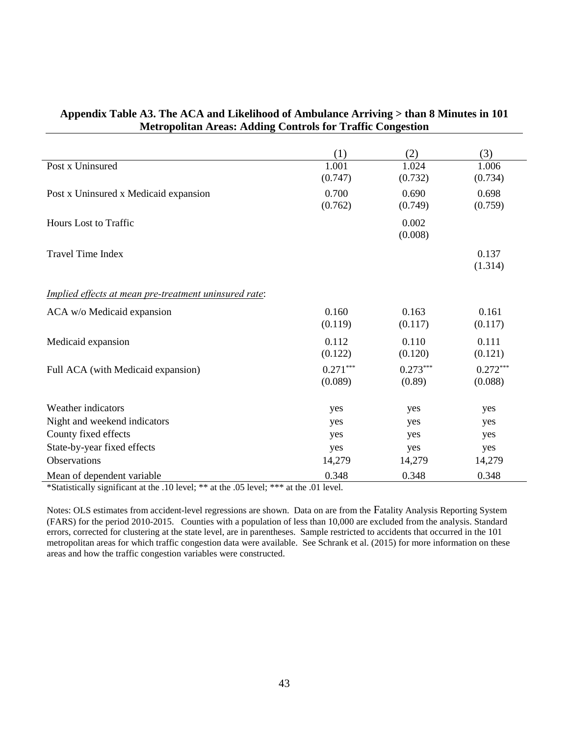**Appendix Table A3. The ACA and Likelihood of Ambulance Arriving > than 8 Minutes in 101 Metropolitan Areas: Adding Controls for Traffic Congestion**

| | (1) | (2) | (3) |
|---|---|---|---|
| Post x Uninsured | 1.001 | 1.024 | 1.006 |
| | (0.747) | (0.732) | (0.734) |
| Post x Uninsured x Medicaid expansion | 0.700 | 0.690 | 0.698 |
| | (0.762) | (0.749) | (0.759) |
| Hours Lost to Traffic | | 0.002 | |
| | | (0.008) | |
| Travel Time Index | | | 0.137 |
| | | | (1.314) |
| *Implied effects at mean pre-treatment uninsured rate*: | | | |
| ACA w/o Medicaid expansion | 0.160 | 0.163 | 0.161 |
| | (0.119) | (0.117) | (0.117) |
| Medicaid expansion | 0.112 | 0.110 | 0.111 |
| | (0.122) | (0.120) | (0.121) |
| Full ACA (with Medicaid expansion) | 0.271*** | 0.273*** | 0.272*** |
| | (0.089) | (0.89) | (0.088) |
| Weather indicators | yes | yes | yes |
| Night and weekend indicators | yes | yes | yes |
| County fixed effects | yes | yes | yes |
| State-by-year fixed effects | yes | yes | yes |
| Observations | 14,279 | 14,279 | 14,279 |
| Mean of dependent variable | 0.348 | 0.348 | 0.348 |

*Statistically significant at the .10 level; ** at the .05 level; *** at the .01 level.

Notes: OLS estimates from accident-level regressions are shown. Data on are from the Fatality Analysis Reporting System (FARS) for the period 2010-2015. Counties with a population of less than 10,000 are excluded from the analysis. Standard errors, corrected for clustering at the state level, are in parentheses. Sample restricted to accidents that occurred in the 101 metropolitan areas for which traffic congestion data were available. See Schrank et al. (2015) for more information on these areas and how the traffic congestion variables were constructed.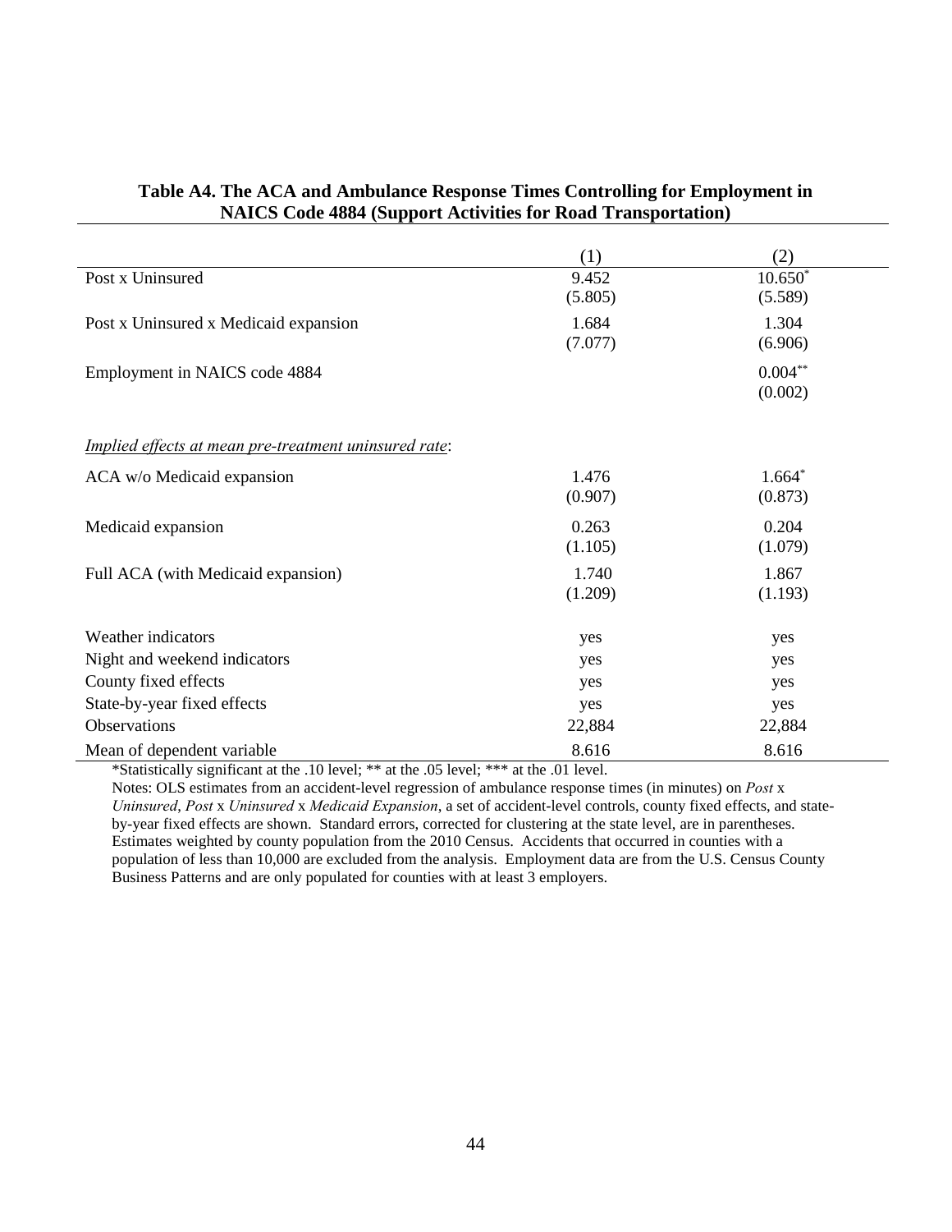**Table A4. The ACA and Ambulance Response Times Controlling for Employment in NAICS Code 4884 (Support Activities for Road Transportation)**

| | (1) | (2) |
|---|---|---|
| Post x Uninsured | 9.452 | 10.650* |
| | (5.805) | (5.589) |
| Post x Uninsured x Medicaid expansion | 1.684 | 1.304 |
| | (7.077) | (6.906) |
| Employment in NAICS code 4884 | | 0.004** |
| | | (0.002) |
| *Implied effects at mean pre-treatment uninsured rate*: | | |
| ACA w/o Medicaid expansion | 1.476 | 1.664* |
| | (0.907) | (0.873) |
| Medicaid expansion | 0.263 | 0.204 |
| | (1.105) | (1.079) |
| Full ACA (with Medicaid expansion) | 1.740 | 1.867 |
| | (1.209) | (1.193) |
| Weather indicators | yes | yes |
| Night and weekend indicators | yes | yes |
| County fixed effects | yes | yes |
| State-by-year fixed effects | yes | yes |
| Observations | 22,884 | 22,884 |
| Mean of dependent variable | 8.616 | 8.616 |

*Statistically significant at the .10 level; ** at the .05 level; *** at the .01 level.

Notes: OLS estimates from an accident-level regression of ambulance response times (in minutes) on *Post* x *Uninsured*, *Post* x *Uninsured* x *Medicaid Expansion*, a set of accident-level controls, county fixed effects, and state-by-year fixed effects are shown. Standard errors, corrected for clustering at the state level, are in parentheses. Estimates weighted by county population from the 2010 Census. Accidents that occurred in counties with a population of less than 10,000 are excluded from the analysis. Employment data are from the U.S. Census County Business Patterns and are only populated for counties with at least 3 employers.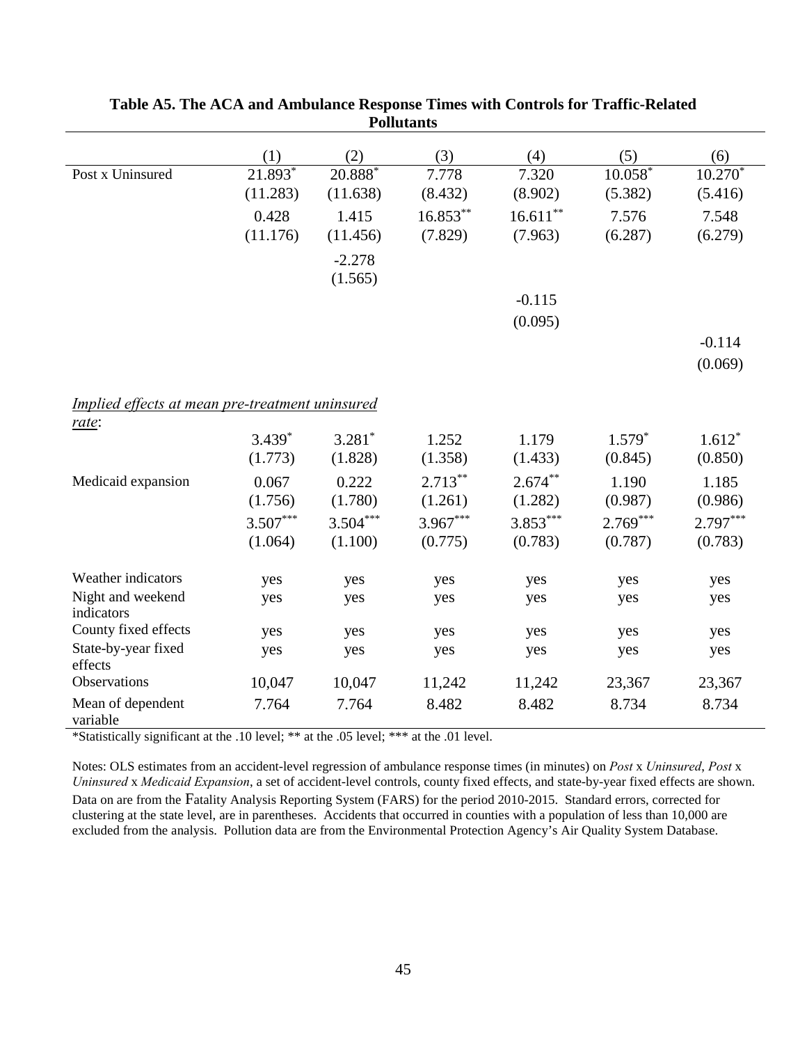**Table A5. The ACA and Ambulance Response Times with Controls for Traffic-Related Pollutants**

| | (1) | (2) | (3) | (4) | (5) | (6) |
|---|---|---|---|---|---|---|
| Post x Uninsured | 21.893* | 20.888* | 7.778 | 7.320 | 10.058* | 10.270* |
| | (11.283) | (11.638) | (8.432) | (8.902) | (5.382) | (5.416) |
| | 0.428 | 1.415 | 16.853** | 16.611** | 7.576 | 7.548 |
| | (11.176) | (11.456) | (7.829) | (7.963) | (6.287) | (6.279) |
| | | -2.278 | | | | |
| | | (1.565) | | | | |
| | | | | -0.115 | | |
| | | | | (0.095) | | |
| | | | | | | -0.114 |
| | | | | | | (0.069) |
| *Implied effects at mean pre-treatment uninsured rate*: | | | | | | |
| | 3.439* | 3.281* | 1.252 | 1.179 | 1.579* | 1.612* |
| | (1.773) | (1.828) | (1.358) | (1.433) | (0.845) | (0.850) |
| Medicaid expansion | 0.067 | 0.222 | 2.713** | 2.674** | 1.190 | 1.185 |
| | (1.756) | (1.780) | (1.261) | (1.282) | (0.987) | (0.986) |
| | 3.507*** | 3.504*** | 3.967*** | 3.853*** | 2.769*** | 2.797*** |
| | (1.064) | (1.100) | (0.775) | (0.783) | (0.787) | (0.783) |
| Weather indicators | yes | yes | yes | yes | yes | yes |
| Night and weekend indicators | yes | yes | yes | yes | yes | yes |
| County fixed effects | yes | yes | yes | yes | yes | yes |
| State-by-year fixed effects | yes | yes | yes | yes | yes | yes |
| Observations | 10,047 | 10,047 | 11,242 | 11,242 | 23,367 | 23,367 |
| Mean of dependent variable | 7.764 | 7.764 | 8.482 | 8.482 | 8.734 | 8.734 |

*Statistically significant at the .10 level; ** at the .05 level; *** at the .01 level.

Notes: OLS estimates from an accident-level regression of ambulance response times (in minutes) on *Post* x *Uninsured*, *Post* x *Uninsured* x *Medicaid Expansion*, a set of accident-level controls, county fixed effects, and state-by-year fixed effects are shown. Data on are from the Fatality Analysis Reporting System (FARS) for the period 2010-2015. Standard errors, corrected for clustering at the state level, are in parentheses. Accidents that occurred in counties with a population of less than 10,000 are excluded from the analysis. Pollution data are from the Environmental Protection Agency's Air Quality System Database.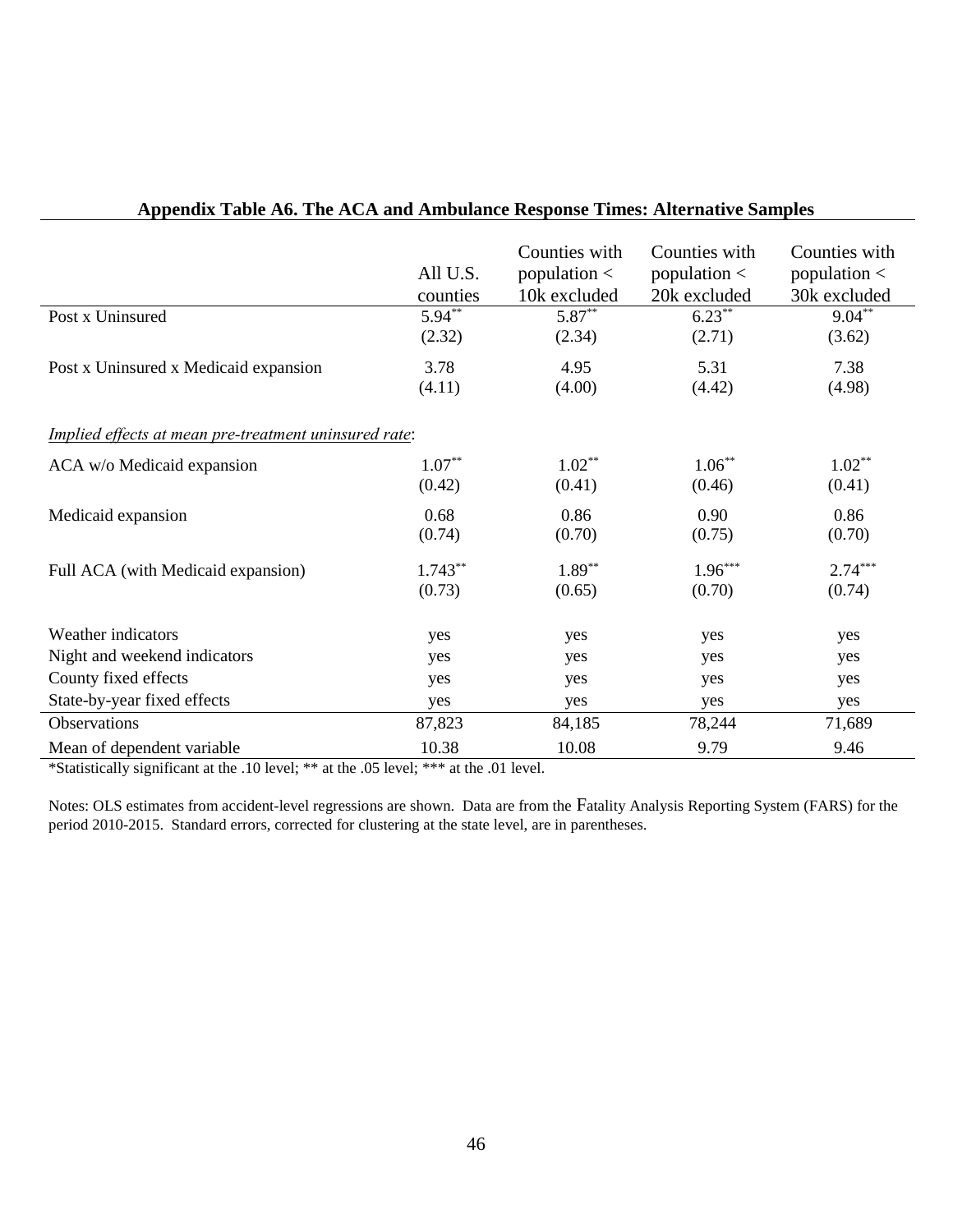**Appendix Table A6. The ACA and Ambulance Response Times: Alternative Samples**

| | All U.S. counties | Counties with population < 10k excluded | Counties with population < 20k excluded | Counties with population < 30k excluded |
|---|---|---|---|---|
| Post x Uninsured | 5.94** | 5.87** | 6.23** | 9.04** |
| | (2.32) | (2.34) | (2.71) | (3.62) |
| Post x Uninsured x Medicaid expansion | 3.78 | 4.95 | 5.31 | 7.38 |
| | (4.11) | (4.00) | (4.42) | (4.98) |
| *Implied effects at mean pre-treatment uninsured rate*: | | | | |
| ACA w/o Medicaid expansion | 1.07** | 1.02** | 1.06** | 1.02** |
| | (0.42) | (0.41) | (0.46) | (0.41) |
| Medicaid expansion | 0.68 | 0.86 | 0.90 | 0.86 |
| | (0.74) | (0.70) | (0.75) | (0.70) |
| Full ACA (with Medicaid expansion) | 1.743** | 1.89** | 1.96*** | 2.74*** |
| | (0.73) | (0.65) | (0.70) | (0.74) |
| Weather indicators | yes | yes | yes | yes |
| Night and weekend indicators | yes | yes | yes | yes |
| County fixed effects | yes | yes | yes | yes |
| State-by-year fixed effects | yes | yes | yes | yes |
| Observations | 87,823 | 84,185 | 78,244 | 71,689 |
| Mean of dependent variable | 10.38 | 10.08 | 9.79 | 9.46 |

*Statistically significant at the .10 level; ** at the .05 level; *** at the .01 level.

Notes: OLS estimates from accident-level regressions are shown. Data are from the Fatality Analysis Reporting System (FARS) for the period 2010-2015. Standard errors, corrected for clustering at the state level, are in parentheses.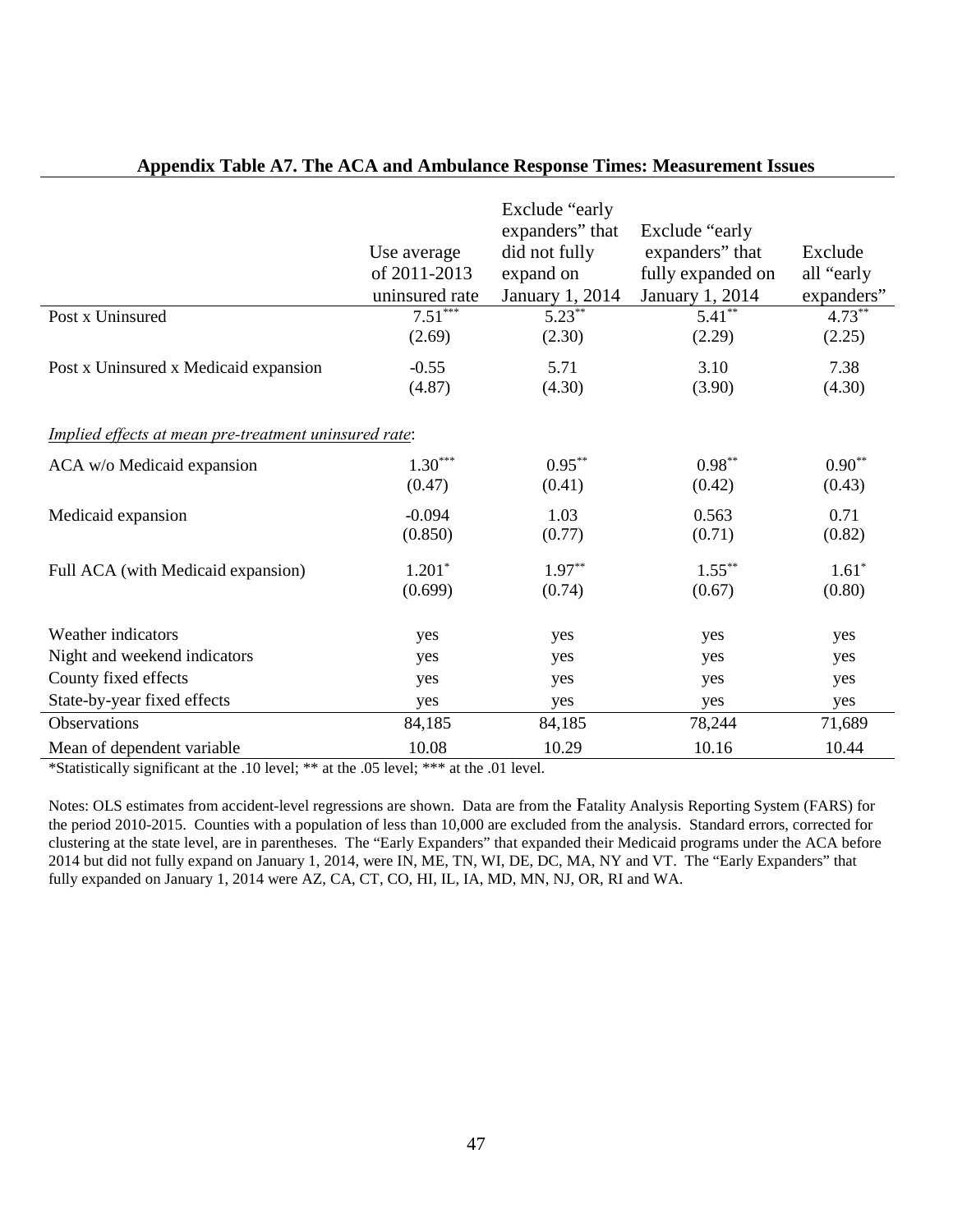**Appendix Table A7. The ACA and Ambulance Response Times: Measurement Issues**

| | Use average of 2011-2013 uninsured rate | Exclude "early expanders" that did not fully expand on January 1, 2014 | Exclude "early expanders" that fully expanded on January 1, 2014 | Exclude all "early expanders" |
|---|---|---|---|---|
| Post x Uninsured | 7.51*** | 5.23** | 5.41** | 4.73** |
| | (2.69) | (2.30) | (2.29) | (2.25) |
| Post x Uninsured x Medicaid expansion | -0.55 | 5.71 | 3.10 | 7.38 |
| | (4.87) | (4.30) | (3.90) | (4.30) |
| *Implied effects at mean pre-treatment uninsured rate*: | | | | |
| ACA w/o Medicaid expansion | 1.30*** | 0.95** | 0.98** | 0.90** |
| | (0.47) | (0.41) | (0.42) | (0.43) |
| Medicaid expansion | -0.094 | 1.03 | 0.563 | 0.71 |
| | (0.850) | (0.77) | (0.71) | (0.82) |
| Full ACA (with Medicaid expansion) | 1.201* | 1.97** | 1.55** | 1.61* |
| | (0.699) | (0.74) | (0.67) | (0.80) |
| Weather indicators | yes | yes | yes | yes |
| Night and weekend indicators | yes | yes | yes | yes |
| County fixed effects | yes | yes | yes | yes |
| State-by-year fixed effects | yes | yes | yes | yes |
| Observations | 84,185 | 84,185 | 78,244 | 71,689 |
| Mean of dependent variable | 10.08 | 10.29 | 10.16 | 10.44 |

*Statistically significant at the .10 level; ** at the .05 level; *** at the .01 level.

Notes: OLS estimates from accident-level regressions are shown. Data are from the Fatality Analysis Reporting System (FARS) for the period 2010-2015. Counties with a population of less than 10,000 are excluded from the analysis. Standard errors, corrected for clustering at the state level, are in parentheses. The "Early Expanders" that expanded their Medicaid programs under the ACA before 2014 but did not fully expand on January 1, 2014, were IN, ME, TN, WI, DE, DC, MA, NY and VT. The "Early Expanders" that fully expanded on January 1, 2014 were AZ, CA, CT, CO, HI, IL, IA, MD, MN, NJ, OR, RI and WA.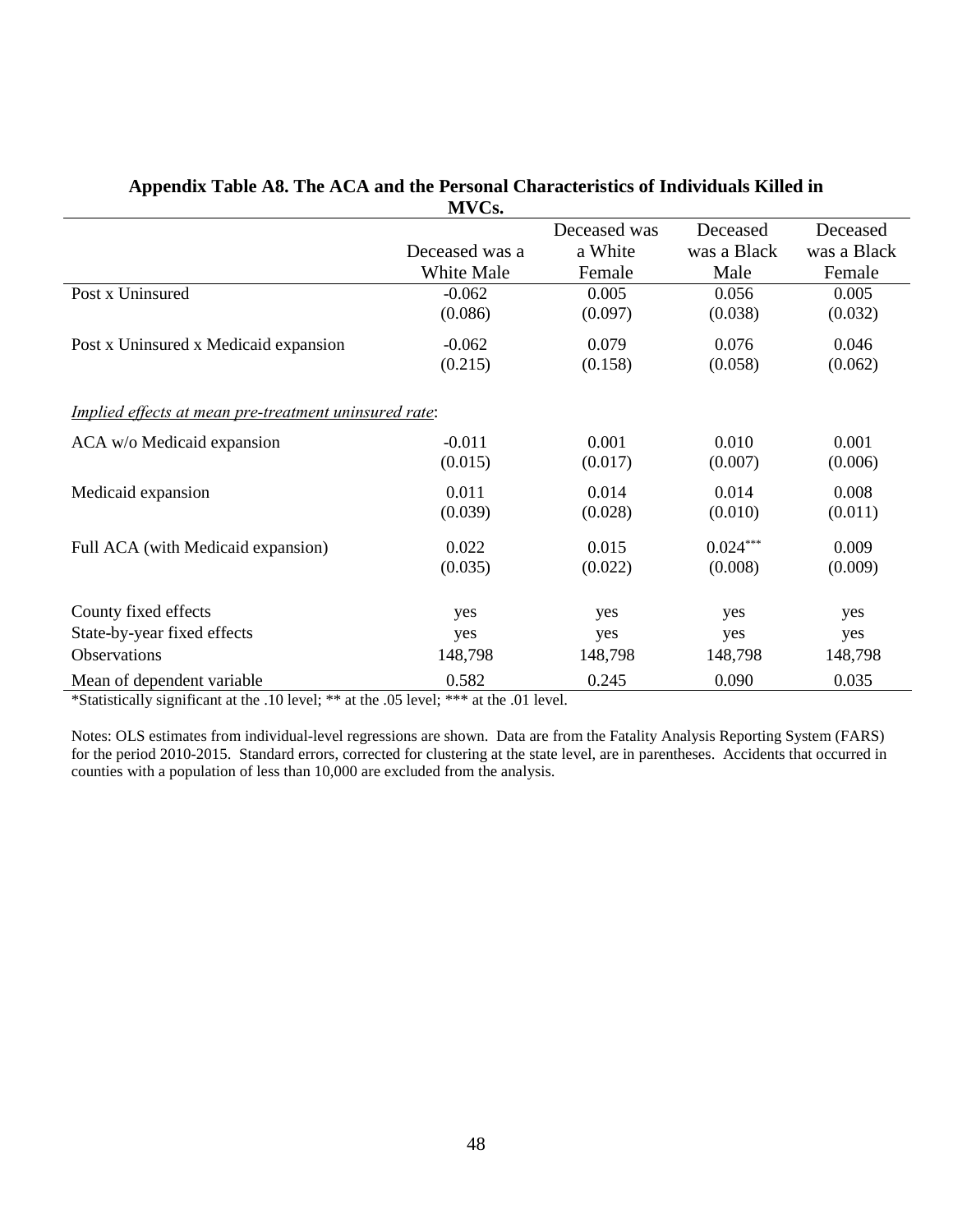**Appendix Table A8. The ACA and the Personal Characteristics of Individuals Killed in MVCs.**

| | Deceased was a White Male | Deceased was a White Female | Deceased was a Black Male | Deceased was a Black Female |
|---|---|---|---|---|
| Post x Uninsured | -0.062 | 0.005 | 0.056 | 0.005 |
| | (0.086) | (0.097) | (0.038) | (0.032) |
| Post x Uninsured x Medicaid expansion | -0.062 | 0.079 | 0.076 | 0.046 |
| | (0.215) | (0.158) | (0.058) | (0.062) |
| *Implied effects at mean pre-treatment uninsured rate*: | | | | |
| ACA w/o Medicaid expansion | -0.011 | 0.001 | 0.010 | 0.001 |
| | (0.015) | (0.017) | (0.007) | (0.006) |
| Medicaid expansion | 0.011 | 0.014 | 0.014 | 0.008 |
| | (0.039) | (0.028) | (0.010) | (0.011) |
| Full ACA (with Medicaid expansion) | 0.022 | 0.015 | 0.024*** | 0.009 |
| | (0.035) | (0.022) | (0.008) | (0.009) |
| County fixed effects | yes | yes | yes | yes |
| State-by-year fixed effects | yes | yes | yes | yes |
| Observations | 148,798 | 148,798 | 148,798 | 148,798 |
| Mean of dependent variable | 0.582 | 0.245 | 0.090 | 0.035 |

*Statistically significant at the .10 level; ** at the .05 level; *** at the .01 level.

Notes: OLS estimates from individual-level regressions are shown. Data are from the Fatality Analysis Reporting System (FARS) for the period 2010-2015. Standard errors, corrected for clustering at the state level, are in parentheses. Accidents that occurred in counties with a population of less than 10,000 are excluded from the analysis.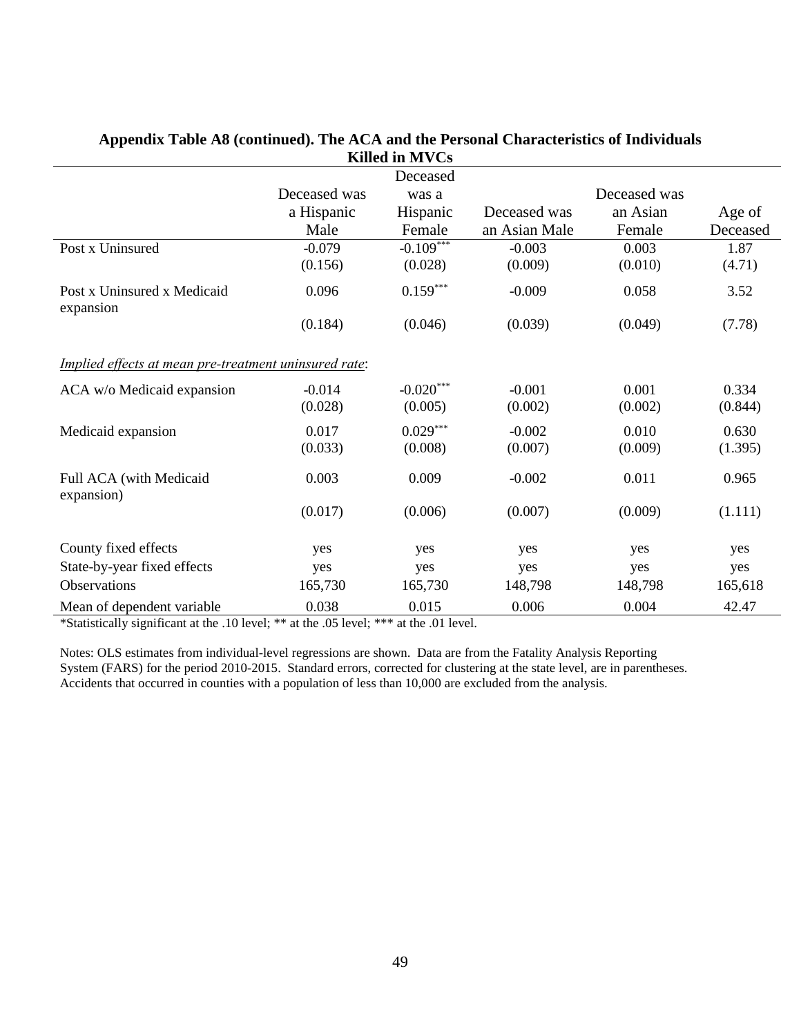**Appendix Table A8 (continued). The ACA and the Personal Characteristics of Individuals Killed in MVCs**

| | Deceased was a Hispanic Male | Deceased was a Hispanic Female | Deceased was an Asian Male | Deceased was an Asian Female | Age of Deceased |
|---|---|---|---|---|---|
| Post x Uninsured | -0.079 | -0.109*** | -0.003 | 0.003 | 1.87 |
| | (0.156) | (0.028) | (0.009) | (0.010) | (4.71) |
| Post x Uninsured x Medicaid expansion | 0.096 | 0.159*** | -0.009 | 0.058 | 3.52 |
| | (0.184) | (0.046) | (0.039) | (0.049) | (7.78) |
| *Implied effects at mean pre-treatment uninsured rate*: | | | | | |
| ACA w/o Medicaid expansion | -0.014 | -0.020*** | -0.001 | 0.001 | 0.334 |
| | (0.028) | (0.005) | (0.002) | (0.002) | (0.844) |
| Medicaid expansion | 0.017 | 0.029*** | -0.002 | 0.010 | 0.630 |
| | (0.033) | (0.008) | (0.007) | (0.009) | (1.395) |
| Full ACA (with Medicaid expansion) | 0.003 | 0.009 | -0.002 | 0.011 | 0.965 |
| | (0.017) | (0.006) | (0.007) | (0.009) | (1.111) |
| County fixed effects | yes | yes | yes | yes | yes |
| State-by-year fixed effects | yes | yes | yes | yes | yes |
| Observations | 165,730 | 165,730 | 148,798 | 148,798 | 165,618 |
| Mean of dependent variable | 0.038 | 0.015 | 0.006 | 0.004 | 42.47 |

*Statistically significant at the .10 level; ** at the .05 level; *** at the .01 level.

Notes: OLS estimates from individual-level regressions are shown. Data are from the Fatality Analysis Reporting System (FARS) for the period 2010-2015. Standard errors, corrected for clustering at the state level, are in parentheses. Accidents that occurred in counties with a population of less than 10,000 are excluded from the analysis.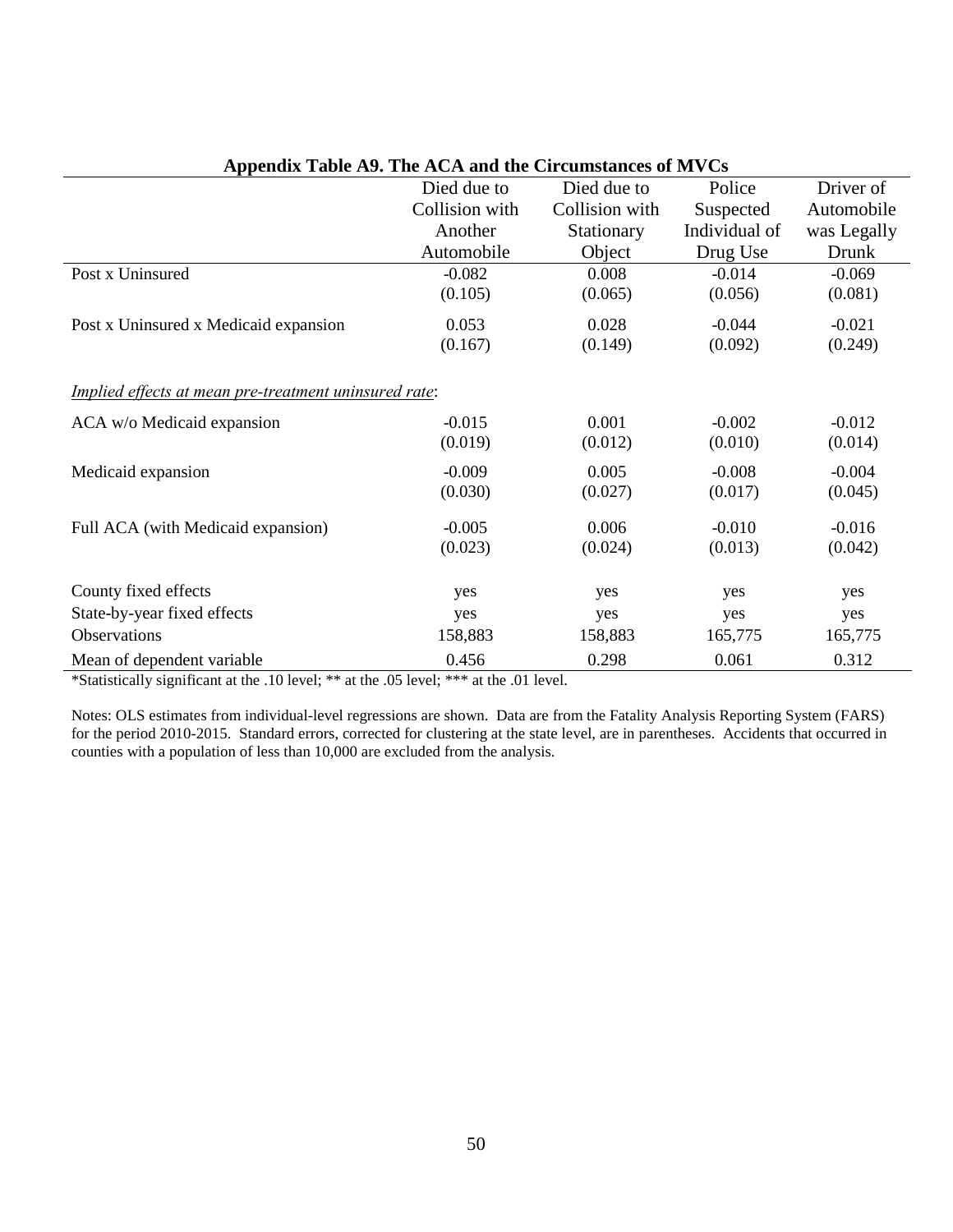**Appendix Table A9. The ACA and the Circumstances of MVCs**

| | Died due to Collision with Another Automobile | Died due to Collision with Stationary Object | Police Suspected Individual of Drug Use | Driver of Automobile was Legally Drunk |
|---|---|---|---|---|
| Post x Uninsured | -0.082 | 0.008 | -0.014 | -0.069 |
| | (0.105) | (0.065) | (0.056) | (0.081) |
| Post x Uninsured x Medicaid expansion | 0.053 | 0.028 | -0.044 | -0.021 |
| | (0.167) | (0.149) | (0.092) | (0.249) |
| *Implied effects at mean pre-treatment uninsured rate*: | | | | |
| ACA w/o Medicaid expansion | -0.015 | 0.001 | -0.002 | -0.012 |
| | (0.019) | (0.012) | (0.010) | (0.014) |
| Medicaid expansion | -0.009 | 0.005 | -0.008 | -0.004 |
| | (0.030) | (0.027) | (0.017) | (0.045) |
| Full ACA (with Medicaid expansion) | -0.005 | 0.006 | -0.010 | -0.016 |
| | (0.023) | (0.024) | (0.013) | (0.042) |
| County fixed effects | yes | yes | yes | yes |
| State-by-year fixed effects | yes | yes | yes | yes |
| Observations | 158,883 | 158,883 | 165,775 | 165,775 |
| Mean of dependent variable | 0.456 | 0.298 | 0.061 | 0.312 |

*Statistically significant at the .10 level; ** at the .05 level; *** at the .01 level.

Notes: OLS estimates from individual-level regressions are shown. Data are from the Fatality Analysis Reporting System (FARS) for the period 2010-2015. Standard errors, corrected for clustering at the state level, are in parentheses. Accidents that occurred in counties with a population of less than 10,000 are excluded from the analysis.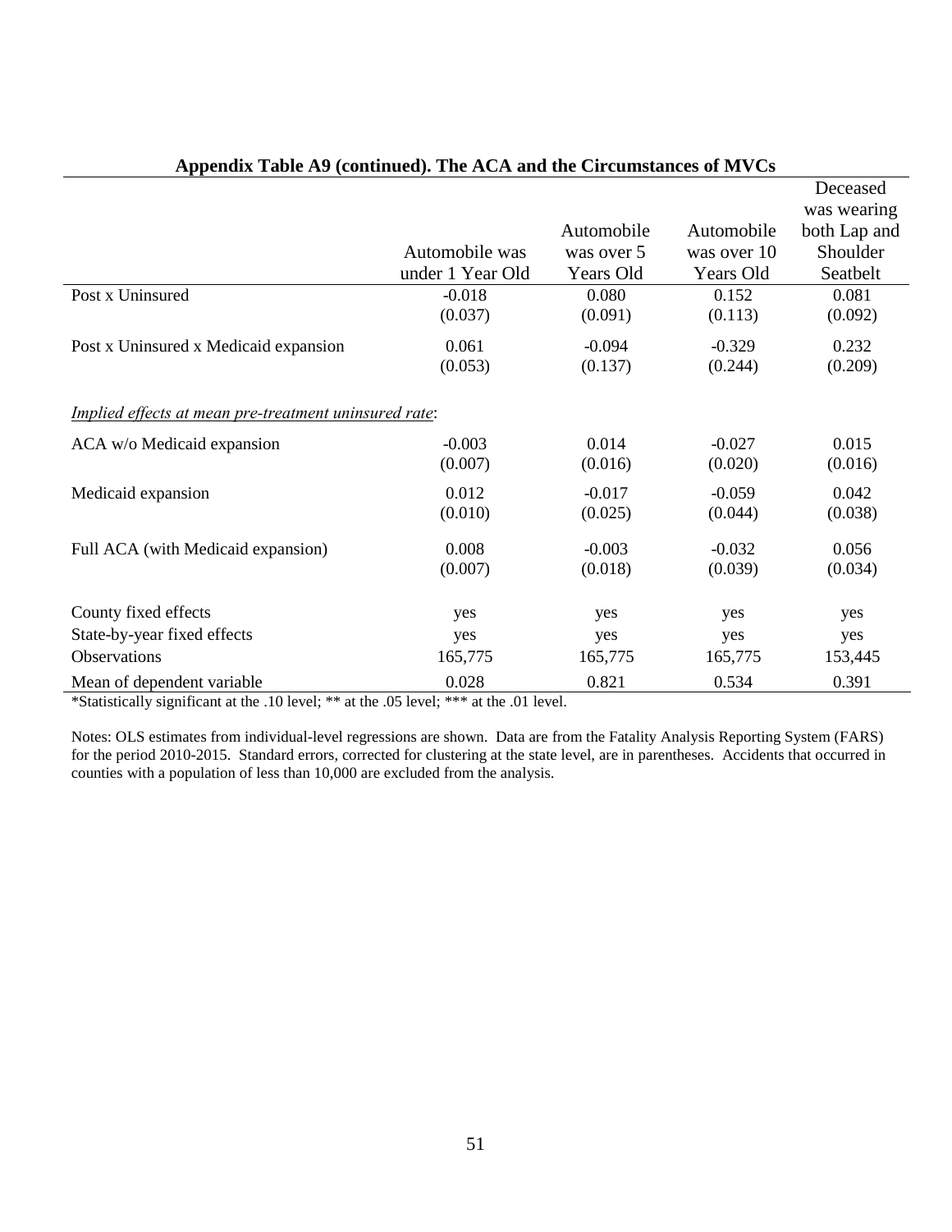**Appendix Table A9 (continued). The ACA and the Circumstances of MVCs**

| | Automobile was under 1 Year Old | Automobile was over 5 Years Old | Automobile was over 10 Years Old | Deceased was wearing both Lap and Shoulder Seatbelt |
|---|---|---|---|---|
| Post x Uninsured | -0.018 | 0.080 | 0.152 | 0.081 |
| | (0.037) | (0.091) | (0.113) | (0.092) |
| Post x Uninsured x Medicaid expansion | 0.061 | -0.094 | -0.329 | 0.232 |
| | (0.053) | (0.137) | (0.244) | (0.209) |
| *Implied effects at mean pre-treatment uninsured rate*: | | | | |
| ACA w/o Medicaid expansion | -0.003 | 0.014 | -0.027 | 0.015 |
| | (0.007) | (0.016) | (0.020) | (0.016) |
| Medicaid expansion | 0.012 | -0.017 | -0.059 | 0.042 |
| | (0.010) | (0.025) | (0.044) | (0.038) |
| Full ACA (with Medicaid expansion) | 0.008 | -0.003 | -0.032 | 0.056 |
| | (0.007) | (0.018) | (0.039) | (0.034) |
| County fixed effects | yes | yes | yes | yes |
| State-by-year fixed effects | yes | yes | yes | yes |
| Observations | 165,775 | 165,775 | 165,775 | 153,445 |
| Mean of dependent variable | 0.028 | 0.821 | 0.534 | 0.391 |

*Statistically significant at the .10 level; ** at the .05 level; *** at the .01 level.

Notes: OLS estimates from individual-level regressions are shown. Data are from the Fatality Analysis Reporting System (FARS) for the period 2010-2015. Standard errors, corrected for clustering at the state level, are in parentheses. Accidents that occurred in counties with a population of less than 10,000 are excluded from the analysis.